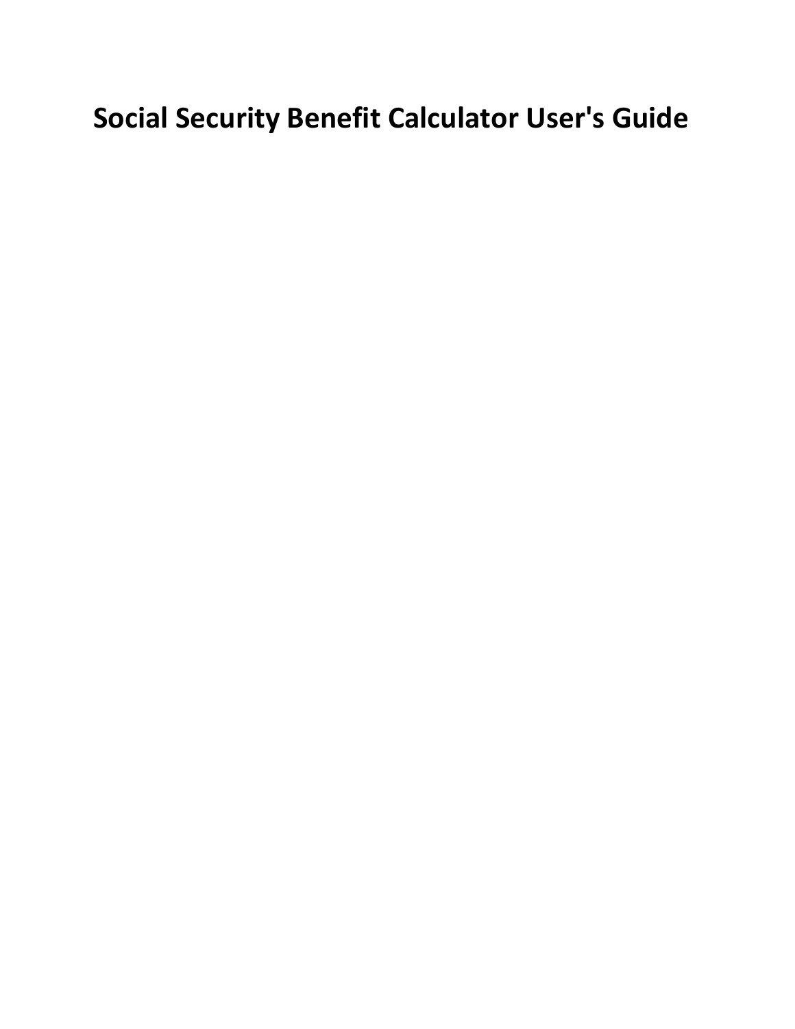# Social Security Benefit Calculator User's Guide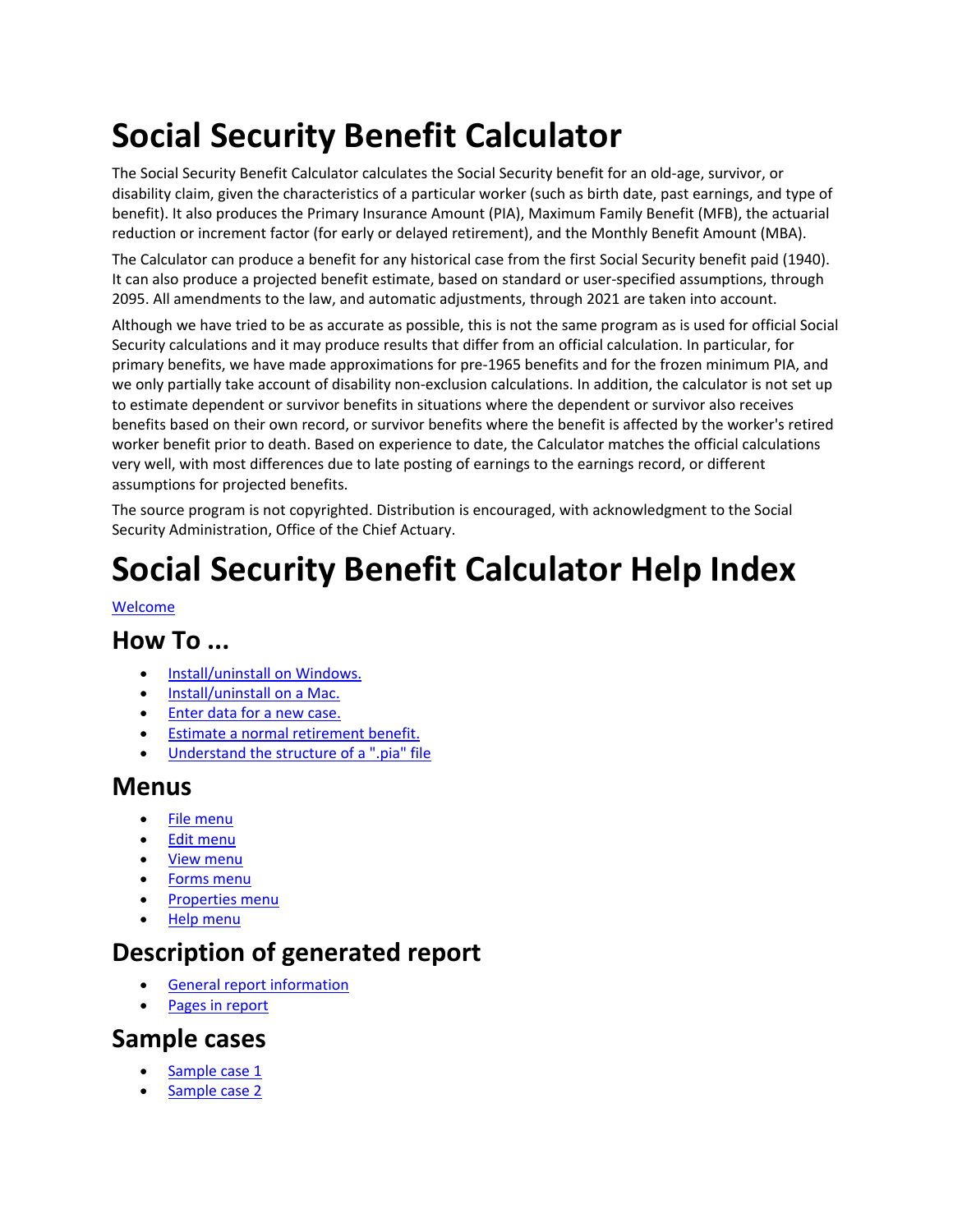# Social Security Benefit Calculator

The Social Security Benefit Calculator calculates the Social Security benefit for an old-age, survivor, or disability claim, given the characteristics of a particular worker (such as birth date, past earnings, and type of benefit). It also produces the Primary Insurance Amount (PIA), Maximum Family Benefit (MFB), the actuarial reduction or increment factor (for early or delayed retirement), and the Monthly Benefit Amount (MBA).

The Calculator can produce a benefit for any historical case from the first Social Security benefit paid (1940). It can also produce a projected benefit estimate, based on standard or user-specified assumptions, through 2095. All amendments to the law, and automatic adjustments, through 2021 are taken into account.

Although we have tried to be as accurate as possible, this is not the same program as is used for official Social Security calculations and it may produce results that differ from an official calculation. In particular, for primary benefits, we have made approximations for pre-1965 benefits and for the frozen minimum PIA, and we only partially take account of disability non-exclusion calculations. In addition, the calculator is not set up to estimate dependent or survivor benefits in situations where the dependent or survivor also receives benefits based on their own record, or survivor benefits where the benefit is affected by the worker's retired worker benefit prior to death. Based on experience to date, the Calculator matches the official calculations very well, with most differences due to late posting of earnings to the earnings record, or different assumptions for projected benefits.

The source program is not copyrighted. Distribution is encouraged, with acknowledgment to the Social Security Administration, Office of the Chief Actuary.

# Social Security Benefit Calculator Help Index

Welcome

## How To ...

- Install/uninstall on Windows.
- Install/uninstall on a Mac.
- Enter data for a new case.
- Estimate a normal retirement benefit.
- Understand the structure of a ".pia" file

## Menus

- File menu
- Edit menu
- View menu
- Forms menu
- Properties menu
- Help menu

## Description of generated report

- General report information
- Pages in report

## Sample cases

- Sample case 1
- Sample case 2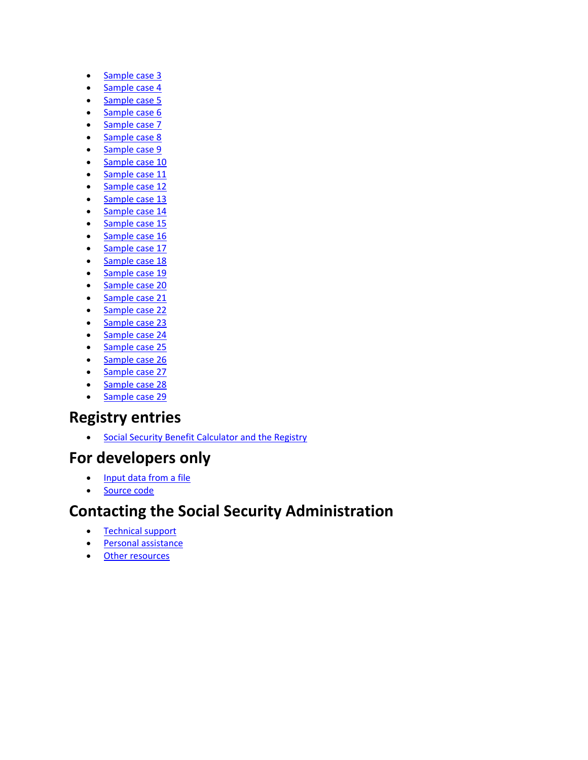- Sample case 3
- Sample case 4
- Sample case 5
- Sample case 6
- Sample case 7
- Sample case 8
- Sample case 9
- Sample case 10
- Sample case 11
- Sample case 12
- Sample case 13
- Sample case 14
- Sample case 15
- Sample case 16
- Sample case 17
- Sample case 18
- Sample case 19
- Sample case 20
- Sample case 21
- Sample case 22
- Sample case 23
- Sample case 24
- Sample case 25
- Sample case 26
- Sample case 27
- Sample case 28
- Sample case 29

## Registry entries

- Social Security Benefit Calculator and the Registry

## For developers only

- Input data from a file
- Source code

## Contacting the Social Security Administration

- Technical support
- Personal assistance
- Other resources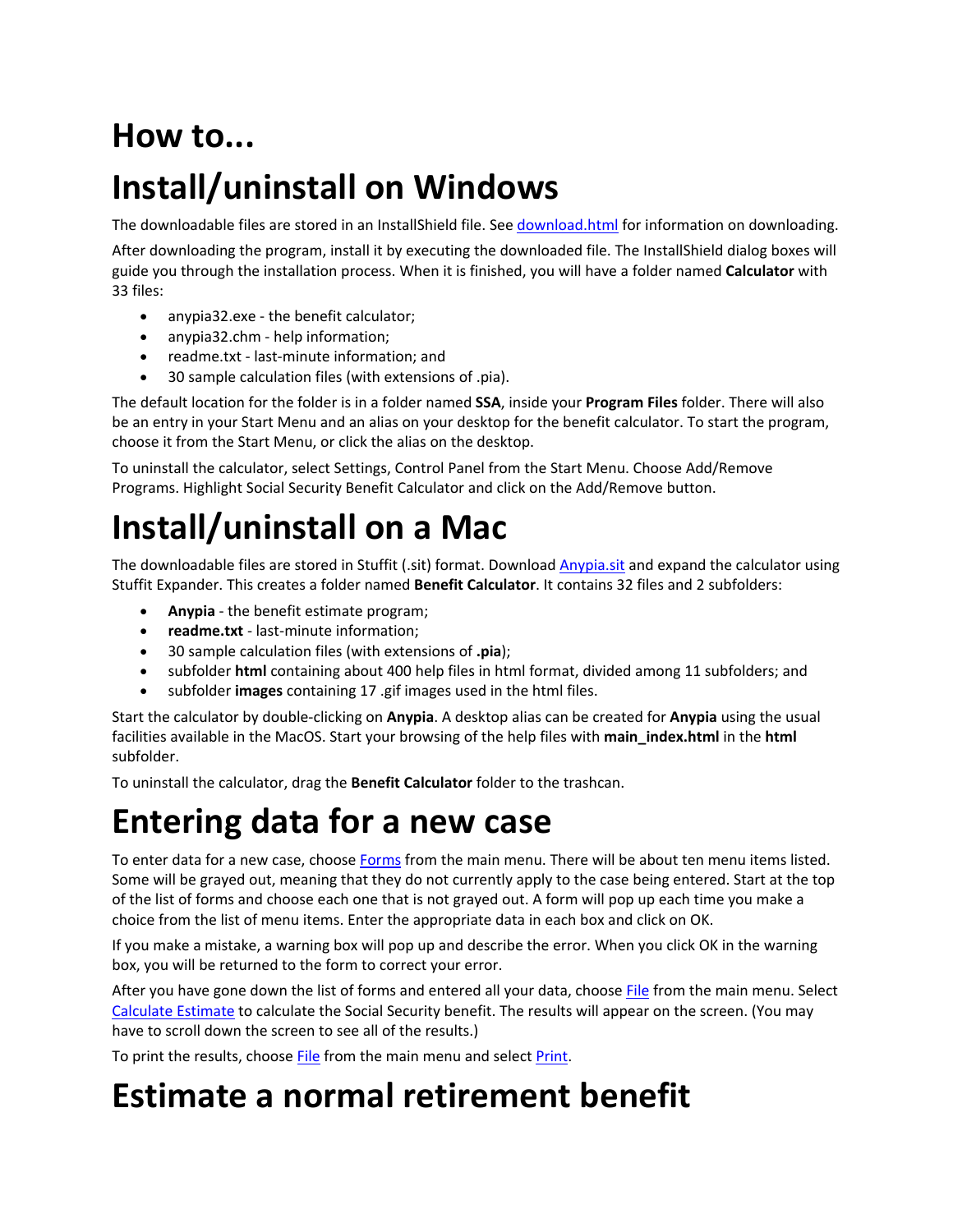# How to...

# Install/uninstall on Windows

The downloadable files are stored in an InstallShield file. See download.html for information on downloading.

After downloading the program, install it by executing the downloaded file. The InstallShield dialog boxes will guide you through the installation process. When it is finished, you will have a folder named **Calculator** with 33 files:

- anypia32.exe - the benefit calculator;
- anypia32.chm - help information;
- readme.txt - last-minute information; and
- 30 sample calculation files (with extensions of .pia).

The default location for the folder is in a folder named **SSA**, inside your **Program Files** folder. There will also be an entry in your Start Menu and an alias on your desktop for the benefit calculator. To start the program, choose it from the Start Menu, or click the alias on the desktop.

To uninstall the calculator, select Settings, Control Panel from the Start Menu. Choose Add/Remove Programs. Highlight Social Security Benefit Calculator and click on the Add/Remove button.

# Install/uninstall on a Mac

The downloadable files are stored in Stuffit (.sit) format. Download Anypia.sit and expand the calculator using Stuffit Expander. This creates a folder named **Benefit Calculator**. It contains 32 files and 2 subfolders:

- **Anypia** - the benefit estimate program;
- **readme.txt** - last-minute information;
- 30 sample calculation files (with extensions of **.pia**);
- subfolder **html** containing about 400 help files in html format, divided among 11 subfolders; and
- subfolder **images** containing 17 .gif images used in the html files.

Start the calculator by double-clicking on **Anypia**. A desktop alias can be created for **Anypia** using the usual facilities available in the MacOS. Start your browsing of the help files with **main_index.html** in the **html** subfolder.

To uninstall the calculator, drag the **Benefit Calculator** folder to the trashcan.

# Entering data for a new case

To enter data for a new case, choose Forms from the main menu. There will be about ten menu items listed. Some will be grayed out, meaning that they do not currently apply to the case being entered. Start at the top of the list of forms and choose each one that is not grayed out. A form will pop up each time you make a choice from the list of menu items. Enter the appropriate data in each box and click on OK.

If you make a mistake, a warning box will pop up and describe the error. When you click OK in the warning box, you will be returned to the form to correct your error.

After you have gone down the list of forms and entered all your data, choose File from the main menu. Select Calculate Estimate to calculate the Social Security benefit. The results will appear on the screen. (You may have to scroll down the screen to see all of the results.)

To print the results, choose File from the main menu and select Print.

# Estimate a normal retirement benefit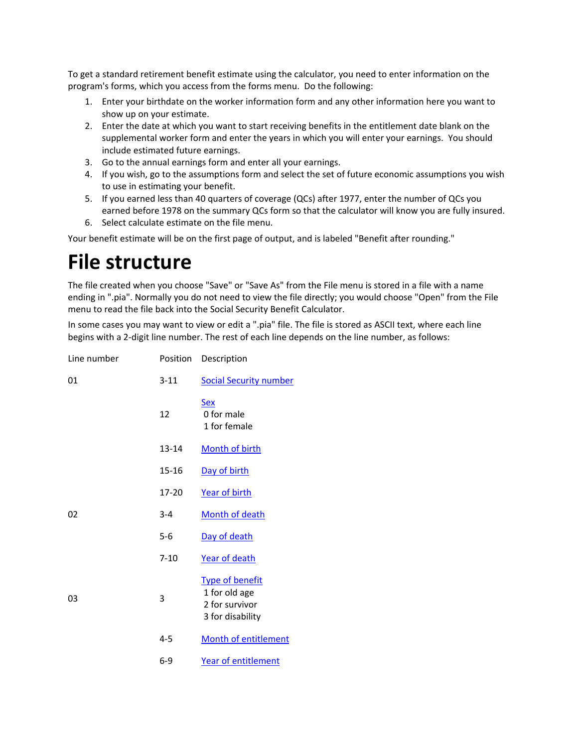To get a standard retirement benefit estimate using the calculator, you need to enter information on the program's forms, which you access from the forms menu. Do the following:

1. Enter your birthdate on the worker information form and any other information here you want to show up on your estimate.
2. Enter the date at which you want to start receiving benefits in the entitlement date blank on the supplemental worker form and enter the years in which you will enter your earnings. You should include estimated future earnings.
3. Go to the annual earnings form and enter all your earnings.
4. If you wish, go to the assumptions form and select the set of future economic assumptions you wish to use in estimating your benefit.
5. If you earned less than 40 quarters of coverage (QCs) after 1977, enter the number of QCs you earned before 1978 on the summary QCs form so that the calculator will know you are fully insured.
6. Select calculate estimate on the file menu.

Your benefit estimate will be on the first page of output, and is labeled "Benefit after rounding."

# File structure

The file created when you choose "Save" or "Save As" from the File menu is stored in a file with a name ending in ".pia". Normally you do not need to view the file directly; you would choose "Open" from the File menu to read the file back into the Social Security Benefit Calculator.

In some cases you may want to view or edit a ".pia" file. The file is stored as ASCII text, where each line begins with a 2-digit line number. The rest of each line depends on the line number, as follows:

| Line number | Position | Description |
|---|---|---|
| 01 | 3-11 | Social Security number |
| | 12 | Sex<br>0 for male<br>1 for female |
| | 13-14 | Month of birth |
| | 15-16 | Day of birth |
| | 17-20 | Year of birth |
| 02 | 3-4 | Month of death |
| | 5-6 | Day of death |
| | 7-10 | Year of death |
| 03 | 3 | Type of benefit<br>1 for old age<br>2 for survivor<br>3 for disability |
| | 4-5 | Month of entitlement |
| | 6-9 | Year of entitlement |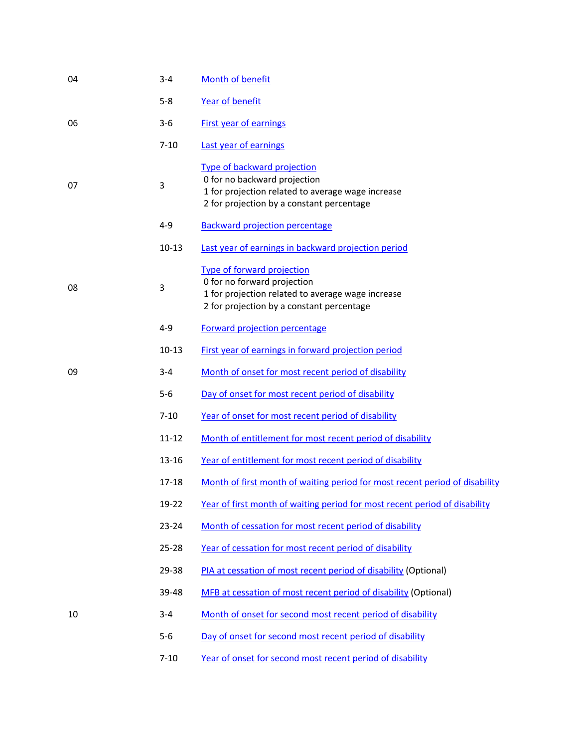| | | |
|---|---|---|
| 04 | 3-4 | Month of benefit |
| | 5-8 | Year of benefit |
| 06 | 3-6 | First year of earnings |
| | 7-10 | Last year of earnings |
| 07 | 3 | Type of backward projection<br>0 for no backward projection<br>1 for projection related to average wage increase<br>2 for projection by a constant percentage |
| | 4-9 | Backward projection percentage |
| | 10-13 | Last year of earnings in backward projection period |
| 08 | 3 | Type of forward projection<br>0 for no forward projection<br>1 for projection related to average wage increase<br>2 for projection by a constant percentage |
| | 4-9 | Forward projection percentage |
| | 10-13 | First year of earnings in forward projection period |
| 09 | 3-4 | Month of onset for most recent period of disability |
| | 5-6 | Day of onset for most recent period of disability |
| | 7-10 | Year of onset for most recent period of disability |
| | 11-12 | Month of entitlement for most recent period of disability |
| | 13-16 | Year of entitlement for most recent period of disability |
| | 17-18 | Month of first month of waiting period for most recent period of disability |
| | 19-22 | Year of first month of waiting period for most recent period of disability |
| | 23-24 | Month of cessation for most recent period of disability |
| | 25-28 | Year of cessation for most recent period of disability |
| | 29-38 | PIA at cessation of most recent period of disability (Optional) |
| | 39-48 | MFB at cessation of most recent period of disability (Optional) |
| 10 | 3-4 | Month of onset for second most recent period of disability |
| | 5-6 | Day of onset for second most recent period of disability |
| | 7-10 | Year of onset for second most recent period of disability |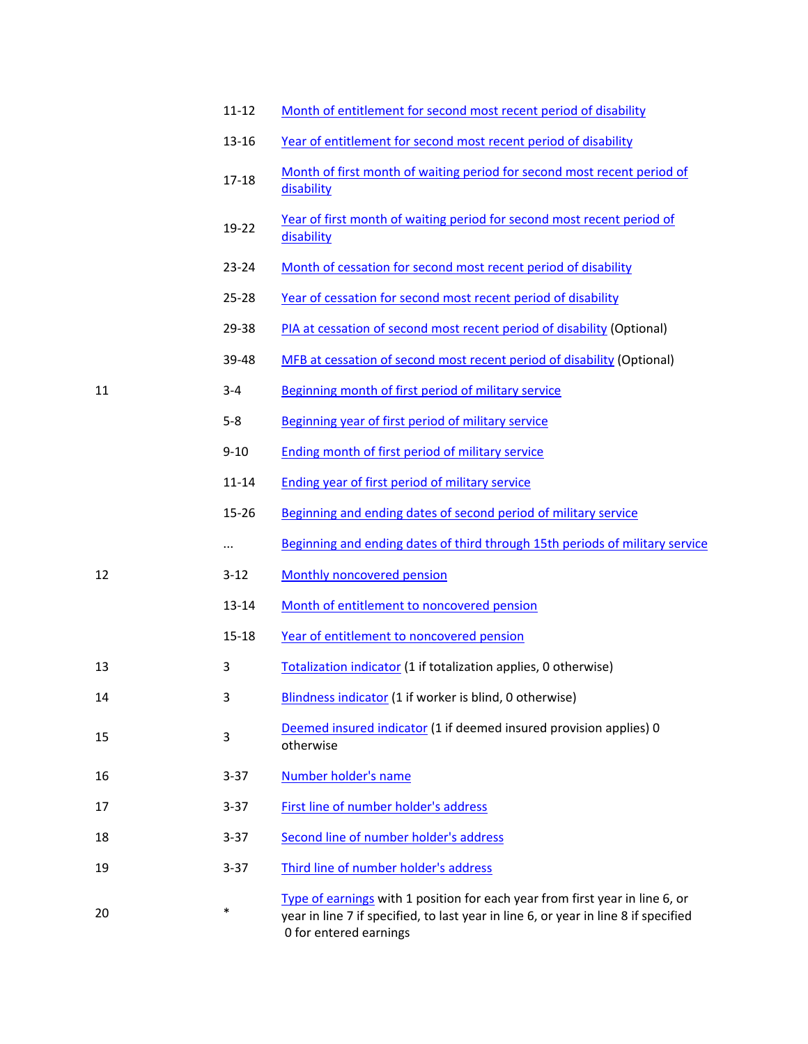| | | |
|---|---|---|
| | 11-12 | Month of entitlement for second most recent period of disability |
| | 13-16 | Year of entitlement for second most recent period of disability |
| | 17-18 | Month of first month of waiting period for second most recent period of disability |
| | 19-22 | Year of first month of waiting period for second most recent period of disability |
| | 23-24 | Month of cessation for second most recent period of disability |
| | 25-28 | Year of cessation for second most recent period of disability |
| | 29-38 | PIA at cessation of second most recent period of disability (Optional) |
| | 39-48 | MFB at cessation of second most recent period of disability (Optional) |
| 11 | 3-4 | Beginning month of first period of military service |
| | 5-8 | Beginning year of first period of military service |
| | 9-10 | Ending month of first period of military service |
| | 11-14 | Ending year of first period of military service |
| | 15-26 | Beginning and ending dates of second period of military service |
| | ... | Beginning and ending dates of third through 15th periods of military service |
| 12 | 3-12 | Monthly noncovered pension |
| | 13-14 | Month of entitlement to noncovered pension |
| | 15-18 | Year of entitlement to noncovered pension |
| 13 | 3 | Totalization indicator (1 if totalization applies, 0 otherwise) |
| 14 | 3 | Blindness indicator (1 if worker is blind, 0 otherwise) |
| 15 | 3 | Deemed insured indicator (1 if deemed insured provision applies) 0 otherwise |
| 16 | 3-37 | Number holder's name |
| 17 | 3-37 | First line of number holder's address |
| 18 | 3-37 | Second line of number holder's address |
| 19 | 3-37 | Third line of number holder's address |
| 20 | * | Type of earnings with 1 position for each year from first year in line 6, or year in line 7 if specified, to last year in line 6, or year in line 8 if specified 0 for entered earnings |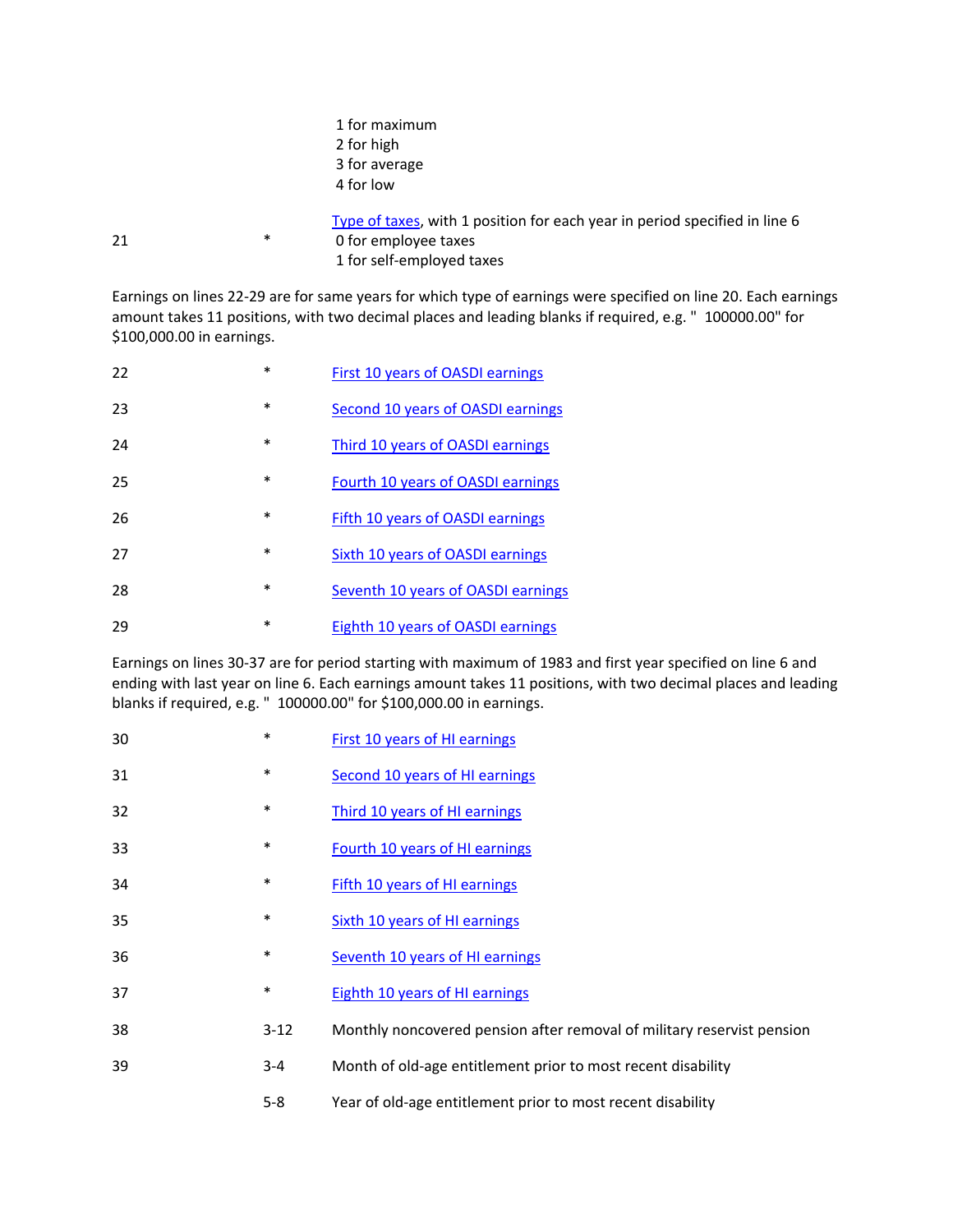| | | |
|---|---|---|
| | | 1 for maximum<br>2 for high<br>3 for average<br>4 for low |
| 21 | * | Type of taxes, with 1 position for each year in period specified in line 6<br>0 for employee taxes<br>1 for self-employed taxes |

Earnings on lines 22-29 are for same years for which type of earnings were specified on line 20. Each earnings amount takes 11 positions, with two decimal places and leading blanks if required, e.g. "  100000.00" for $100,000.00 in earnings.

| | | |
|---|---|---|
| 22 | * | First 10 years of OASDI earnings |
| 23 | * | Second 10 years of OASDI earnings |
| 24 | * | Third 10 years of OASDI earnings |
| 25 | * | Fourth 10 years of OASDI earnings |
| 26 | * | Fifth 10 years of OASDI earnings |
| 27 | * | Sixth 10 years of OASDI earnings |
| 28 | * | Seventh 10 years of OASDI earnings |
| 29 | * | Eighth 10 years of OASDI earnings |

Earnings on lines 30-37 are for period starting with maximum of 1983 and first year specified on line 6 and ending with last year on line 6. Each earnings amount takes 11 positions, with two decimal places and leading blanks if required, e.g. "  100000.00" for $100,000.00 in earnings.

| | | |
|---|---|---|
| 30 | * | First 10 years of HI earnings |
| 31 | * | Second 10 years of HI earnings |
| 32 | * | Third 10 years of HI earnings |
| 33 | * | Fourth 10 years of HI earnings |
| 34 | * | Fifth 10 years of HI earnings |
| 35 | * | Sixth 10 years of HI earnings |
| 36 | * | Seventh 10 years of HI earnings |
| 37 | * | Eighth 10 years of HI earnings |
| 38 | 3-12 | Monthly noncovered pension after removal of military reservist pension |
| 39 | 3-4 | Month of old-age entitlement prior to most recent disability |
| | 5-8 | Year of old-age entitlement prior to most recent disability |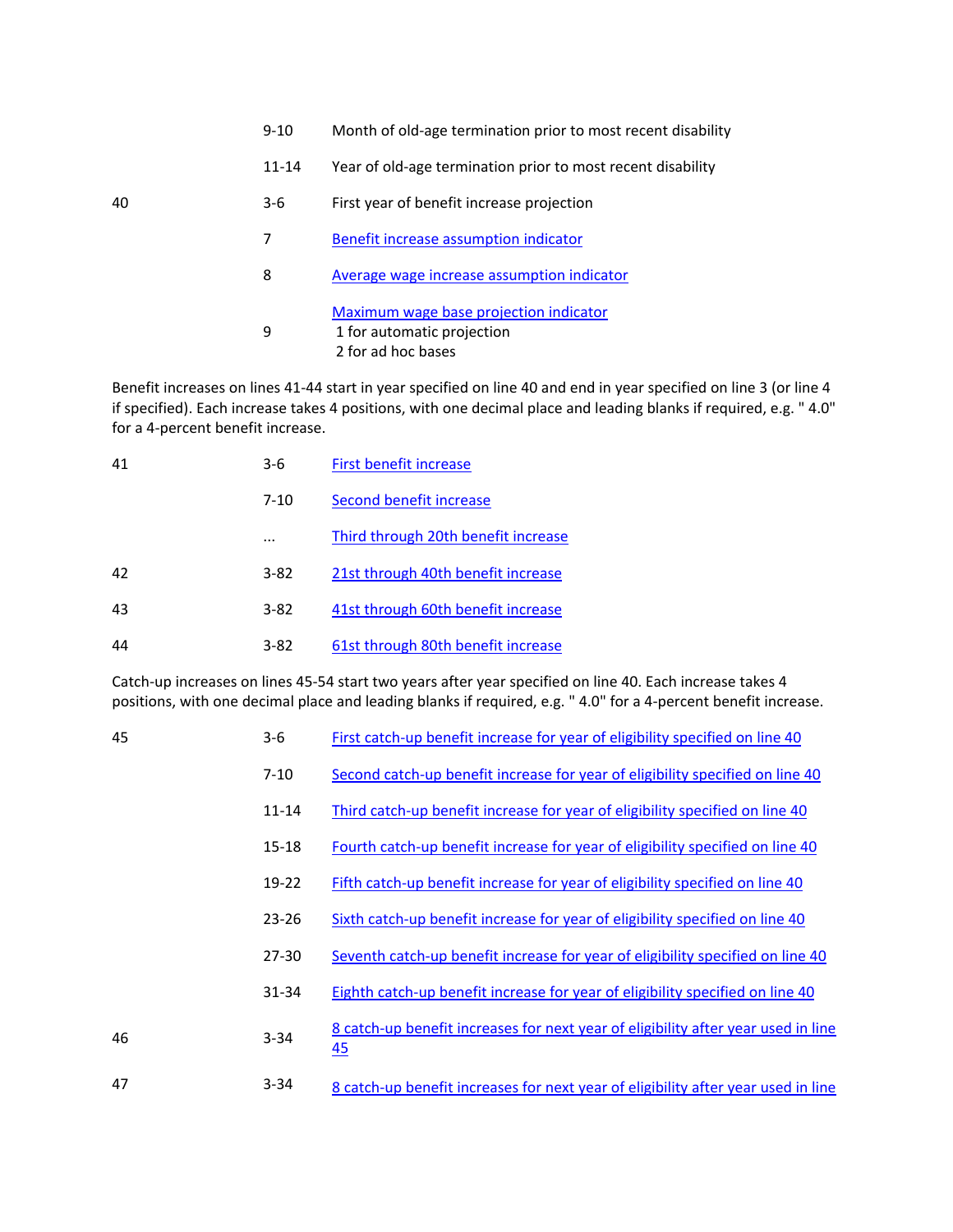| Line | Positions | Description |
|---|---|---|
| | 9-10 | Month of old-age termination prior to most recent disability |
| | 11-14 | Year of old-age termination prior to most recent disability |
| 40 | 3-6 | First year of benefit increase projection |
| | 7 | Benefit increase assumption indicator |
| | 8 | Average wage increase assumption indicator |
| | 9 | Maximum wage base projection indicator<br>1 for automatic projection<br>2 for ad hoc bases |

Benefit increases on lines 41-44 start in year specified on line 40 and end in year specified on line 3 (or line 4 if specified). Each increase takes 4 positions, with one decimal place and leading blanks if required, e.g. " 4.0" for a 4-percent benefit increase.

| Line | Positions | Description |
|---|---|---|
| 41 | 3-6 | First benefit increase |
| | 7-10 | Second benefit increase |
| | ... | Third through 20th benefit increase |
| 42 | 3-82 | 21st through 40th benefit increase |
| 43 | 3-82 | 41st through 60th benefit increase |
| 44 | 3-82 | 61st through 80th benefit increase |

Catch-up increases on lines 45-54 start two years after year specified on line 40. Each increase takes 4 positions, with one decimal place and leading blanks if required, e.g. " 4.0" for a 4-percent benefit increase.

| Line | Positions | Description |
|---|---|---|
| 45 | 3-6 | First catch-up benefit increase for year of eligibility specified on line 40 |
| | 7-10 | Second catch-up benefit increase for year of eligibility specified on line 40 |
| | 11-14 | Third catch-up benefit increase for year of eligibility specified on line 40 |
| | 15-18 | Fourth catch-up benefit increase for year of eligibility specified on line 40 |
| | 19-22 | Fifth catch-up benefit increase for year of eligibility specified on line 40 |
| | 23-26 | Sixth catch-up benefit increase for year of eligibility specified on line 40 |
| | 27-30 | Seventh catch-up benefit increase for year of eligibility specified on line 40 |
| | 31-34 | Eighth catch-up benefit increase for year of eligibility specified on line 40 |
| 46 | 3-34 | 8 catch-up benefit increases for next year of eligibility after year used in line 45 |
| 47 | 3-34 | 8 catch-up benefit increases for next year of eligibility after year used in line |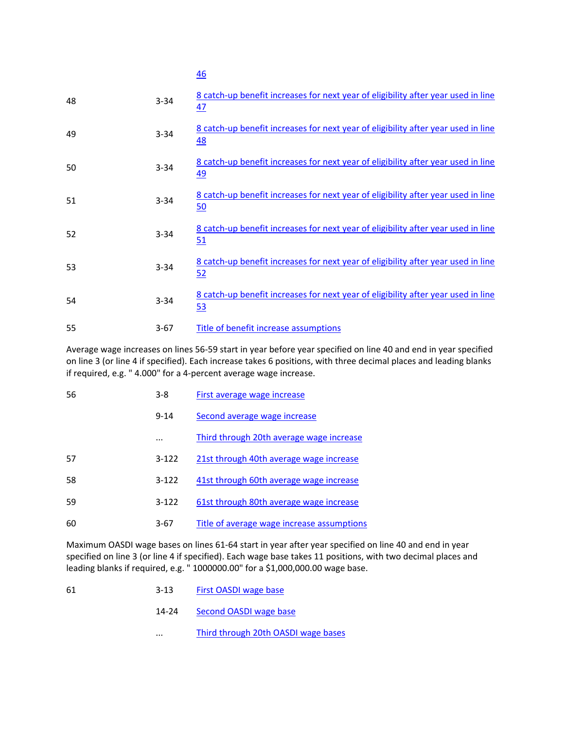| | | |
|---|---|---|
| | | 46 |
| 48 | 3-34 | 8 catch-up benefit increases for next year of eligibility after year used in line 47 |
| 49 | 3-34 | 8 catch-up benefit increases for next year of eligibility after year used in line 48 |
| 50 | 3-34 | 8 catch-up benefit increases for next year of eligibility after year used in line 49 |
| 51 | 3-34 | 8 catch-up benefit increases for next year of eligibility after year used in line 50 |
| 52 | 3-34 | 8 catch-up benefit increases for next year of eligibility after year used in line 51 |
| 53 | 3-34 | 8 catch-up benefit increases for next year of eligibility after year used in line 52 |
| 54 | 3-34 | 8 catch-up benefit increases for next year of eligibility after year used in line 53 |
| 55 | 3-67 | Title of benefit increase assumptions |

Average wage increases on lines 56-59 start in year before year specified on line 40 and end in year specified on line 3 (or line 4 if specified). Each increase takes 6 positions, with three decimal places and leading blanks if required, e.g. " 4.000" for a 4-percent average wage increase.

| | | |
|---|---|---|
| 56 | 3-8 | First average wage increase |
| | 9-14 | Second average wage increase |
| | ... | Third through 20th average wage increase |
| 57 | 3-122 | 21st through 40th average wage increase |
| 58 | 3-122 | 41st through 60th average wage increase |
| 59 | 3-122 | 61st through 80th average wage increase |
| 60 | 3-67 | Title of average wage increase assumptions |

Maximum OASDI wage bases on lines 61-64 start in year after year specified on line 40 and end in year specified on line 3 (or line 4 if specified). Each wage base takes 11 positions, with two decimal places and leading blanks if required, e.g. " 1000000.00" for a $1,000,000.00 wage base.

| | | |
|---|---|---|
| 61 | 3-13 | First OASDI wage base |
| | 14-24 | Second OASDI wage base |
| | ... | Third through 20th OASDI wage bases |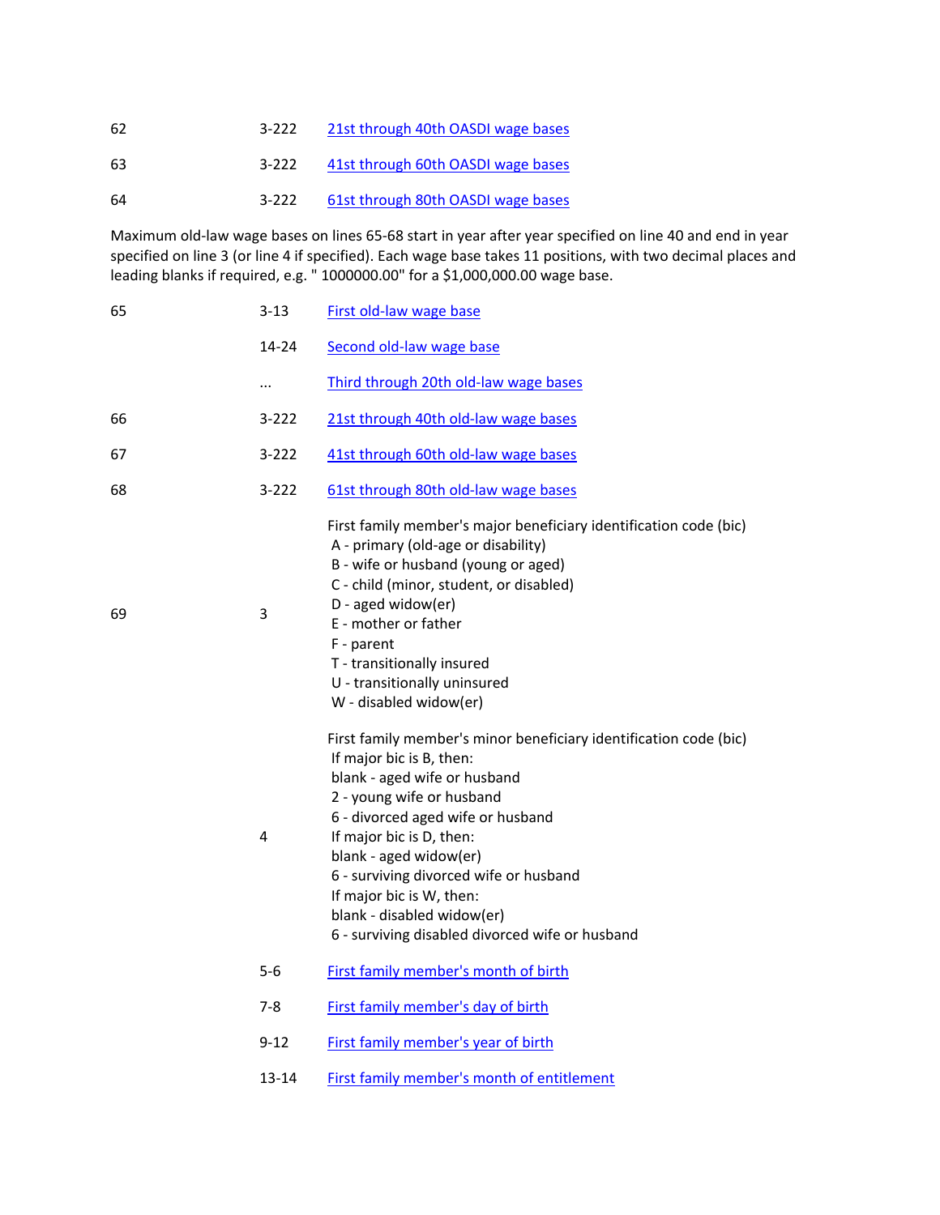| | | |
|---|---|---|
| 62 | 3-222 | 21st through 40th OASDI wage bases |
| 63 | 3-222 | 41st through 60th OASDI wage bases |
| 64 | 3-222 | 61st through 80th OASDI wage bases |

Maximum old-law wage bases on lines 65-68 start in year after year specified on line 40 and end in year specified on line 3 (or line 4 if specified). Each wage base takes 11 positions, with two decimal places and leading blanks if required, e.g. " 1000000.00" for a $1,000,000.00 wage base.

| | | |
|---|---|---|
| 65 | 3-13 | First old-law wage base |
| | 14-24 | Second old-law wage base |
| | ... | Third through 20th old-law wage bases |
| 66 | 3-222 | 21st through 40th old-law wage bases |
| 67 | 3-222 | 41st through 60th old-law wage bases |
| 68 | 3-222 | 61st through 80th old-law wage bases |
| 69 | 3 | First family member's major beneficiary identification code (bic)<br>A - primary (old-age or disability)<br>B - wife or husband (young or aged)<br>C - child (minor, student, or disabled)<br>D - aged widow(er)<br>E - mother or father<br>F - parent<br>T - transitionally insured<br>U - transitionally uninsured<br>W - disabled widow(er) |
| | 4 | First family member's minor beneficiary identification code (bic)<br>If major bic is B, then:<br>blank - aged wife or husband<br>2 - young wife or husband<br>6 - divorced aged wife or husband<br>If major bic is D, then:<br>blank - aged widow(er)<br>6 - surviving divorced wife or husband<br>If major bic is W, then:<br>blank - disabled widow(er)<br>6 - surviving disabled divorced wife or husband |
| | 5-6 | First family member's month of birth |
| | 7-8 | First family member's day of birth |
| | 9-12 | First family member's year of birth |
| | 13-14 | First family member's month of entitlement |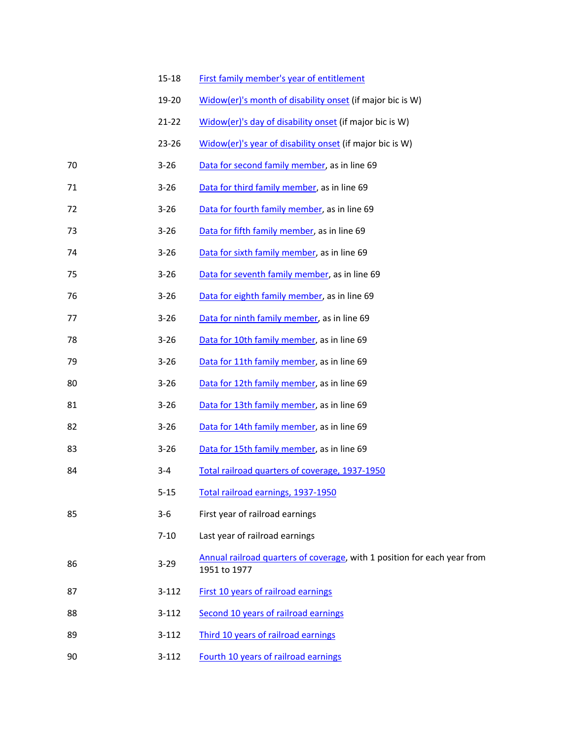| | | |
|---|---|---|
| | 15-18 | First family member's year of entitlement |
| | 19-20 | Widow(er)'s month of disability onset (if major bic is W) |
| | 21-22 | Widow(er)'s day of disability onset (if major bic is W) |
| | 23-26 | Widow(er)'s year of disability onset (if major bic is W) |
| 70 | 3-26 | Data for second family member, as in line 69 |
| 71 | 3-26 | Data for third family member, as in line 69 |
| 72 | 3-26 | Data for fourth family member, as in line 69 |
| 73 | 3-26 | Data for fifth family member, as in line 69 |
| 74 | 3-26 | Data for sixth family member, as in line 69 |
| 75 | 3-26 | Data for seventh family member, as in line 69 |
| 76 | 3-26 | Data for eighth family member, as in line 69 |
| 77 | 3-26 | Data for ninth family member, as in line 69 |
| 78 | 3-26 | Data for 10th family member, as in line 69 |
| 79 | 3-26 | Data for 11th family member, as in line 69 |
| 80 | 3-26 | Data for 12th family member, as in line 69 |
| 81 | 3-26 | Data for 13th family member, as in line 69 |
| 82 | 3-26 | Data for 14th family member, as in line 69 |
| 83 | 3-26 | Data for 15th family member, as in line 69 |
| 84 | 3-4 | Total railroad quarters of coverage, 1937-1950 |
| | 5-15 | Total railroad earnings, 1937-1950 |
| 85 | 3-6 | First year of railroad earnings |
| | 7-10 | Last year of railroad earnings |
| 86 | 3-29 | Annual railroad quarters of coverage, with 1 position for each year from 1951 to 1977 |
| 87 | 3-112 | First 10 years of railroad earnings |
| 88 | 3-112 | Second 10 years of railroad earnings |
| 89 | 3-112 | Third 10 years of railroad earnings |
| 90 | 3-112 | Fourth 10 years of railroad earnings |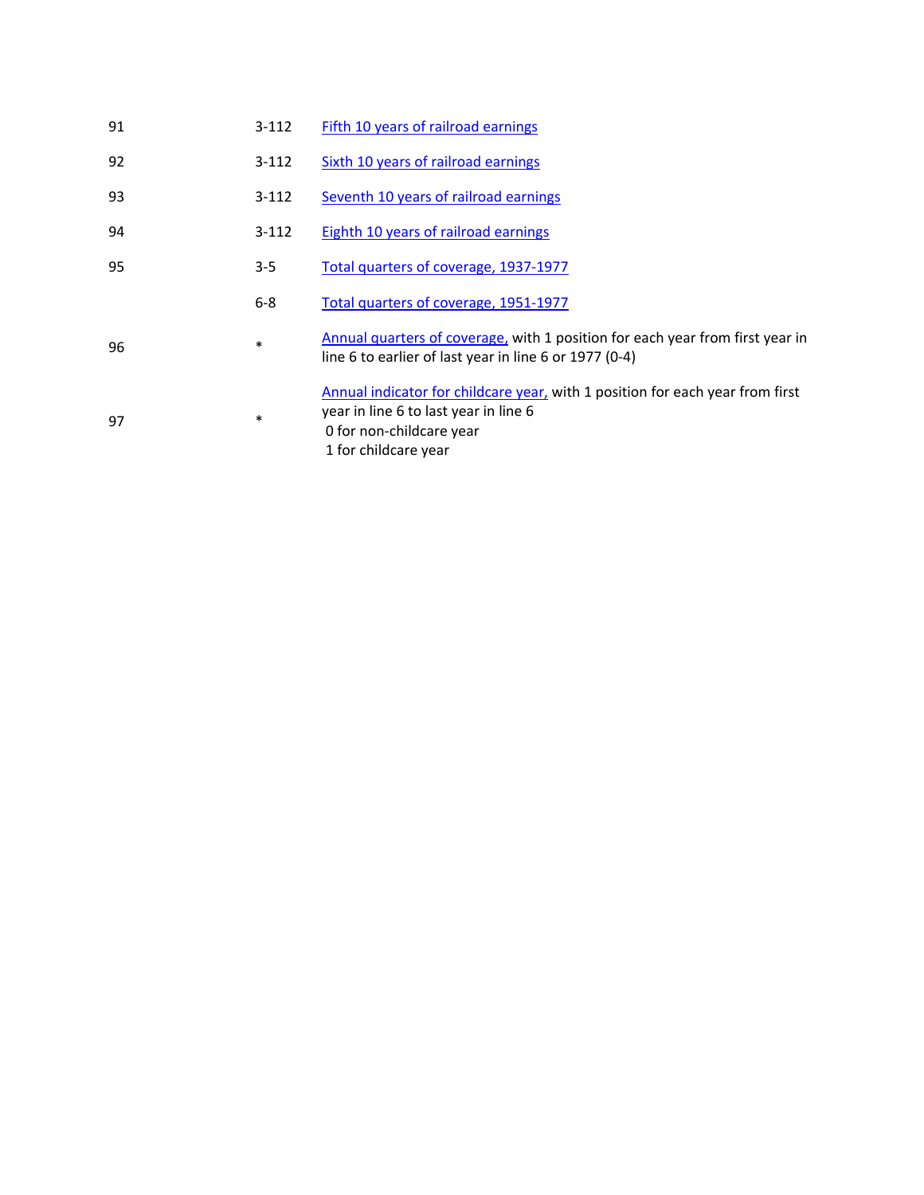| | | |
|---|---|---|
| 91 | 3-112 | Fifth 10 years of railroad earnings |
| 92 | 3-112 | Sixth 10 years of railroad earnings |
| 93 | 3-112 | Seventh 10 years of railroad earnings |
| 94 | 3-112 | Eighth 10 years of railroad earnings |
| 95 | 3-5 | Total quarters of coverage, 1937-1977 |
| | 6-8 | Total quarters of coverage, 1951-1977 |
| 96 | * | Annual quarters of coverage, with 1 position for each year from first year in line 6 to earlier of last year in line 6 or 1977 (0-4) |
| 97 | * | Annual indicator for childcare year, with 1 position for each year from first year in line 6 to last year in line 6<br>0 for non-childcare year<br>1 for childcare year |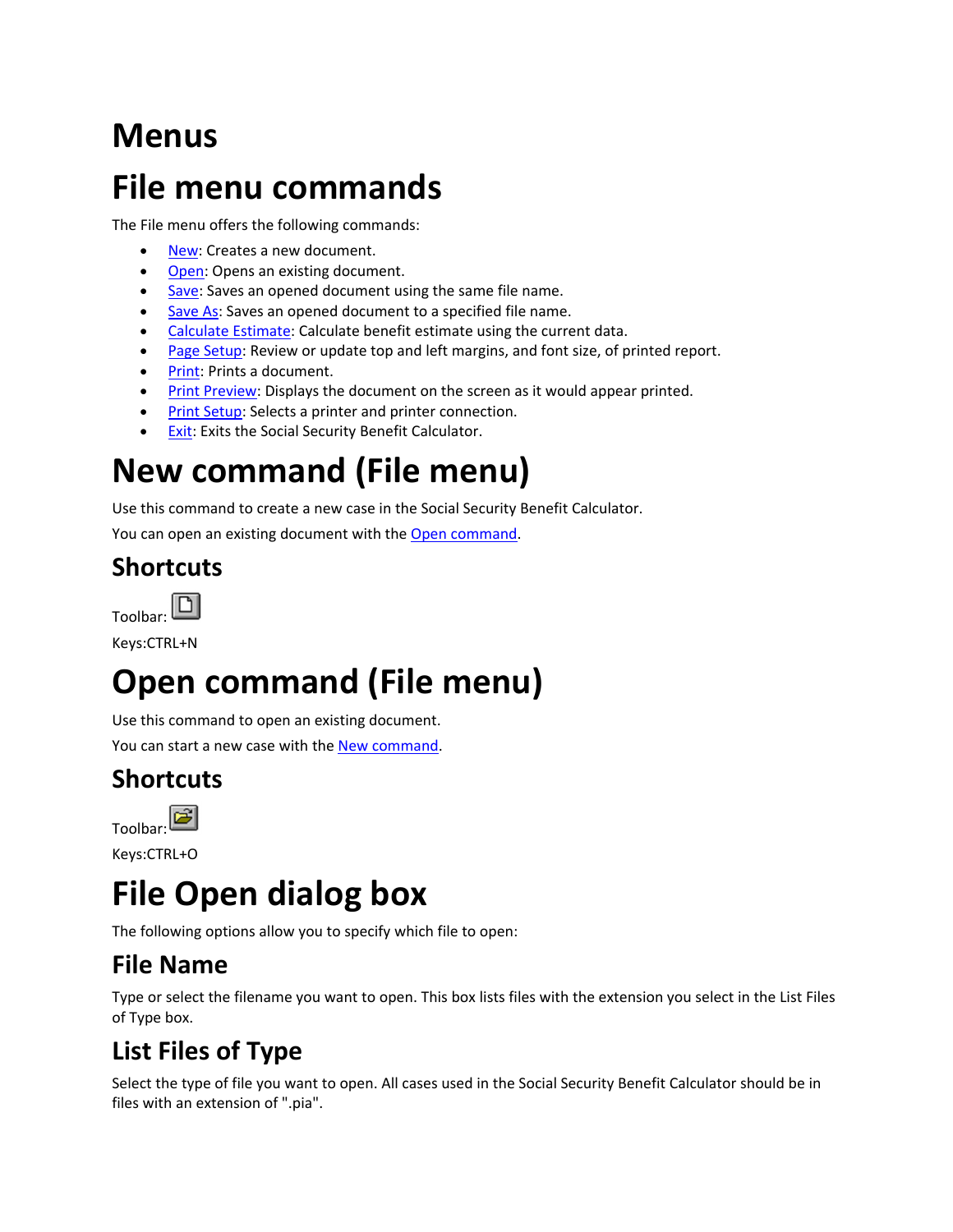# Menus

# File menu commands

The File menu offers the following commands:

- New: Creates a new document.
- Open: Opens an existing document.
- Save: Saves an opened document using the same file name.
- Save As: Saves an opened document to a specified file name.
- Calculate Estimate: Calculate benefit estimate using the current data.
- Page Setup: Review or update top and left margins, and font size, of printed report.
- Print: Prints a document.
- Print Preview: Displays the document on the screen as it would appear printed.
- Print Setup: Selects a printer and printer connection.
- Exit: Exits the Social Security Benefit Calculator.

# New command (File menu)

Use this command to create a new case in the Social Security Benefit Calculator.

You can open an existing document with the Open command.

## Shortcuts

Toolbar:

Keys:CTRL+N

# Open command (File menu)

Use this command to open an existing document.

You can start a new case with the New command.

## Shortcuts

Toolbar:

Keys:CTRL+O

# File Open dialog box

The following options allow you to specify which file to open:

## File Name

Type or select the filename you want to open. This box lists files with the extension you select in the List Files of Type box.

## List Files of Type

Select the type of file you want to open. All cases used in the Social Security Benefit Calculator should be in files with an extension of ".pia".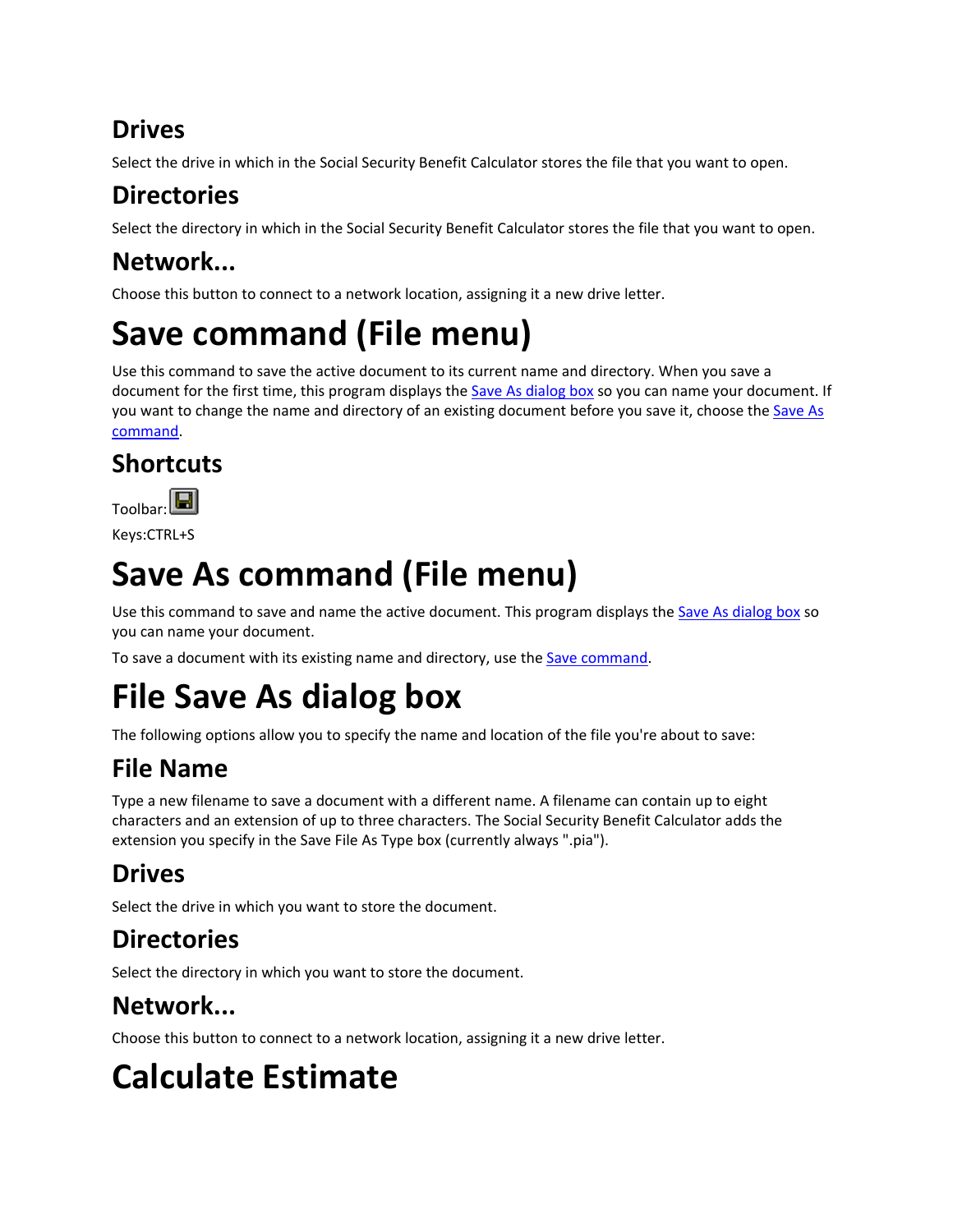## Drives

Select the drive in which in the Social Security Benefit Calculator stores the file that you want to open.

## Directories

Select the directory in which in the Social Security Benefit Calculator stores the file that you want to open.

## Network...

Choose this button to connect to a network location, assigning it a new drive letter.

# Save command (File menu)

Use this command to save the active document to its current name and directory. When you save a document for the first time, this program displays the Save As dialog box so you can name your document. If you want to change the name and directory of an existing document before you save it, choose the Save As command.

## Shortcuts

Toolbar:

Keys:CTRL+S

# Save As command (File menu)

Use this command to save and name the active document. This program displays the Save As dialog box so you can name your document.

To save a document with its existing name and directory, use the Save command.

# File Save As dialog box

The following options allow you to specify the name and location of the file you're about to save:

## File Name

Type a new filename to save a document with a different name. A filename can contain up to eight characters and an extension of up to three characters. The Social Security Benefit Calculator adds the extension you specify in the Save File As Type box (currently always ".pia").

## Drives

Select the drive in which you want to store the document.

## Directories

Select the directory in which you want to store the document.

## Network...

Choose this button to connect to a network location, assigning it a new drive letter.

# Calculate Estimate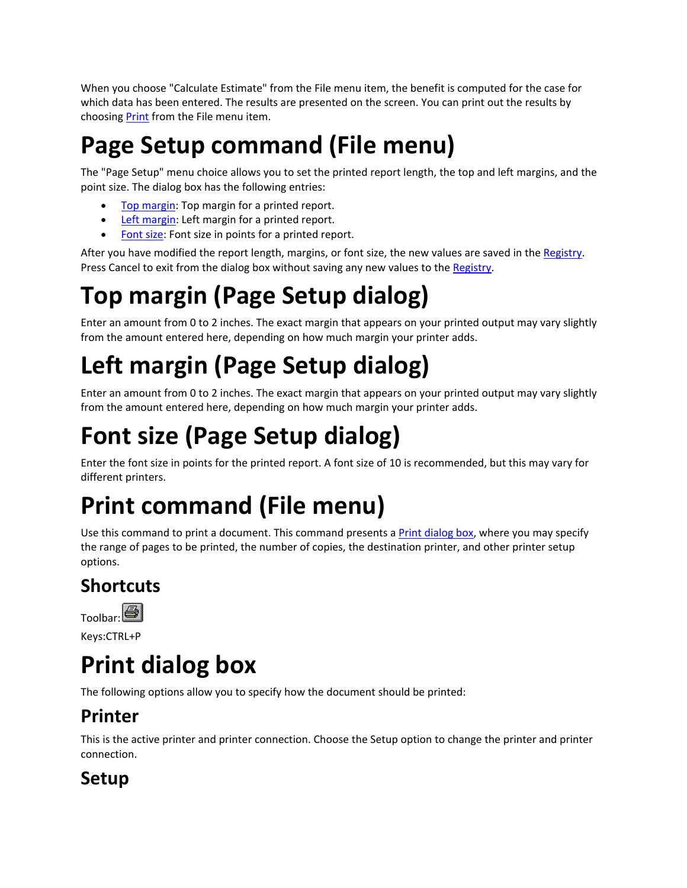When you choose "Calculate Estimate" from the File menu item, the benefit is computed for the case for which data has been entered. The results are presented on the screen. You can print out the results by choosing Print from the File menu item.

# Page Setup command (File menu)

The "Page Setup" menu choice allows you to set the printed report length, the top and left margins, and the point size. The dialog box has the following entries:

- Top margin: Top margin for a printed report.
- Left margin: Left margin for a printed report.
- Font size: Font size in points for a printed report.

After you have modified the report length, margins, or font size, the new values are saved in the Registry. Press Cancel to exit from the dialog box without saving any new values to the Registry.

# Top margin (Page Setup dialog)

Enter an amount from 0 to 2 inches. The exact margin that appears on your printed output may vary slightly from the amount entered here, depending on how much margin your printer adds.

# Left margin (Page Setup dialog)

Enter an amount from 0 to 2 inches. The exact margin that appears on your printed output may vary slightly from the amount entered here, depending on how much margin your printer adds.

# Font size (Page Setup dialog)

Enter the font size in points for the printed report. A font size of 10 is recommended, but this may vary for different printers.

# Print command (File menu)

Use this command to print a document. This command presents a Print dialog box, where you may specify the range of pages to be printed, the number of copies, the destination printer, and other printer setup options.

## Shortcuts

Toolbar:

Keys:CTRL+P

# Print dialog box

The following options allow you to specify how the document should be printed:

## Printer

This is the active printer and printer connection. Choose the Setup option to change the printer and printer connection.

## Setup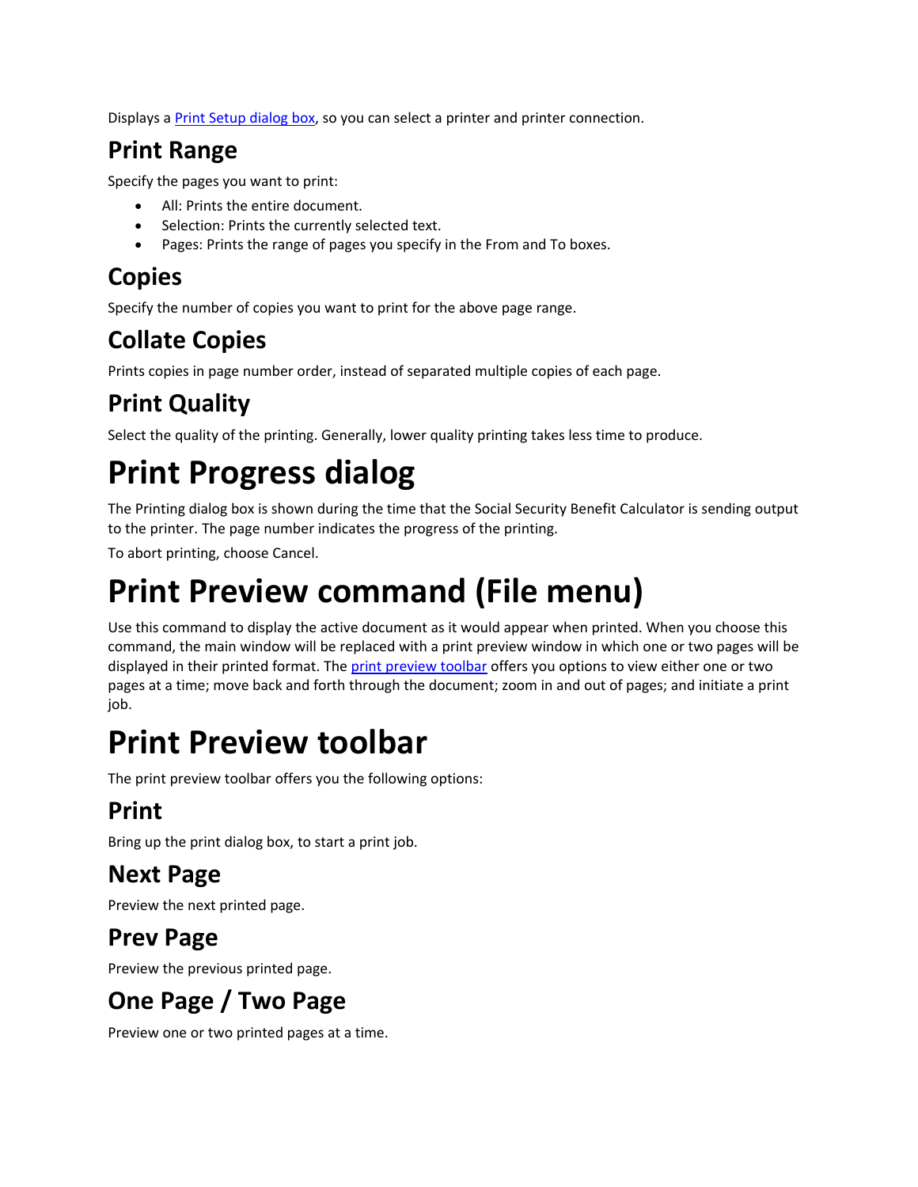Displays a Print Setup dialog box, so you can select a printer and printer connection.

## Print Range

Specify the pages you want to print:

- All: Prints the entire document.
- Selection: Prints the currently selected text.
- Pages: Prints the range of pages you specify in the From and To boxes.

## Copies

Specify the number of copies you want to print for the above page range.

## Collate Copies

Prints copies in page number order, instead of separated multiple copies of each page.

## Print Quality

Select the quality of the printing. Generally, lower quality printing takes less time to produce.

# Print Progress dialog

The Printing dialog box is shown during the time that the Social Security Benefit Calculator is sending output to the printer. The page number indicates the progress of the printing.

To abort printing, choose Cancel.

# Print Preview command (File menu)

Use this command to display the active document as it would appear when printed. When you choose this command, the main window will be replaced with a print preview window in which one or two pages will be displayed in their printed format. The print preview toolbar offers you options to view either one or two pages at a time; move back and forth through the document; zoom in and out of pages; and initiate a print job.

# Print Preview toolbar

The print preview toolbar offers you the following options:

## Print

Bring up the print dialog box, to start a print job.

## Next Page

Preview the next printed page.

## Prev Page

Preview the previous printed page.

## One Page / Two Page

Preview one or two printed pages at a time.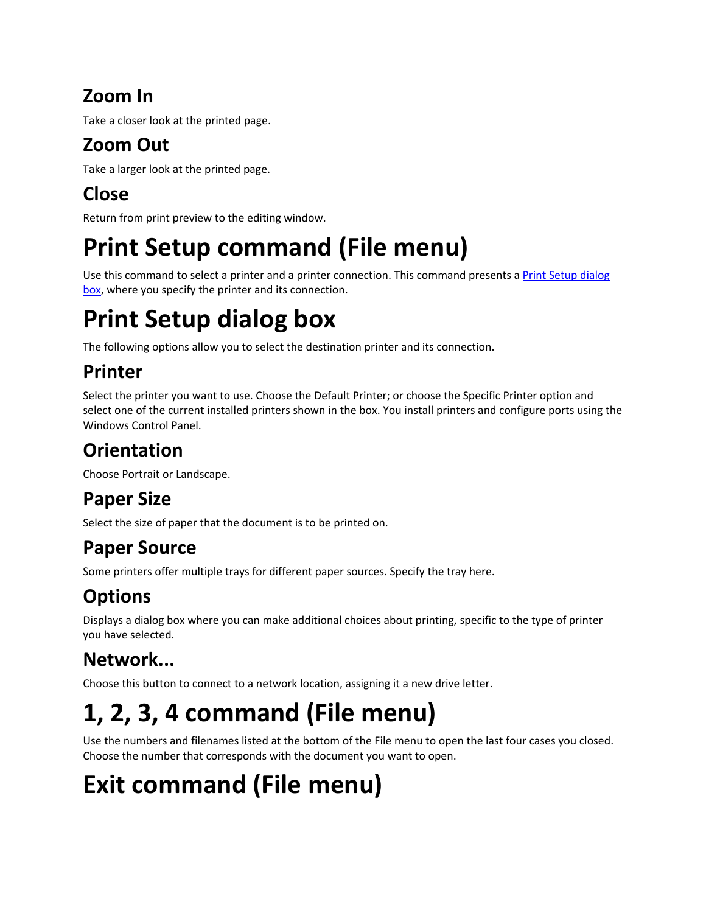## Zoom In

Take a closer look at the printed page.

## Zoom Out

Take a larger look at the printed page.

## Close

Return from print preview to the editing window.

# Print Setup command (File menu)

Use this command to select a printer and a printer connection. This command presents a [Print Setup dialog box](), where you specify the printer and its connection.

# Print Setup dialog box

The following options allow you to select the destination printer and its connection.

## Printer

Select the printer you want to use. Choose the Default Printer; or choose the Specific Printer option and select one of the current installed printers shown in the box. You install printers and configure ports using the Windows Control Panel.

## Orientation

Choose Portrait or Landscape.

## Paper Size

Select the size of paper that the document is to be printed on.

## Paper Source

Some printers offer multiple trays for different paper sources. Specify the tray here.

## Options

Displays a dialog box where you can make additional choices about printing, specific to the type of printer you have selected.

## Network...

Choose this button to connect to a network location, assigning it a new drive letter.

# 1, 2, 3, 4 command (File menu)

Use the numbers and filenames listed at the bottom of the File menu to open the last four cases you closed. Choose the number that corresponds with the document you want to open.

# Exit command (File menu)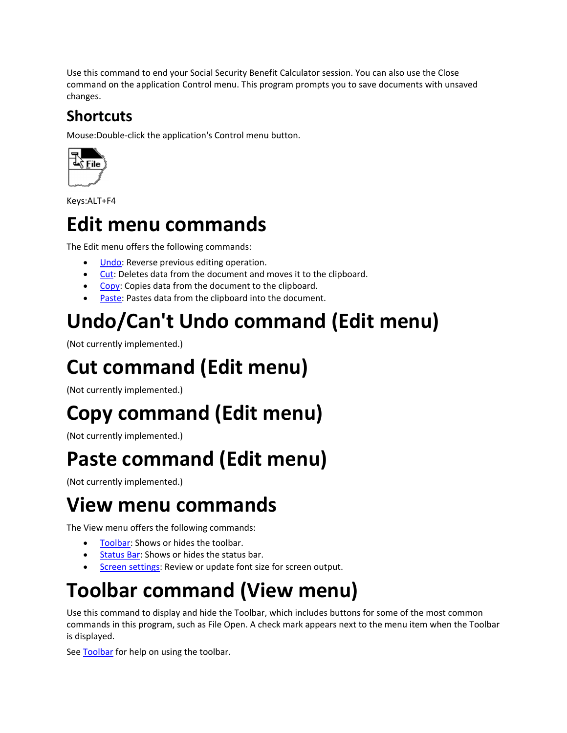Use this command to end your Social Security Benefit Calculator session. You can also use the Close command on the application Control menu. This program prompts you to save documents with unsaved changes.

## Shortcuts

Mouse:Double-click the application's Control menu button.

Keys:ALT+F4

# Edit menu commands

The Edit menu offers the following commands:

- Undo: Reverse previous editing operation.
- Cut: Deletes data from the document and moves it to the clipboard.
- Copy: Copies data from the document to the clipboard.
- Paste: Pastes data from the clipboard into the document.

# Undo/Can't Undo command (Edit menu)

(Not currently implemented.)

# Cut command (Edit menu)

(Not currently implemented.)

# Copy command (Edit menu)

(Not currently implemented.)

# Paste command (Edit menu)

(Not currently implemented.)

# View menu commands

The View menu offers the following commands:

- Toolbar: Shows or hides the toolbar.
- Status Bar: Shows or hides the status bar.
- Screen settings: Review or update font size for screen output.

# Toolbar command (View menu)

Use this command to display and hide the Toolbar, which includes buttons for some of the most common commands in this program, such as File Open. A check mark appears next to the menu item when the Toolbar is displayed.

See Toolbar for help on using the toolbar.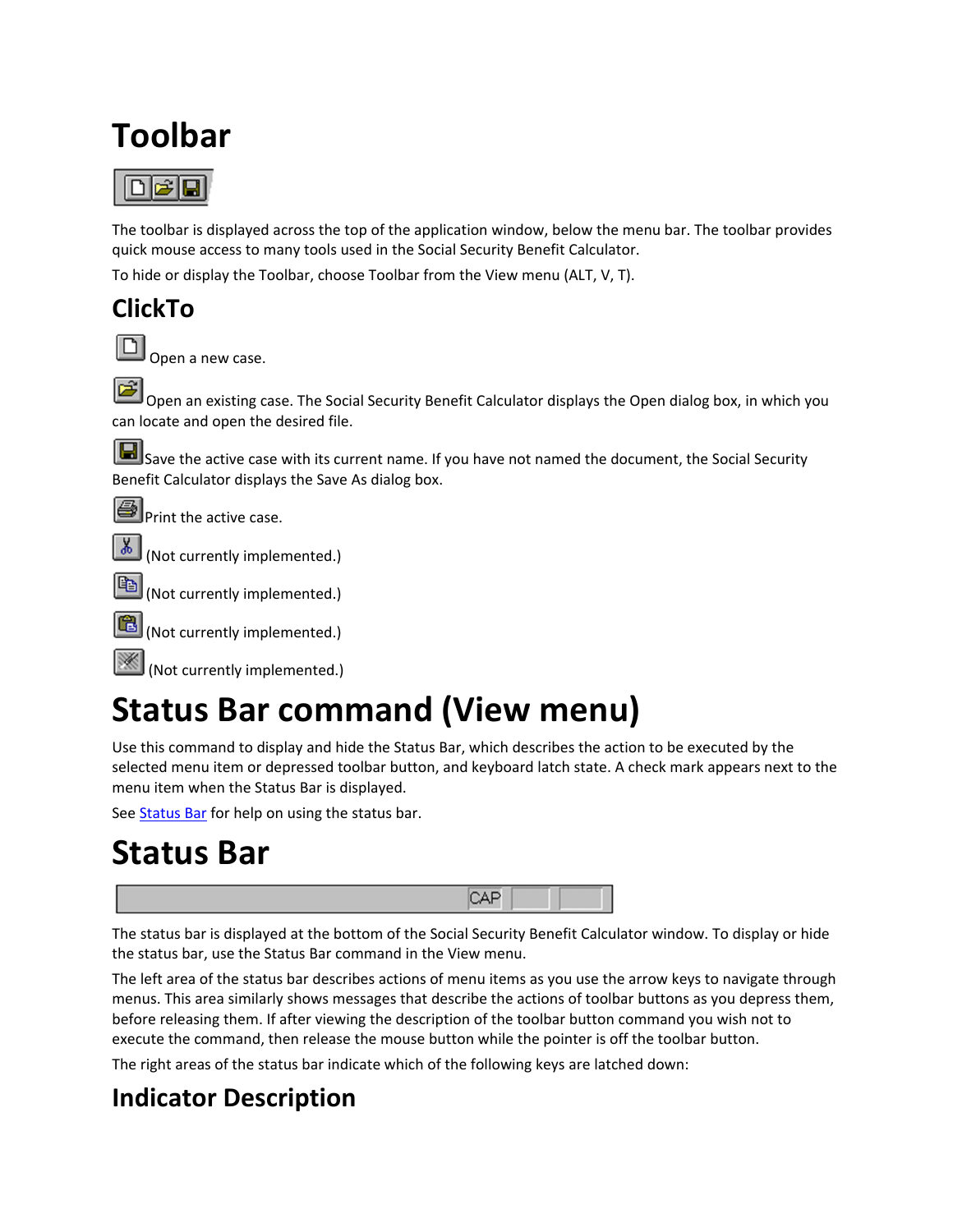# Toolbar

The toolbar is displayed across the top of the application window, below the menu bar. The toolbar provides quick mouse access to many tools used in the Social Security Benefit Calculator.

To hide or display the Toolbar, choose Toolbar from the View menu (ALT, V, T).

## ClickTo

Open a new case.

Open an existing case. The Social Security Benefit Calculator displays the Open dialog box, in which you can locate and open the desired file.

Save the active case with its current name. If you have not named the document, the Social Security Benefit Calculator displays the Save As dialog box.

Print the active case.

(Not currently implemented.)

(Not currently implemented.)

(Not currently implemented.)

(Not currently implemented.)

# Status Bar command (View menu)

Use this command to display and hide the Status Bar, which describes the action to be executed by the selected menu item or depressed toolbar button, and keyboard latch state. A check mark appears next to the menu item when the Status Bar is displayed.

See Status Bar for help on using the status bar.

# Status Bar

The status bar is displayed at the bottom of the Social Security Benefit Calculator window. To display or hide the status bar, use the Status Bar command in the View menu.

The left area of the status bar describes actions of menu items as you use the arrow keys to navigate through menus. This area similarly shows messages that describe the actions of toolbar buttons as you depress them, before releasing them. If after viewing the description of the toolbar button command you wish not to execute the command, then release the mouse button while the pointer is off the toolbar button.

The right areas of the status bar indicate which of the following keys are latched down:

## Indicator Description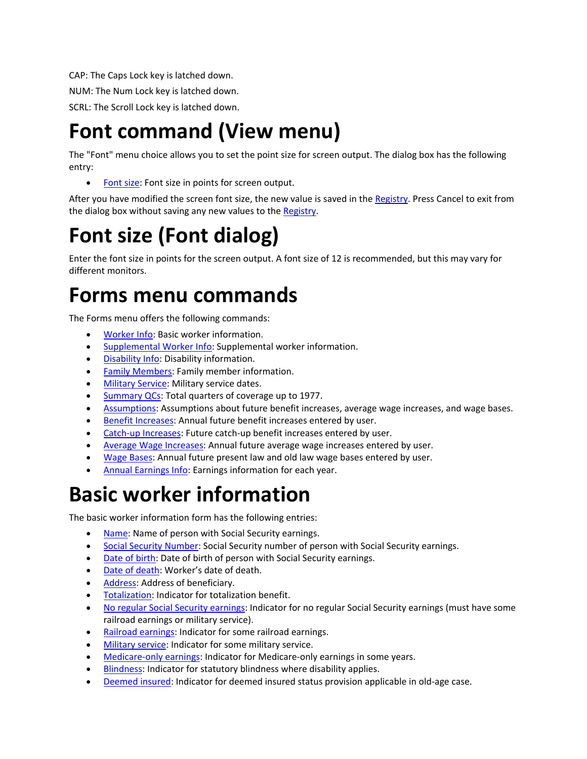CAP: The Caps Lock key is latched down.

NUM: The Num Lock key is latched down.

SCRL: The Scroll Lock key is latched down.

# Font command (View menu)

The "Font" menu choice allows you to set the point size for screen output. The dialog box has the following entry:

- Font size: Font size in points for screen output.

After you have modified the screen font size, the new value is saved in the Registry. Press Cancel to exit from the dialog box without saving any new values to the Registry.

# Font size (Font dialog)

Enter the font size in points for the screen output. A font size of 12 is recommended, but this may vary for different monitors.

# Forms menu commands

The Forms menu offers the following commands:

- Worker Info: Basic worker information.
- Supplemental Worker Info: Supplemental worker information.
- Disability Info: Disability information.
- Family Members: Family member information.
- Military Service: Military service dates.
- Summary QCs: Total quarters of coverage up to 1977.
- Assumptions: Assumptions about future benefit increases, average wage increases, and wage bases.
- Benefit Increases: Annual future benefit increases entered by user.
- Catch-up Increases: Future catch-up benefit increases entered by user.
- Average Wage Increases: Annual future average wage increases entered by user.
- Wage Bases: Annual future present law and old law wage bases entered by user.
- Annual Earnings Info: Earnings information for each year.

# Basic worker information

The basic worker information form has the following entries:

- Name: Name of person with Social Security earnings.
- Social Security Number: Social Security number of person with Social Security earnings.
- Date of birth: Date of birth of person with Social Security earnings.
- Date of death: Worker's date of death.
- Address: Address of beneficiary.
- Totalization: Indicator for totalization benefit.
- No regular Social Security earnings: Indicator for no regular Social Security earnings (must have some railroad earnings or military service).
- Railroad earnings: Indicator for some railroad earnings.
- Military service: Indicator for some military service.
- Medicare-only earnings: Indicator for Medicare-only earnings in some years.
- Blindness: Indicator for statutory blindness where disability applies.
- Deemed insured: Indicator for deemed insured status provision applicable in old-age case.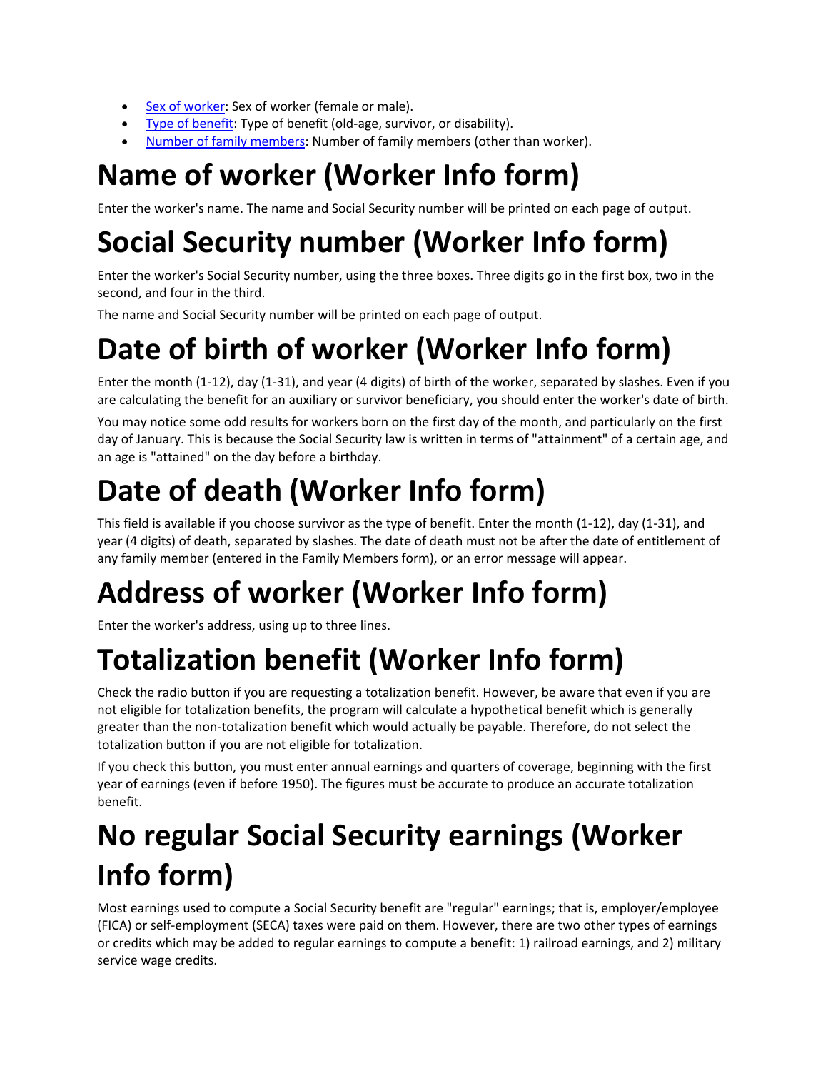- [Sex of worker](#): Sex of worker (female or male).
- [Type of benefit](#): Type of benefit (old-age, survivor, or disability).
- [Number of family members](#): Number of family members (other than worker).

# Name of worker (Worker Info form)

Enter the worker's name. The name and Social Security number will be printed on each page of output.

# Social Security number (Worker Info form)

Enter the worker's Social Security number, using the three boxes. Three digits go in the first box, two in the second, and four in the third.

The name and Social Security number will be printed on each page of output.

# Date of birth of worker (Worker Info form)

Enter the month (1-12), day (1-31), and year (4 digits) of birth of the worker, separated by slashes. Even if you are calculating the benefit for an auxiliary or survivor beneficiary, you should enter the worker's date of birth.

You may notice some odd results for workers born on the first day of the month, and particularly on the first day of January. This is because the Social Security law is written in terms of "attainment" of a certain age, and an age is "attained" on the day before a birthday.

# Date of death (Worker Info form)

This field is available if you choose survivor as the type of benefit. Enter the month (1-12), day (1-31), and year (4 digits) of death, separated by slashes. The date of death must not be after the date of entitlement of any family member (entered in the Family Members form), or an error message will appear.

# Address of worker (Worker Info form)

Enter the worker's address, using up to three lines.

# Totalization benefit (Worker Info form)

Check the radio button if you are requesting a totalization benefit. However, be aware that even if you are not eligible for totalization benefits, the program will calculate a hypothetical benefit which is generally greater than the non-totalization benefit which would actually be payable. Therefore, do not select the totalization button if you are not eligible for totalization.

If you check this button, you must enter annual earnings and quarters of coverage, beginning with the first year of earnings (even if before 1950). The figures must be accurate to produce an accurate totalization benefit.

# No regular Social Security earnings (Worker Info form)

Most earnings used to compute a Social Security benefit are "regular" earnings; that is, employer/employee (FICA) or self-employment (SECA) taxes were paid on them. However, there are two other types of earnings or credits which may be added to regular earnings to compute a benefit: 1) railroad earnings, and 2) military service wage credits.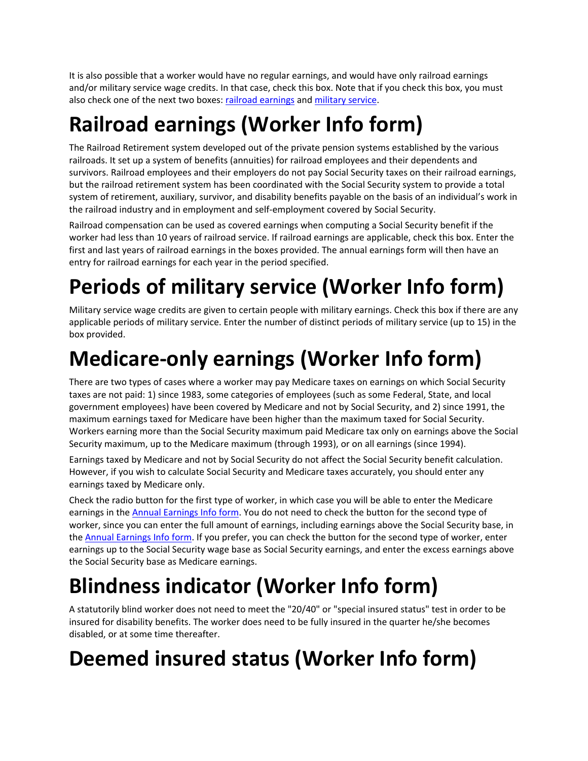It is also possible that a worker would have no regular earnings, and would have only railroad earnings and/or military service wage credits. In that case, check this box. Note that if you check this box, you must also check one of the next two boxes: railroad earnings and military service.

# Railroad earnings (Worker Info form)

The Railroad Retirement system developed out of the private pension systems established by the various railroads. It set up a system of benefits (annuities) for railroad employees and their dependents and survivors. Railroad employees and their employers do not pay Social Security taxes on their railroad earnings, but the railroad retirement system has been coordinated with the Social Security system to provide a total system of retirement, auxiliary, survivor, and disability benefits payable on the basis of an individual's work in the railroad industry and in employment and self-employment covered by Social Security.

Railroad compensation can be used as covered earnings when computing a Social Security benefit if the worker had less than 10 years of railroad service. If railroad earnings are applicable, check this box. Enter the first and last years of railroad earnings in the boxes provided. The annual earnings form will then have an entry for railroad earnings for each year in the period specified.

# Periods of military service (Worker Info form)

Military service wage credits are given to certain people with military earnings. Check this box if there are any applicable periods of military service. Enter the number of distinct periods of military service (up to 15) in the box provided.

# Medicare-only earnings (Worker Info form)

There are two types of cases where a worker may pay Medicare taxes on earnings on which Social Security taxes are not paid: 1) since 1983, some categories of employees (such as some Federal, State, and local government employees) have been covered by Medicare and not by Social Security, and 2) since 1991, the maximum earnings taxed for Medicare have been higher than the maximum taxed for Social Security. Workers earning more than the Social Security maximum paid Medicare tax only on earnings above the Social Security maximum, up to the Medicare maximum (through 1993), or on all earnings (since 1994).

Earnings taxed by Medicare and not by Social Security do not affect the Social Security benefit calculation. However, if you wish to calculate Social Security and Medicare taxes accurately, you should enter any earnings taxed by Medicare only.

Check the radio button for the first type of worker, in which case you will be able to enter the Medicare earnings in the Annual Earnings Info form. You do not need to check the button for the second type of worker, since you can enter the full amount of earnings, including earnings above the Social Security base, in the Annual Earnings Info form. If you prefer, you can check the button for the second type of worker, enter earnings up to the Social Security wage base as Social Security earnings, and enter the excess earnings above the Social Security base as Medicare earnings.

# Blindness indicator (Worker Info form)

A statutorily blind worker does not need to meet the "20/40" or "special insured status" test in order to be insured for disability benefits. The worker does need to be fully insured in the quarter he/she becomes disabled, or at some time thereafter.

# Deemed insured status (Worker Info form)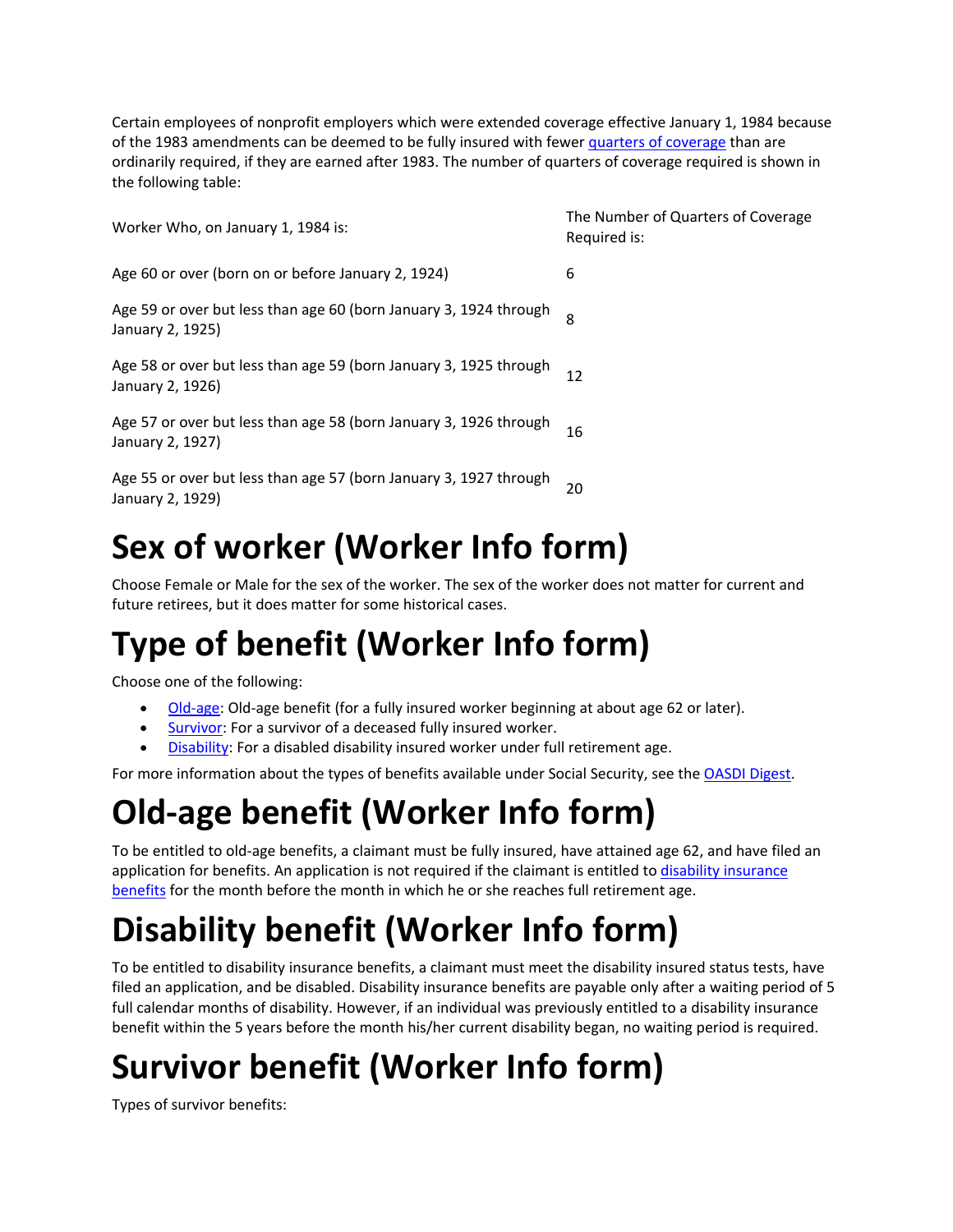Certain employees of nonprofit employers which were extended coverage effective January 1, 1984 because of the 1983 amendments can be deemed to be fully insured with fewer quarters of coverage than are ordinarily required, if they are earned after 1983. The number of quarters of coverage required is shown in the following table:

| Worker Who, on January 1, 1984 is: | The Number of Quarters of Coverage Required is: |
| --- | --- |
| Age 60 or over (born on or before January 2, 1924) | 6 |
| Age 59 or over but less than age 60 (born January 3, 1924 through January 2, 1925) | 8 |
| Age 58 or over but less than age 59 (born January 3, 1925 through January 2, 1926) | 12 |
| Age 57 or over but less than age 58 (born January 3, 1926 through January 2, 1927) | 16 |
| Age 55 or over but less than age 57 (born January 3, 1927 through January 2, 1929) | 20 |

# Sex of worker (Worker Info form)

Choose Female or Male for the sex of the worker. The sex of the worker does not matter for current and future retirees, but it does matter for some historical cases.

# Type of benefit (Worker Info form)

Choose one of the following:

- Old-age: Old-age benefit (for a fully insured worker beginning at about age 62 or later).
- Survivor: For a survivor of a deceased fully insured worker.
- Disability: For a disabled disability insured worker under full retirement age.

For more information about the types of benefits available under Social Security, see the OASDI Digest.

# Old-age benefit (Worker Info form)

To be entitled to old-age benefits, a claimant must be fully insured, have attained age 62, and have filed an application for benefits. An application is not required if the claimant is entitled to disability insurance benefits for the month before the month in which he or she reaches full retirement age.

# Disability benefit (Worker Info form)

To be entitled to disability insurance benefits, a claimant must meet the disability insured status tests, have filed an application, and be disabled. Disability insurance benefits are payable only after a waiting period of 5 full calendar months of disability. However, if an individual was previously entitled to a disability insurance benefit within the 5 years before the month his/her current disability began, no waiting period is required.

# Survivor benefit (Worker Info form)

Types of survivor benefits: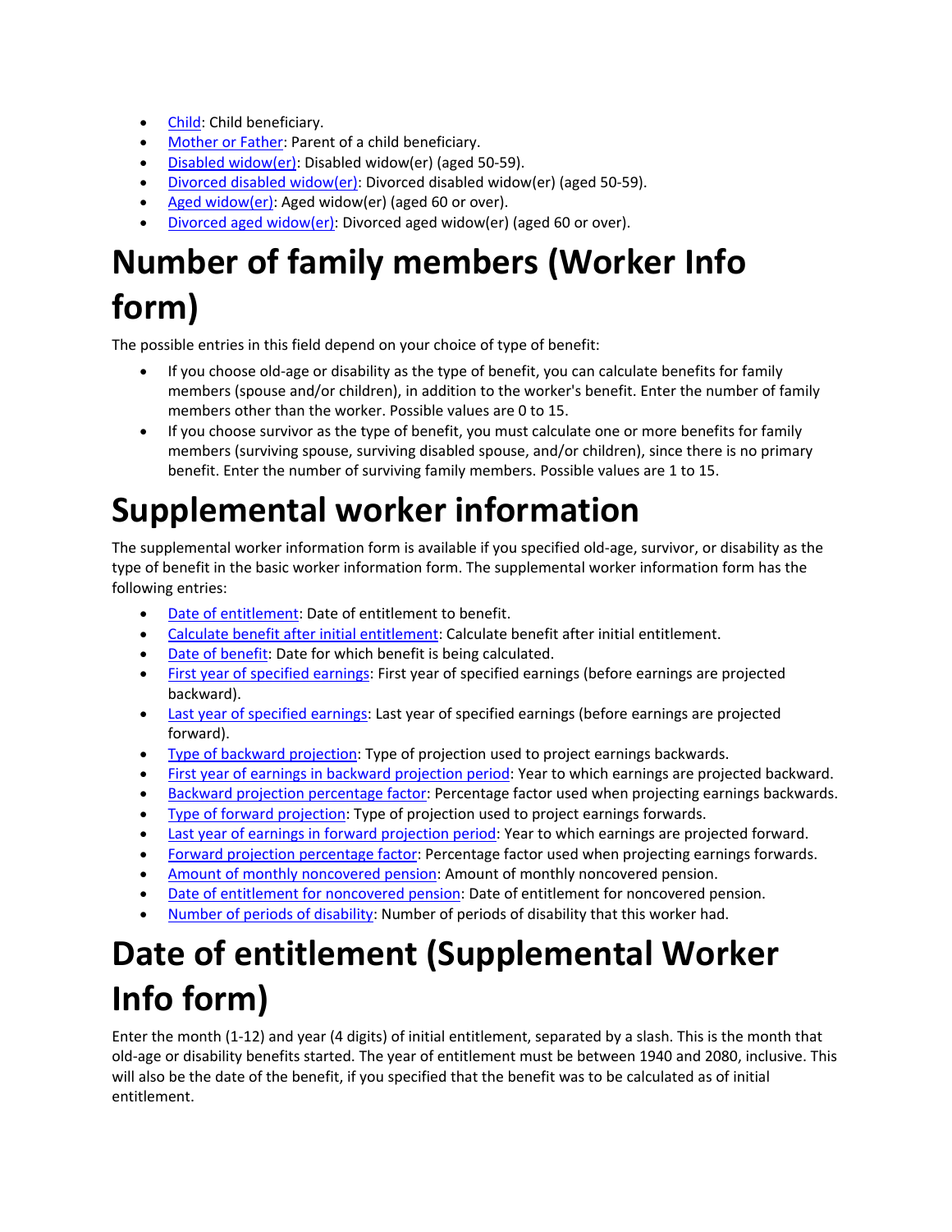- Child: Child beneficiary.
- Mother or Father: Parent of a child beneficiary.
- Disabled widow(er): Disabled widow(er) (aged 50-59).
- Divorced disabled widow(er): Divorced disabled widow(er) (aged 50-59).
- Aged widow(er): Aged widow(er) (aged 60 or over).
- Divorced aged widow(er): Divorced aged widow(er) (aged 60 or over).

# Number of family members (Worker Info form)

The possible entries in this field depend on your choice of type of benefit:

- If you choose old-age or disability as the type of benefit, you can calculate benefits for family members (spouse and/or children), in addition to the worker's benefit. Enter the number of family members other than the worker. Possible values are 0 to 15.
- If you choose survivor as the type of benefit, you must calculate one or more benefits for family members (surviving spouse, surviving disabled spouse, and/or children), since there is no primary benefit. Enter the number of surviving family members. Possible values are 1 to 15.

# Supplemental worker information

The supplemental worker information form is available if you specified old-age, survivor, or disability as the type of benefit in the basic worker information form. The supplemental worker information form has the following entries:

- Date of entitlement: Date of entitlement to benefit.
- Calculate benefit after initial entitlement: Calculate benefit after initial entitlement.
- Date of benefit: Date for which benefit is being calculated.
- First year of specified earnings: First year of specified earnings (before earnings are projected backward).
- Last year of specified earnings: Last year of specified earnings (before earnings are projected forward).
- Type of backward projection: Type of projection used to project earnings backwards.
- First year of earnings in backward projection period: Year to which earnings are projected backward.
- Backward projection percentage factor: Percentage factor used when projecting earnings backwards.
- Type of forward projection: Type of projection used to project earnings forwards.
- Last year of earnings in forward projection period: Year to which earnings are projected forward.
- Forward projection percentage factor: Percentage factor used when projecting earnings forwards.
- Amount of monthly noncovered pension: Amount of monthly noncovered pension.
- Date of entitlement for noncovered pension: Date of entitlement for noncovered pension.
- Number of periods of disability: Number of periods of disability that this worker had.

# Date of entitlement (Supplemental Worker Info form)

Enter the month (1-12) and year (4 digits) of initial entitlement, separated by a slash. This is the month that old-age or disability benefits started. The year of entitlement must be between 1940 and 2080, inclusive. This will also be the date of the benefit, if you specified that the benefit was to be calculated as of initial entitlement.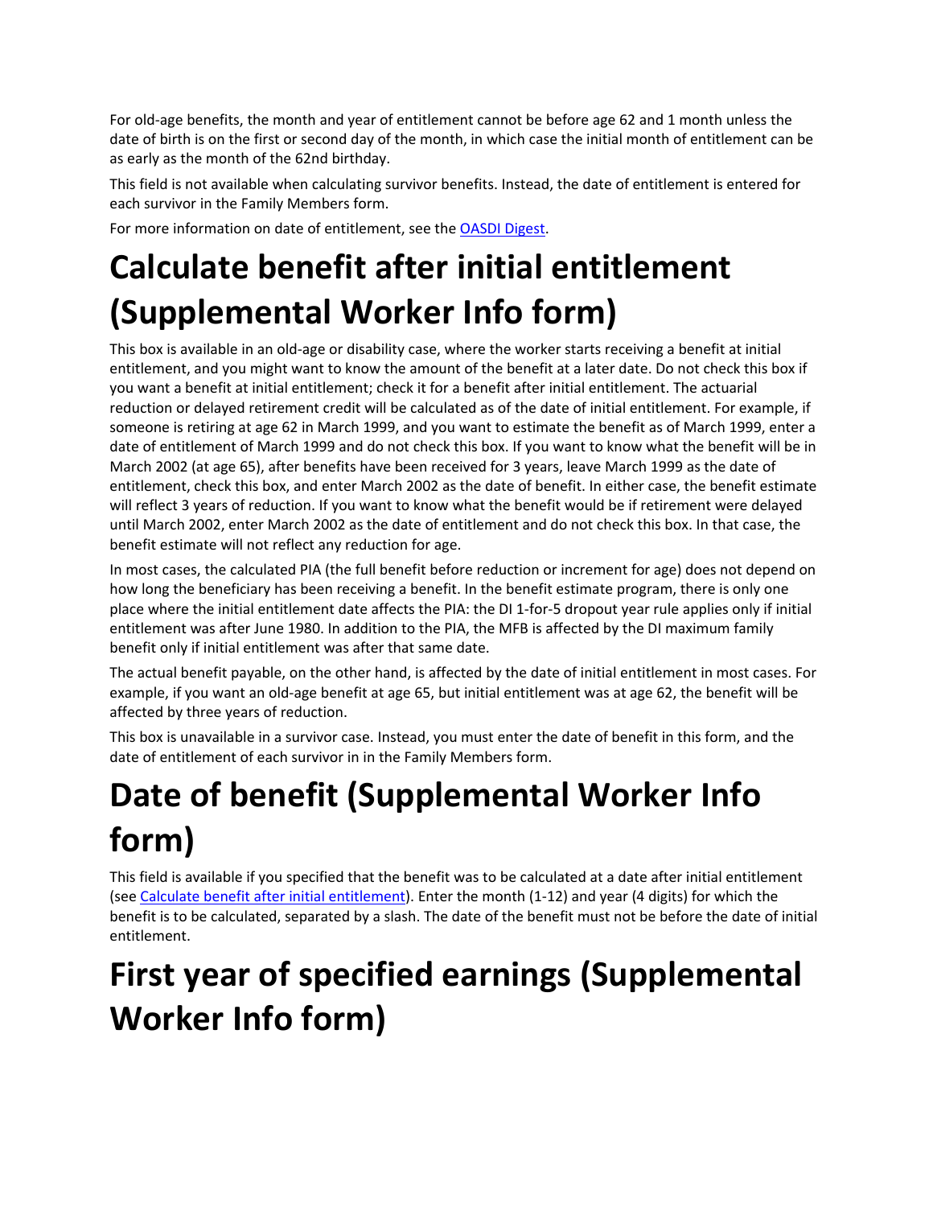For old-age benefits, the month and year of entitlement cannot be before age 62 and 1 month unless the date of birth is on the first or second day of the month, in which case the initial month of entitlement can be as early as the month of the 62nd birthday.

This field is not available when calculating survivor benefits. Instead, the date of entitlement is entered for each survivor in the Family Members form.

For more information on date of entitlement, see the [OASDI Digest](#).

# Calculate benefit after initial entitlement (Supplemental Worker Info form)

This box is available in an old-age or disability case, where the worker starts receiving a benefit at initial entitlement, and you might want to know the amount of the benefit at a later date. Do not check this box if you want a benefit at initial entitlement; check it for a benefit after initial entitlement. The actuarial reduction or delayed retirement credit will be calculated as of the date of initial entitlement. For example, if someone is retiring at age 62 in March 1999, and you want to estimate the benefit as of March 1999, enter a date of entitlement of March 1999 and do not check this box. If you want to know what the benefit will be in March 2002 (at age 65), after benefits have been received for 3 years, leave March 1999 as the date of entitlement, check this box, and enter March 2002 as the date of benefit. In either case, the benefit estimate will reflect 3 years of reduction. If you want to know what the benefit would be if retirement were delayed until March 2002, enter March 2002 as the date of entitlement and do not check this box. In that case, the benefit estimate will not reflect any reduction for age.

In most cases, the calculated PIA (the full benefit before reduction or increment for age) does not depend on how long the beneficiary has been receiving a benefit. In the benefit estimate program, there is only one place where the initial entitlement date affects the PIA: the DI 1-for-5 dropout year rule applies only if initial entitlement was after June 1980. In addition to the PIA, the MFB is affected by the DI maximum family benefit only if initial entitlement was after that same date.

The actual benefit payable, on the other hand, is affected by the date of initial entitlement in most cases. For example, if you want an old-age benefit at age 65, but initial entitlement was at age 62, the benefit will be affected by three years of reduction.

This box is unavailable in a survivor case. Instead, you must enter the date of benefit in this form, and the date of entitlement of each survivor in in the Family Members form.

# Date of benefit (Supplemental Worker Info form)

This field is available if you specified that the benefit was to be calculated at a date after initial entitlement (see [Calculate benefit after initial entitlement](#)). Enter the month (1-12) and year (4 digits) for which the benefit is to be calculated, separated by a slash. The date of the benefit must not be before the date of initial entitlement.

# First year of specified earnings (Supplemental Worker Info form)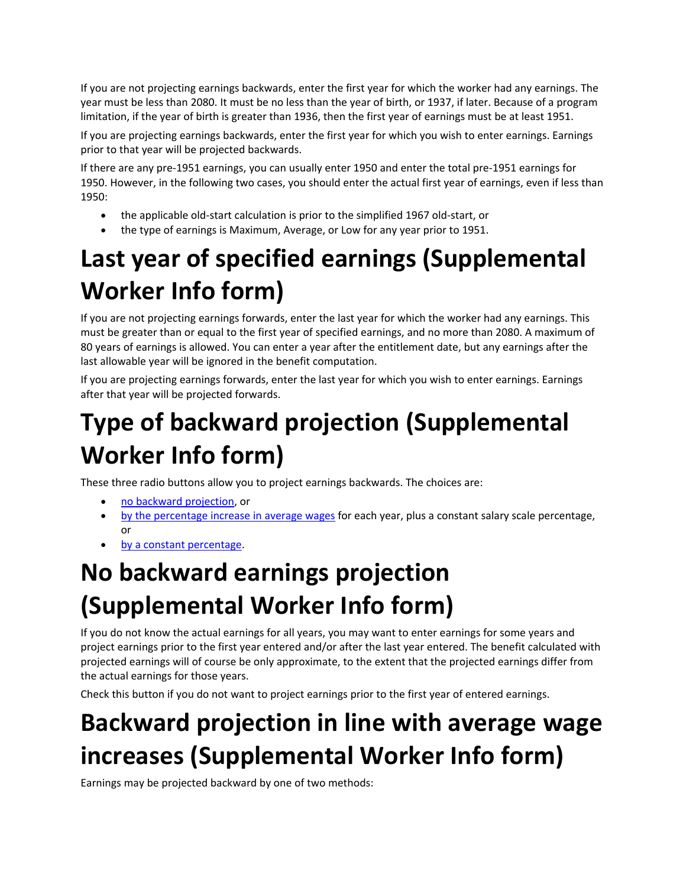If you are not projecting earnings backwards, enter the first year for which the worker had any earnings. The year must be less than 2080. It must be no less than the year of birth, or 1937, if later. Because of a program limitation, if the year of birth is greater than 1936, then the first year of earnings must be at least 1951.

If you are projecting earnings backwards, enter the first year for which you wish to enter earnings. Earnings prior to that year will be projected backwards.

If there are any pre-1951 earnings, you can usually enter 1950 and enter the total pre-1951 earnings for 1950. However, in the following two cases, you should enter the actual first year of earnings, even if less than 1950:

- the applicable old-start calculation is prior to the simplified 1967 old-start, or
- the type of earnings is Maximum, Average, or Low for any year prior to 1951.

# Last year of specified earnings (Supplemental Worker Info form)

If you are not projecting earnings forwards, enter the last year for which the worker had any earnings. This must be greater than or equal to the first year of specified earnings, and no more than 2080. A maximum of 80 years of earnings is allowed. You can enter a year after the entitlement date, but any earnings after the last allowable year will be ignored in the benefit computation.

If you are projecting earnings forwards, enter the last year for which you wish to enter earnings. Earnings after that year will be projected forwards.

# Type of backward projection (Supplemental Worker Info form)

These three radio buttons allow you to project earnings backwards. The choices are:

- no backward projection, or
- by the percentage increase in average wages for each year, plus a constant salary scale percentage, or
- by a constant percentage.

# No backward earnings projection (Supplemental Worker Info form)

If you do not know the actual earnings for all years, you may want to enter earnings for some years and project earnings prior to the first year entered and/or after the last year entered. The benefit calculated with projected earnings will of course be only approximate, to the extent that the projected earnings differ from the actual earnings for those years.

Check this button if you do not want to project earnings prior to the first year of entered earnings.

# Backward projection in line with average wage increases (Supplemental Worker Info form)

Earnings may be projected backward by one of two methods: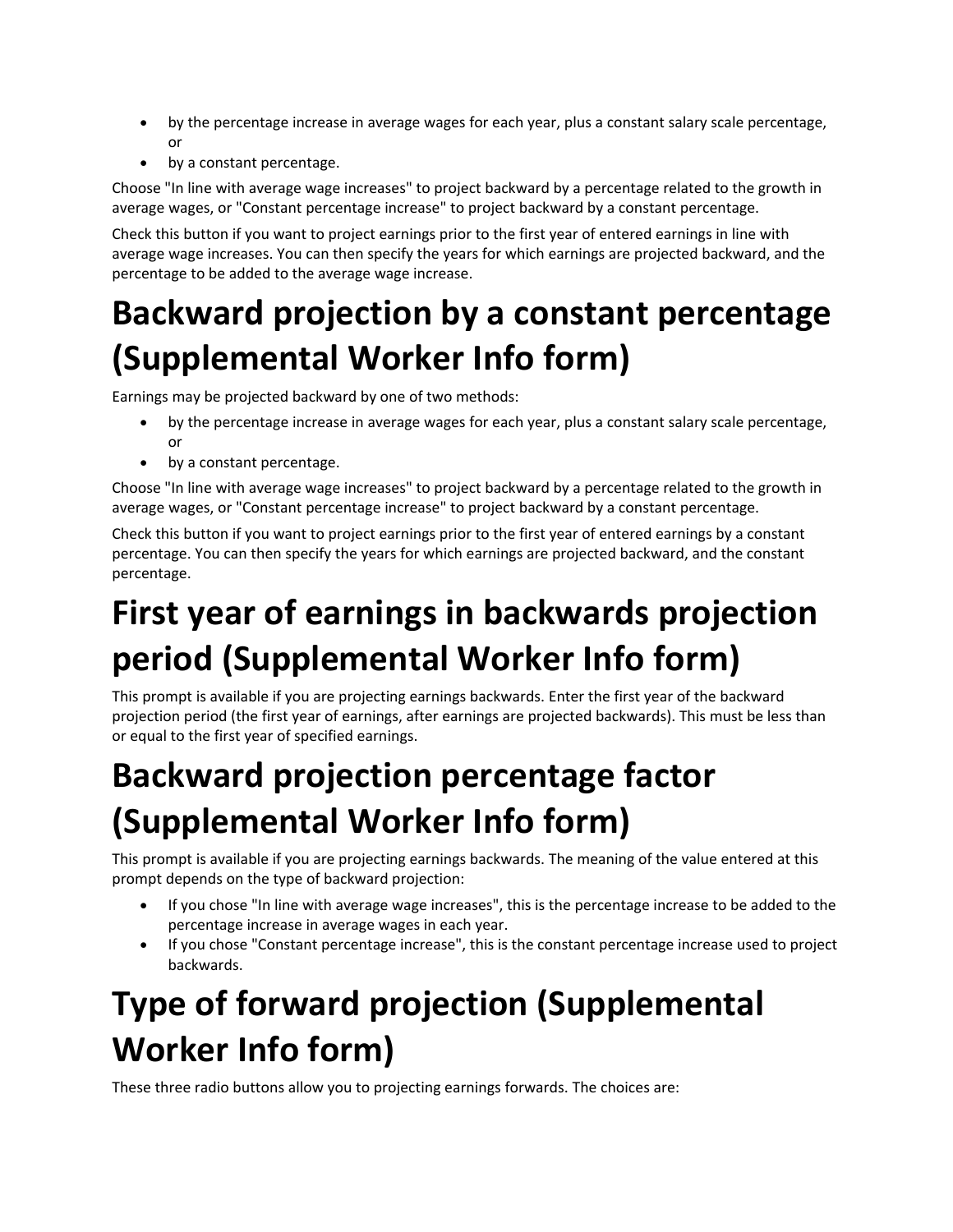- by the percentage increase in average wages for each year, plus a constant salary scale percentage, or
- by a constant percentage.

Choose "In line with average wage increases" to project backward by a percentage related to the growth in average wages, or "Constant percentage increase" to project backward by a constant percentage.

Check this button if you want to project earnings prior to the first year of entered earnings in line with average wage increases. You can then specify the years for which earnings are projected backward, and the percentage to be added to the average wage increase.

# Backward projection by a constant percentage (Supplemental Worker Info form)

Earnings may be projected backward by one of two methods:

- by the percentage increase in average wages for each year, plus a constant salary scale percentage, or
- by a constant percentage.

Choose "In line with average wage increases" to project backward by a percentage related to the growth in average wages, or "Constant percentage increase" to project backward by a constant percentage.

Check this button if you want to project earnings prior to the first year of entered earnings by a constant percentage. You can then specify the years for which earnings are projected backward, and the constant percentage.

# First year of earnings in backwards projection period (Supplemental Worker Info form)

This prompt is available if you are projecting earnings backwards. Enter the first year of the backward projection period (the first year of earnings, after earnings are projected backwards). This must be less than or equal to the first year of specified earnings.

# Backward projection percentage factor (Supplemental Worker Info form)

This prompt is available if you are projecting earnings backwards. The meaning of the value entered at this prompt depends on the type of backward projection:

- If you chose "In line with average wage increases", this is the percentage increase to be added to the percentage increase in average wages in each year.
- If you chose "Constant percentage increase", this is the constant percentage increase used to project backwards.

# Type of forward projection (Supplemental Worker Info form)

These three radio buttons allow you to projecting earnings forwards. The choices are: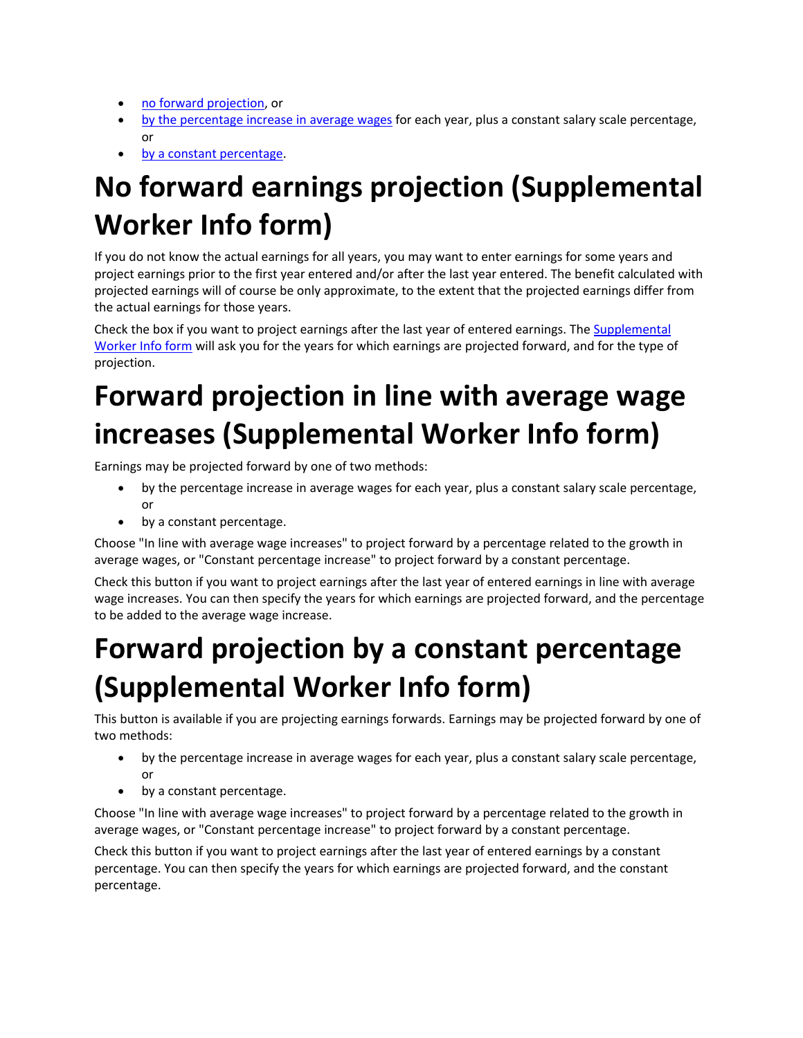- no forward projection, or
- by the percentage increase in average wages for each year, plus a constant salary scale percentage, or
- by a constant percentage.

# No forward earnings projection (Supplemental Worker Info form)

If you do not know the actual earnings for all years, you may want to enter earnings for some years and project earnings prior to the first year entered and/or after the last year entered. The benefit calculated with projected earnings will of course be only approximate, to the extent that the projected earnings differ from the actual earnings for those years.

Check the box if you want to project earnings after the last year of entered earnings. The Supplemental Worker Info form will ask you for the years for which earnings are projected forward, and for the type of projection.

# Forward projection in line with average wage increases (Supplemental Worker Info form)

Earnings may be projected forward by one of two methods:

- by the percentage increase in average wages for each year, plus a constant salary scale percentage, or
- by a constant percentage.

Choose "In line with average wage increases" to project forward by a percentage related to the growth in average wages, or "Constant percentage increase" to project forward by a constant percentage.

Check this button if you want to project earnings after the last year of entered earnings in line with average wage increases. You can then specify the years for which earnings are projected forward, and the percentage to be added to the average wage increase.

# Forward projection by a constant percentage (Supplemental Worker Info form)

This button is available if you are projecting earnings forwards. Earnings may be projected forward by one of two methods:

- by the percentage increase in average wages for each year, plus a constant salary scale percentage, or
- by a constant percentage.

Choose "In line with average wage increases" to project forward by a percentage related to the growth in average wages, or "Constant percentage increase" to project forward by a constant percentage.

Check this button if you want to project earnings after the last year of entered earnings by a constant percentage. You can then specify the years for which earnings are projected forward, and the constant percentage.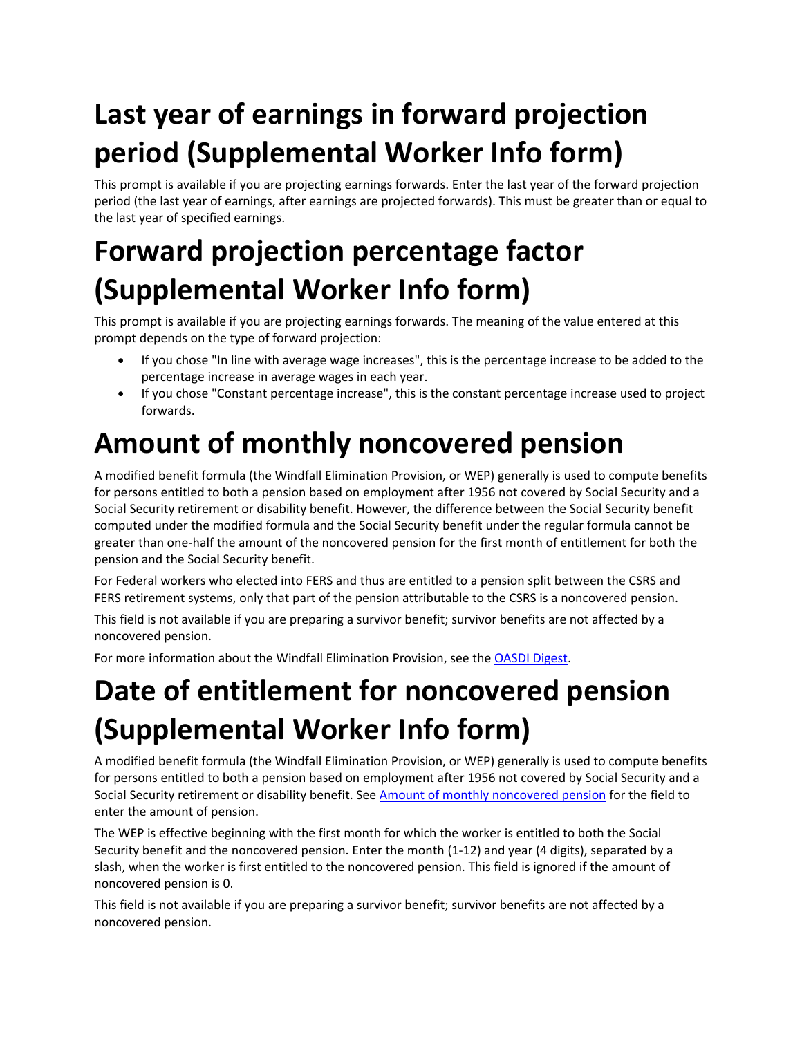# Last year of earnings in forward projection period (Supplemental Worker Info form)

This prompt is available if you are projecting earnings forwards. Enter the last year of the forward projection period (the last year of earnings, after earnings are projected forwards). This must be greater than or equal to the last year of specified earnings.

# Forward projection percentage factor (Supplemental Worker Info form)

This prompt is available if you are projecting earnings forwards. The meaning of the value entered at this prompt depends on the type of forward projection:

- If you chose "In line with average wage increases", this is the percentage increase to be added to the percentage increase in average wages in each year.
- If you chose "Constant percentage increase", this is the constant percentage increase used to project forwards.

# Amount of monthly noncovered pension

A modified benefit formula (the Windfall Elimination Provision, or WEP) generally is used to compute benefits for persons entitled to both a pension based on employment after 1956 not covered by Social Security and a Social Security retirement or disability benefit. However, the difference between the Social Security benefit computed under the modified formula and the Social Security benefit under the regular formula cannot be greater than one-half the amount of the noncovered pension for the first month of entitlement for both the pension and the Social Security benefit.

For Federal workers who elected into FERS and thus are entitled to a pension split between the CSRS and FERS retirement systems, only that part of the pension attributable to the CSRS is a noncovered pension.

This field is not available if you are preparing a survivor benefit; survivor benefits are not affected by a noncovered pension.

For more information about the Windfall Elimination Provision, see the OASDI Digest.

# Date of entitlement for noncovered pension (Supplemental Worker Info form)

A modified benefit formula (the Windfall Elimination Provision, or WEP) generally is used to compute benefits for persons entitled to both a pension based on employment after 1956 not covered by Social Security and a Social Security retirement or disability benefit. See Amount of monthly noncovered pension for the field to enter the amount of pension.

The WEP is effective beginning with the first month for which the worker is entitled to both the Social Security benefit and the noncovered pension. Enter the month (1-12) and year (4 digits), separated by a slash, when the worker is first entitled to the noncovered pension. This field is ignored if the amount of noncovered pension is 0.

This field is not available if you are preparing a survivor benefit; survivor benefits are not affected by a noncovered pension.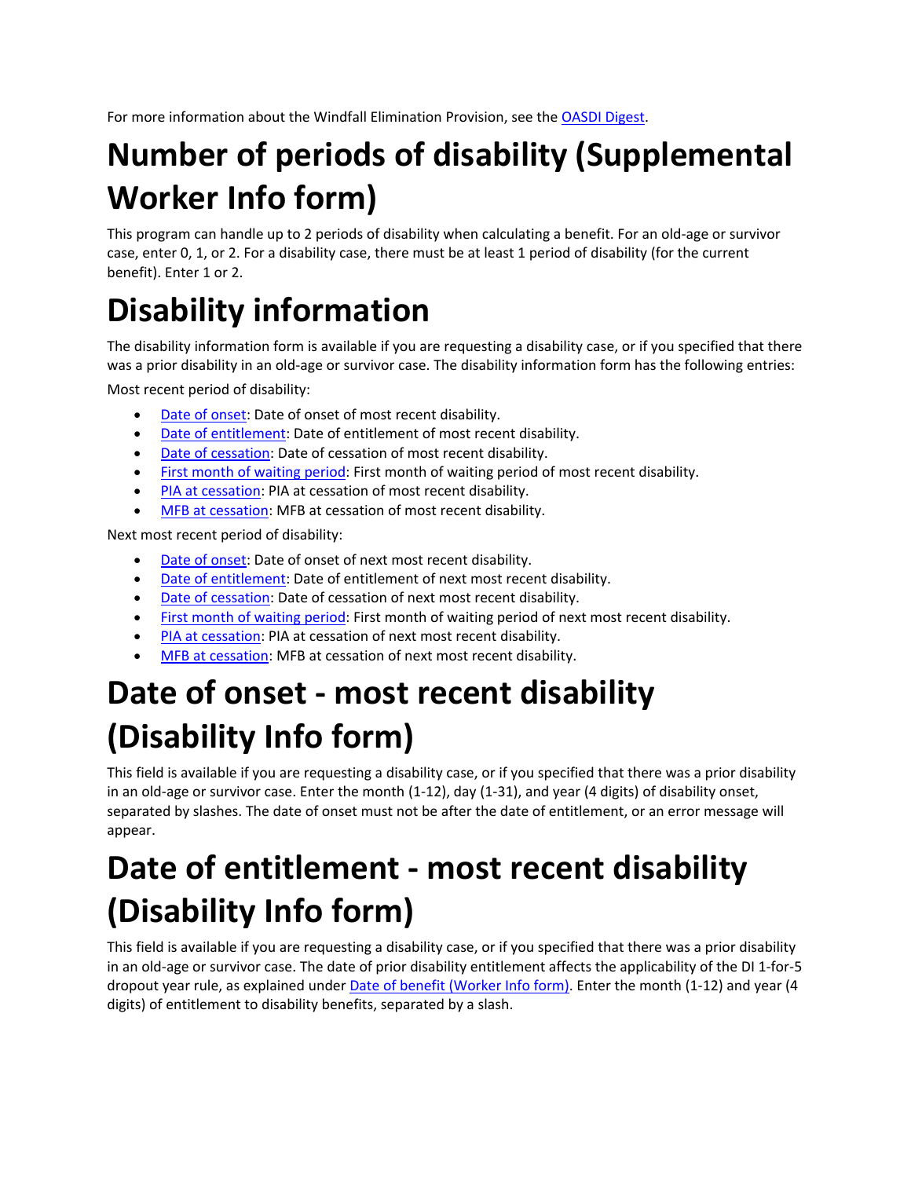For more information about the Windfall Elimination Provision, see the OASDI Digest.

# Number of periods of disability (Supplemental Worker Info form)

This program can handle up to 2 periods of disability when calculating a benefit. For an old-age or survivor case, enter 0, 1, or 2. For a disability case, there must be at least 1 period of disability (for the current benefit). Enter 1 or 2.

# Disability information

The disability information form is available if you are requesting a disability case, or if you specified that there was a prior disability in an old-age or survivor case. The disability information form has the following entries:

Most recent period of disability:

- Date of onset: Date of onset of most recent disability.
- Date of entitlement: Date of entitlement of most recent disability.
- Date of cessation: Date of cessation of most recent disability.
- First month of waiting period: First month of waiting period of most recent disability.
- PIA at cessation: PIA at cessation of most recent disability.
- MFB at cessation: MFB at cessation of most recent disability.

Next most recent period of disability:

- Date of onset: Date of onset of next most recent disability.
- Date of entitlement: Date of entitlement of next most recent disability.
- Date of cessation: Date of cessation of next most recent disability.
- First month of waiting period: First month of waiting period of next most recent disability.
- PIA at cessation: PIA at cessation of next most recent disability.
- MFB at cessation: MFB at cessation of next most recent disability.

# Date of onset - most recent disability (Disability Info form)

This field is available if you are requesting a disability case, or if you specified that there was a prior disability in an old-age or survivor case. Enter the month (1-12), day (1-31), and year (4 digits) of disability onset, separated by slashes. The date of onset must not be after the date of entitlement, or an error message will appear.

# Date of entitlement - most recent disability (Disability Info form)

This field is available if you are requesting a disability case, or if you specified that there was a prior disability in an old-age or survivor case. The date of prior disability entitlement affects the applicability of the DI 1-for-5 dropout year rule, as explained under Date of benefit (Worker Info form). Enter the month (1-12) and year (4 digits) of entitlement to disability benefits, separated by a slash.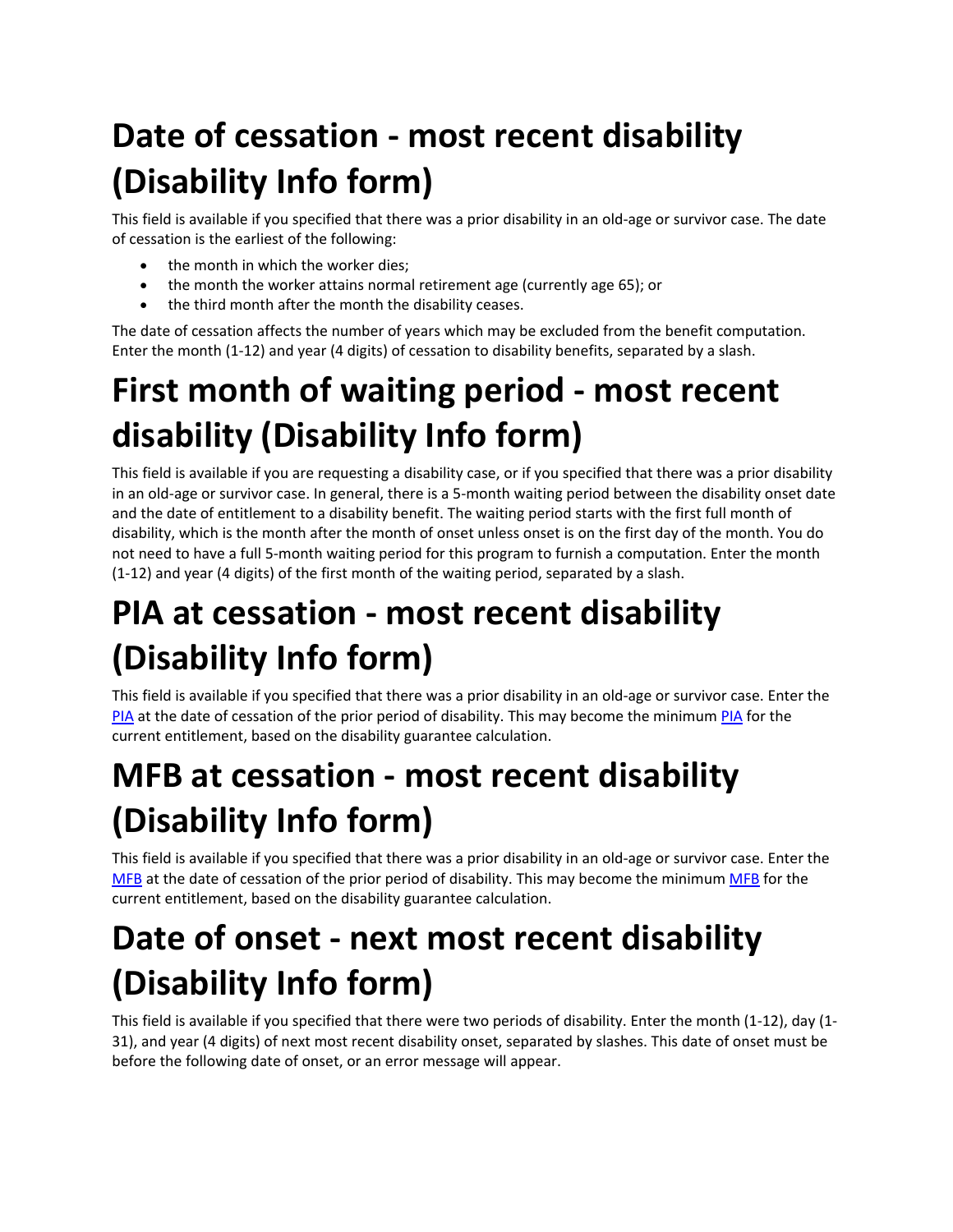# Date of cessation - most recent disability (Disability Info form)

This field is available if you specified that there was a prior disability in an old-age or survivor case. The date of cessation is the earliest of the following:

- the month in which the worker dies;
- the month the worker attains normal retirement age (currently age 65); or
- the third month after the month the disability ceases.

The date of cessation affects the number of years which may be excluded from the benefit computation. Enter the month (1-12) and year (4 digits) of cessation to disability benefits, separated by a slash.

# First month of waiting period - most recent disability (Disability Info form)

This field is available if you are requesting a disability case, or if you specified that there was a prior disability in an old-age or survivor case. In general, there is a 5-month waiting period between the disability onset date and the date of entitlement to a disability benefit. The waiting period starts with the first full month of disability, which is the month after the month of onset unless onset is on the first day of the month. You do not need to have a full 5-month waiting period for this program to furnish a computation. Enter the month (1-12) and year (4 digits) of the first month of the waiting period, separated by a slash.

# PIA at cessation - most recent disability (Disability Info form)

This field is available if you specified that there was a prior disability in an old-age or survivor case. Enter the PIA at the date of cessation of the prior period of disability. This may become the minimum PIA for the current entitlement, based on the disability guarantee calculation.

# MFB at cessation - most recent disability (Disability Info form)

This field is available if you specified that there was a prior disability in an old-age or survivor case. Enter the MFB at the date of cessation of the prior period of disability. This may become the minimum MFB for the current entitlement, based on the disability guarantee calculation.

# Date of onset - next most recent disability (Disability Info form)

This field is available if you specified that there were two periods of disability. Enter the month (1-12), day (1-31), and year (4 digits) of next most recent disability onset, separated by slashes. This date of onset must be before the following date of onset, or an error message will appear.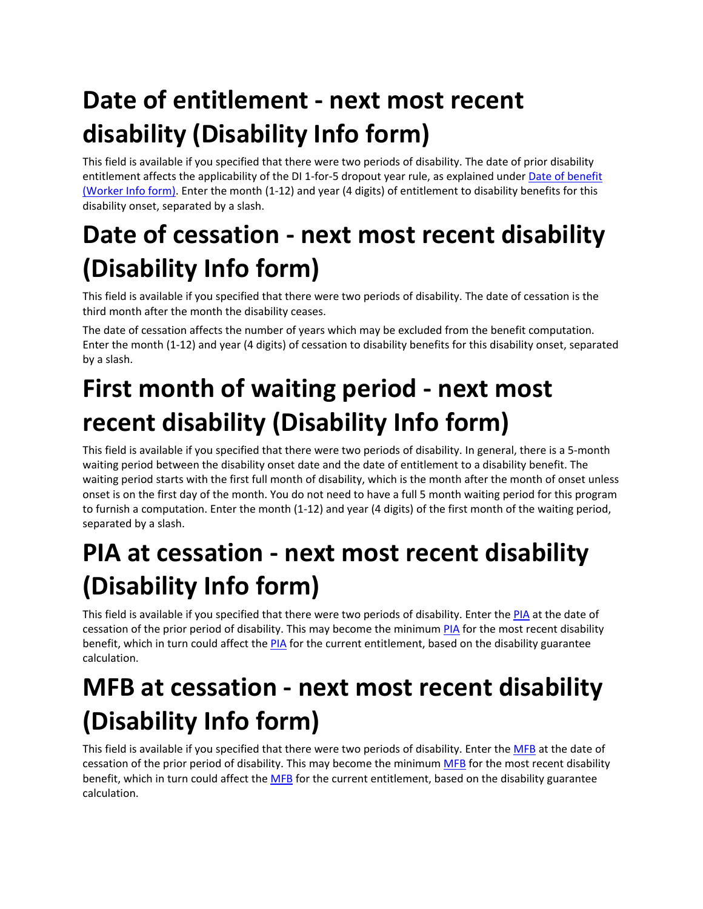# Date of entitlement - next most recent disability (Disability Info form)

This field is available if you specified that there were two periods of disability. The date of prior disability entitlement affects the applicability of the DI 1-for-5 dropout year rule, as explained under Date of benefit (Worker Info form). Enter the month (1-12) and year (4 digits) of entitlement to disability benefits for this disability onset, separated by a slash.

# Date of cessation - next most recent disability (Disability Info form)

This field is available if you specified that there were two periods of disability. The date of cessation is the third month after the month the disability ceases.

The date of cessation affects the number of years which may be excluded from the benefit computation. Enter the month (1-12) and year (4 digits) of cessation to disability benefits for this disability onset, separated by a slash.

# First month of waiting period - next most recent disability (Disability Info form)

This field is available if you specified that there were two periods of disability. In general, there is a 5-month waiting period between the disability onset date and the date of entitlement to a disability benefit. The waiting period starts with the first full month of disability, which is the month after the month of onset unless onset is on the first day of the month. You do not need to have a full 5 month waiting period for this program to furnish a computation. Enter the month (1-12) and year (4 digits) of the first month of the waiting period, separated by a slash.

# PIA at cessation - next most recent disability (Disability Info form)

This field is available if you specified that there were two periods of disability. Enter the PIA at the date of cessation of the prior period of disability. This may become the minimum PIA for the most recent disability benefit, which in turn could affect the PIA for the current entitlement, based on the disability guarantee calculation.

# MFB at cessation - next most recent disability (Disability Info form)

This field is available if you specified that there were two periods of disability. Enter the MFB at the date of cessation of the prior period of disability. This may become the minimum MFB for the most recent disability benefit, which in turn could affect the MFB for the current entitlement, based on the disability guarantee calculation.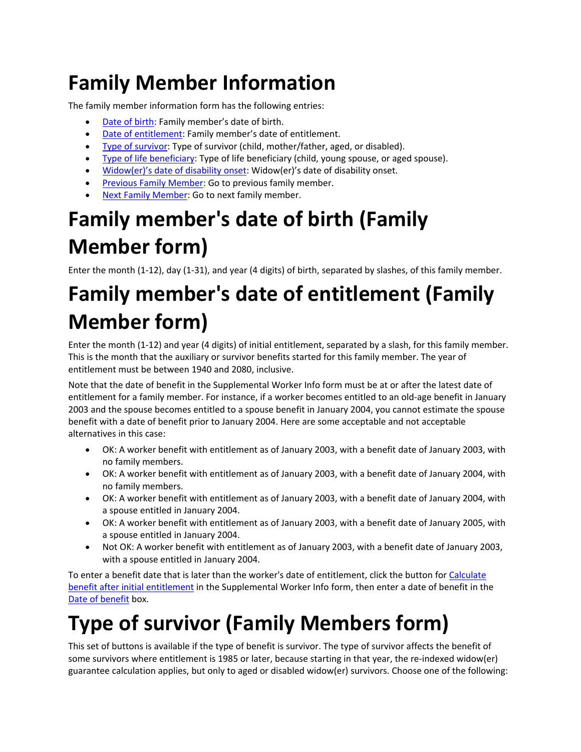# Family Member Information

The family member information form has the following entries:

- Date of birth: Family member's date of birth.
- Date of entitlement: Family member's date of entitlement.
- Type of survivor: Type of survivor (child, mother/father, aged, or disabled).
- Type of life beneficiary: Type of life beneficiary (child, young spouse, or aged spouse).
- Widow(er)'s date of disability onset: Widow(er)'s date of disability onset.
- Previous Family Member: Go to previous family member.
- Next Family Member: Go to next family member.

# Family member's date of birth (Family Member form)

Enter the month (1-12), day (1-31), and year (4 digits) of birth, separated by slashes, of this family member.

# Family member's date of entitlement (Family Member form)

Enter the month (1-12) and year (4 digits) of initial entitlement, separated by a slash, for this family member. This is the month that the auxiliary or survivor benefits started for this family member. The year of entitlement must be between 1940 and 2080, inclusive.

Note that the date of benefit in the Supplemental Worker Info form must be at or after the latest date of entitlement for a family member. For instance, if a worker becomes entitled to an old-age benefit in January 2003 and the spouse becomes entitled to a spouse benefit in January 2004, you cannot estimate the spouse benefit with a date of benefit prior to January 2004. Here are some acceptable and not acceptable alternatives in this case:

- OK: A worker benefit with entitlement as of January 2003, with a benefit date of January 2003, with no family members.
- OK: A worker benefit with entitlement as of January 2003, with a benefit date of January 2004, with no family members.
- OK: A worker benefit with entitlement as of January 2003, with a benefit date of January 2004, with a spouse entitled in January 2004.
- OK: A worker benefit with entitlement as of January 2003, with a benefit date of January 2005, with a spouse entitled in January 2004.
- Not OK: A worker benefit with entitlement as of January 2003, with a benefit date of January 2003, with a spouse entitled in January 2004.

To enter a benefit date that is later than the worker's date of entitlement, click the button for Calculate benefit after initial entitlement in the Supplemental Worker Info form, then enter a date of benefit in the Date of benefit box.

# Type of survivor (Family Members form)

This set of buttons is available if the type of benefit is survivor. The type of survivor affects the benefit of some survivors where entitlement is 1985 or later, because starting in that year, the re-indexed widow(er) guarantee calculation applies, but only to aged or disabled widow(er) survivors. Choose one of the following: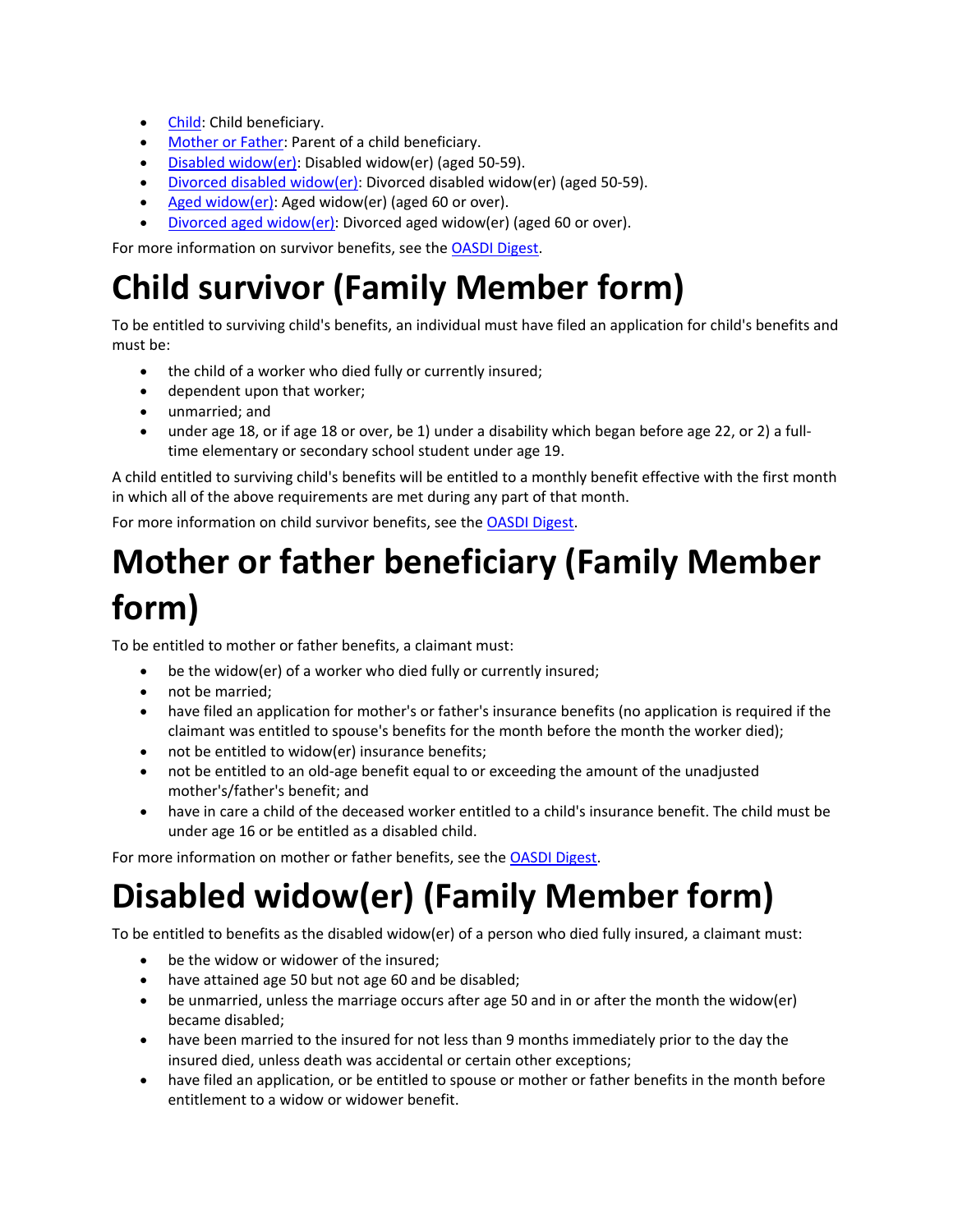- Child: Child beneficiary.
- Mother or Father: Parent of a child beneficiary.
- Disabled widow(er): Disabled widow(er) (aged 50-59).
- Divorced disabled widow(er): Divorced disabled widow(er) (aged 50-59).
- Aged widow(er): Aged widow(er) (aged 60 or over).
- Divorced aged widow(er): Divorced aged widow(er) (aged 60 or over).

For more information on survivor benefits, see the OASDI Digest.

# Child survivor (Family Member form)

To be entitled to surviving child's benefits, an individual must have filed an application for child's benefits and must be:

- the child of a worker who died fully or currently insured;
- dependent upon that worker;
- unmarried; and
- under age 18, or if age 18 or over, be 1) under a disability which began before age 22, or 2) a full-time elementary or secondary school student under age 19.

A child entitled to surviving child's benefits will be entitled to a monthly benefit effective with the first month in which all of the above requirements are met during any part of that month.

For more information on child survivor benefits, see the OASDI Digest.

# Mother or father beneficiary (Family Member form)

To be entitled to mother or father benefits, a claimant must:

- be the widow(er) of a worker who died fully or currently insured;
- not be married;
- have filed an application for mother's or father's insurance benefits (no application is required if the claimant was entitled to spouse's benefits for the month before the month the worker died);
- not be entitled to widow(er) insurance benefits;
- not be entitled to an old-age benefit equal to or exceeding the amount of the unadjusted mother's/father's benefit; and
- have in care a child of the deceased worker entitled to a child's insurance benefit. The child must be under age 16 or be entitled as a disabled child.

For more information on mother or father benefits, see the OASDI Digest.

# Disabled widow(er) (Family Member form)

To be entitled to benefits as the disabled widow(er) of a person who died fully insured, a claimant must:

- be the widow or widower of the insured;
- have attained age 50 but not age 60 and be disabled;
- be unmarried, unless the marriage occurs after age 50 and in or after the month the widow(er) became disabled;
- have been married to the insured for not less than 9 months immediately prior to the day the insured died, unless death was accidental or certain other exceptions;
- have filed an application, or be entitled to spouse or mother or father benefits in the month before entitlement to a widow or widower benefit.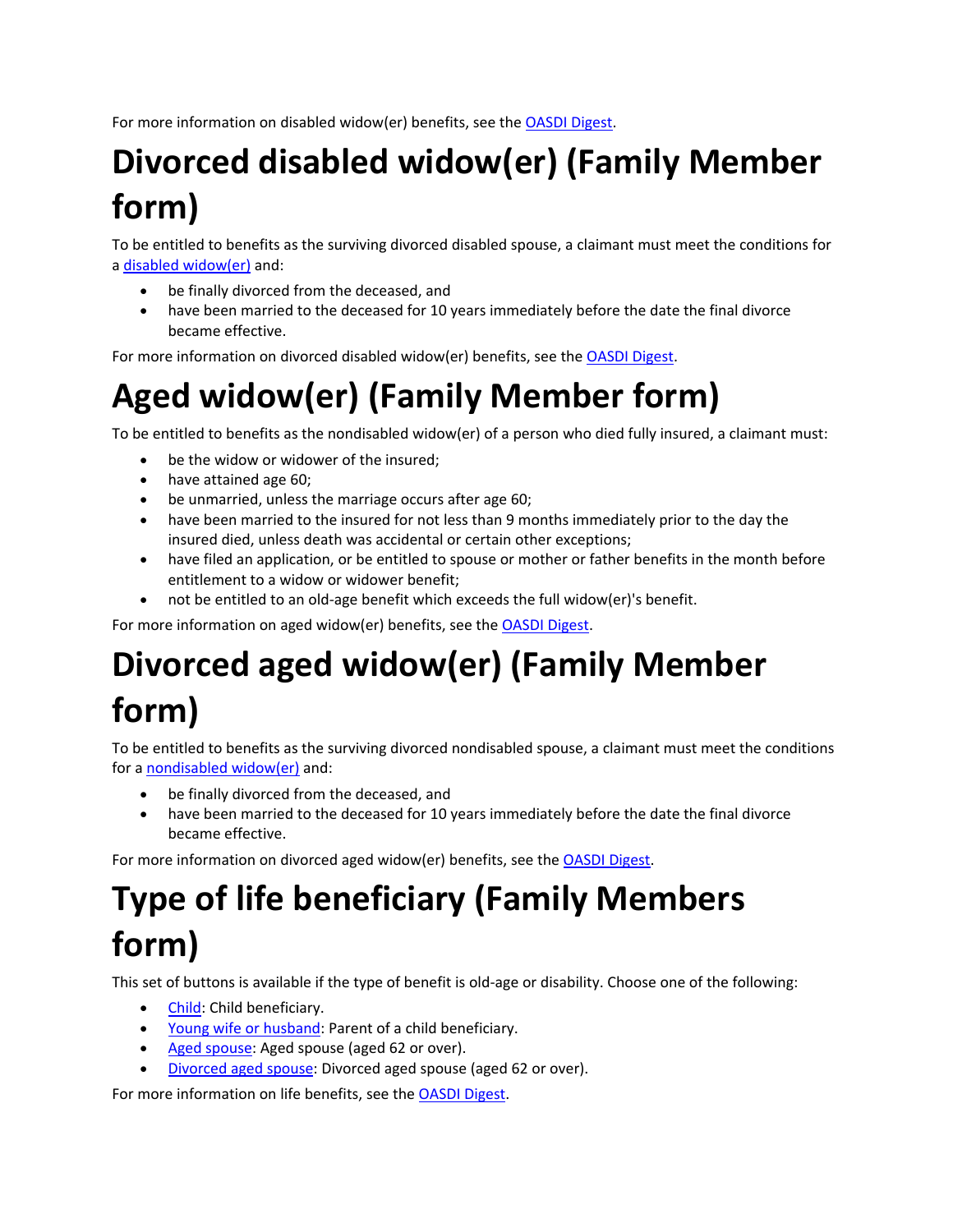For more information on disabled widow(er) benefits, see the [OASDI Digest](OASDI Digest).

# Divorced disabled widow(er) (Family Member form)

To be entitled to benefits as the surviving divorced disabled spouse, a claimant must meet the conditions for a [disabled widow(er)](disabled widow(er)) and:

- be finally divorced from the deceased, and
- have been married to the deceased for 10 years immediately before the date the final divorce became effective.

For more information on divorced disabled widow(er) benefits, see the [OASDI Digest](OASDI Digest).

# Aged widow(er) (Family Member form)

To be entitled to benefits as the nondisabled widow(er) of a person who died fully insured, a claimant must:

- be the widow or widower of the insured;
- have attained age 60;
- be unmarried, unless the marriage occurs after age 60;
- have been married to the insured for not less than 9 months immediately prior to the day the insured died, unless death was accidental or certain other exceptions;
- have filed an application, or be entitled to spouse or mother or father benefits in the month before entitlement to a widow or widower benefit;
- not be entitled to an old-age benefit which exceeds the full widow(er)'s benefit.

For more information on aged widow(er) benefits, see the [OASDI Digest](OASDI Digest).

# Divorced aged widow(er) (Family Member form)

To be entitled to benefits as the surviving divorced nondisabled spouse, a claimant must meet the conditions for a [nondisabled widow(er)](nondisabled widow(er)) and:

- be finally divorced from the deceased, and
- have been married to the deceased for 10 years immediately before the date the final divorce became effective.

For more information on divorced aged widow(er) benefits, see the [OASDI Digest](OASDI Digest).

# Type of life beneficiary (Family Members form)

This set of buttons is available if the type of benefit is old-age or disability. Choose one of the following:

- [Child](Child): Child beneficiary.
- [Young wife or husband](Young wife or husband): Parent of a child beneficiary.
- [Aged spouse](Aged spouse): Aged spouse (aged 62 or over).
- [Divorced aged spouse](Divorced aged spouse): Divorced aged spouse (aged 62 or over).

For more information on life benefits, see the [OASDI Digest](OASDI Digest).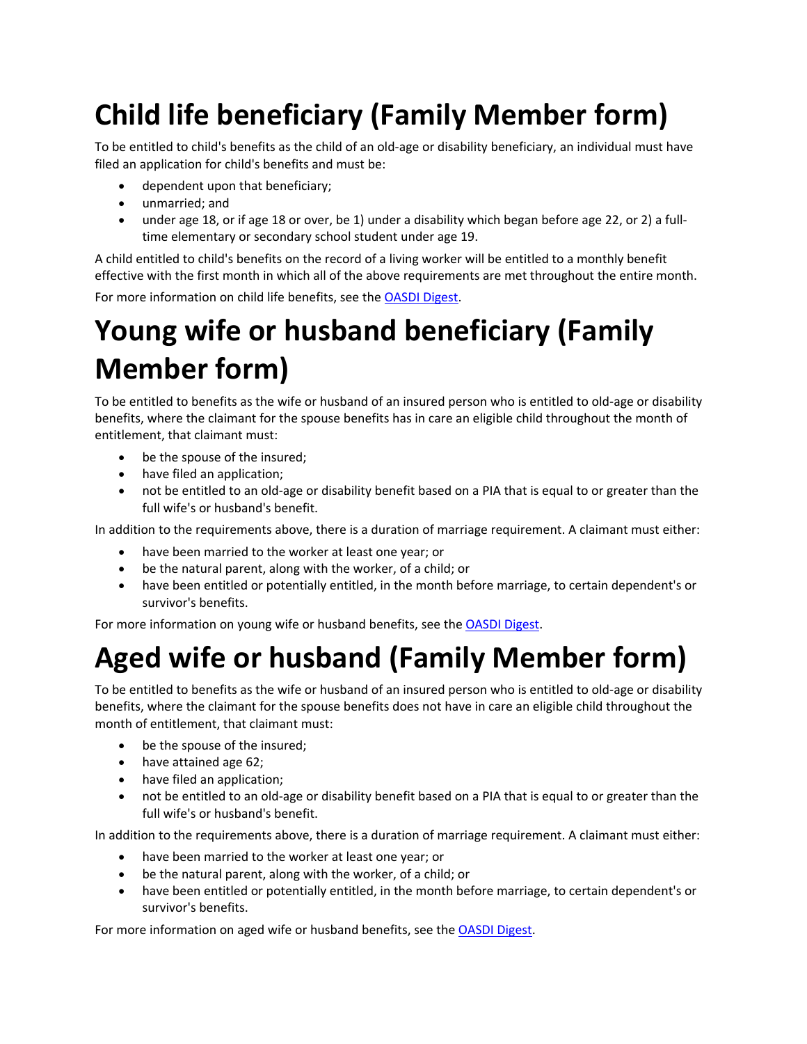# Child life beneficiary (Family Member form)

To be entitled to child's benefits as the child of an old-age or disability beneficiary, an individual must have filed an application for child's benefits and must be:

- dependent upon that beneficiary;
- unmarried; and
- under age 18, or if age 18 or over, be 1) under a disability which began before age 22, or 2) a full-time elementary or secondary school student under age 19.

A child entitled to child's benefits on the record of a living worker will be entitled to a monthly benefit effective with the first month in which all of the above requirements are met throughout the entire month.

For more information on child life benefits, see the OASDI Digest.

# Young wife or husband beneficiary (Family Member form)

To be entitled to benefits as the wife or husband of an insured person who is entitled to old-age or disability benefits, where the claimant for the spouse benefits has in care an eligible child throughout the month of entitlement, that claimant must:

- be the spouse of the insured;
- have filed an application;
- not be entitled to an old-age or disability benefit based on a PIA that is equal to or greater than the full wife's or husband's benefit.

In addition to the requirements above, there is a duration of marriage requirement. A claimant must either:

- have been married to the worker at least one year; or
- be the natural parent, along with the worker, of a child; or
- have been entitled or potentially entitled, in the month before marriage, to certain dependent's or survivor's benefits.

For more information on young wife or husband benefits, see the OASDI Digest.

# Aged wife or husband (Family Member form)

To be entitled to benefits as the wife or husband of an insured person who is entitled to old-age or disability benefits, where the claimant for the spouse benefits does not have in care an eligible child throughout the month of entitlement, that claimant must:

- be the spouse of the insured;
- have attained age 62;
- have filed an application;
- not be entitled to an old-age or disability benefit based on a PIA that is equal to or greater than the full wife's or husband's benefit.

In addition to the requirements above, there is a duration of marriage requirement. A claimant must either:

- have been married to the worker at least one year; or
- be the natural parent, along with the worker, of a child; or
- have been entitled or potentially entitled, in the month before marriage, to certain dependent's or survivor's benefits.

For more information on aged wife or husband benefits, see the OASDI Digest.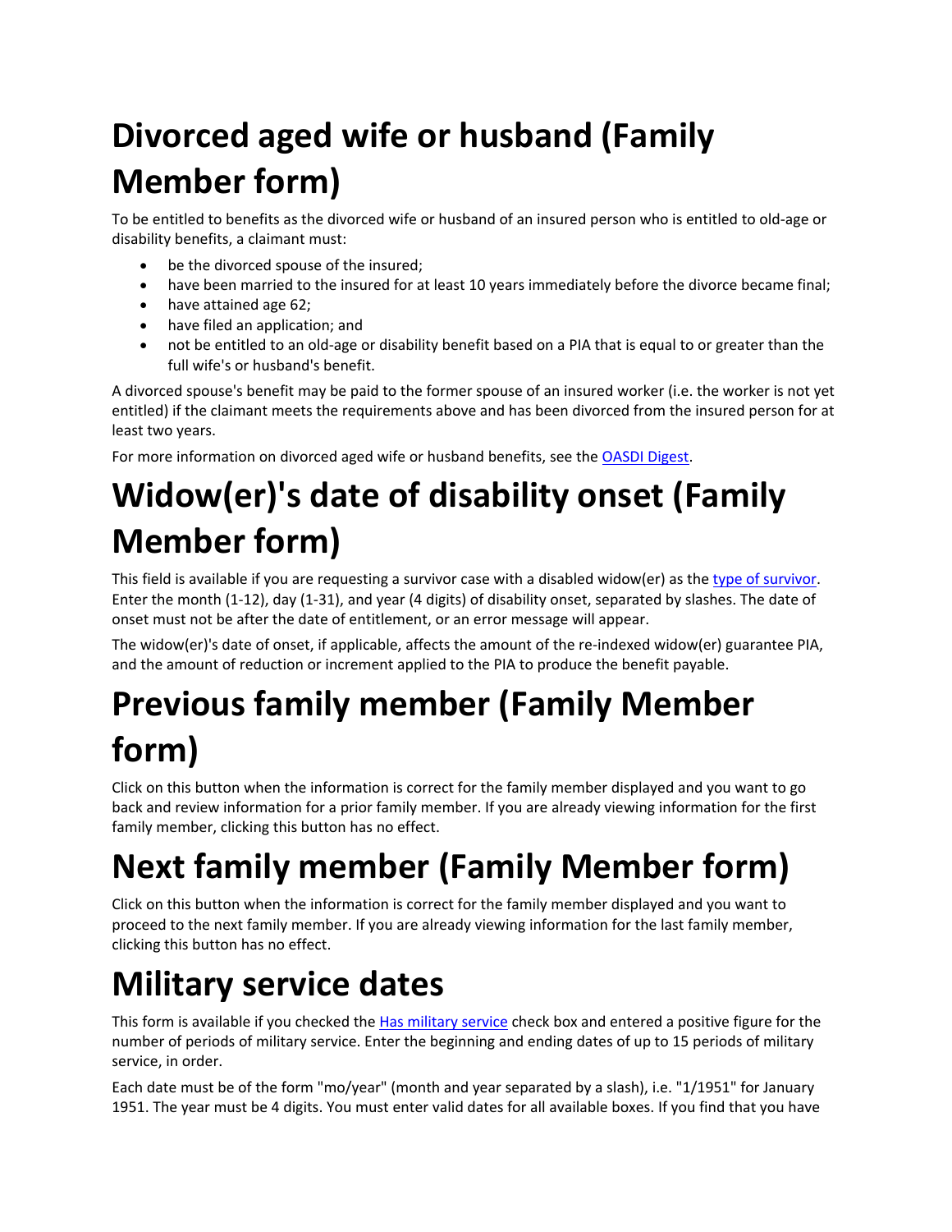# Divorced aged wife or husband (Family Member form)

To be entitled to benefits as the divorced wife or husband of an insured person who is entitled to old-age or disability benefits, a claimant must:

- be the divorced spouse of the insured;
- have been married to the insured for at least 10 years immediately before the divorce became final;
- have attained age 62;
- have filed an application; and
- not be entitled to an old-age or disability benefit based on a PIA that is equal to or greater than the full wife's or husband's benefit.

A divorced spouse's benefit may be paid to the former spouse of an insured worker (i.e. the worker is not yet entitled) if the claimant meets the requirements above and has been divorced from the insured person for at least two years.

For more information on divorced aged wife or husband benefits, see the OASDI Digest.

# Widow(er)'s date of disability onset (Family Member form)

This field is available if you are requesting a survivor case with a disabled widow(er) as the type of survivor. Enter the month (1-12), day (1-31), and year (4 digits) of disability onset, separated by slashes. The date of onset must not be after the date of entitlement, or an error message will appear.

The widow(er)'s date of onset, if applicable, affects the amount of the re-indexed widow(er) guarantee PIA, and the amount of reduction or increment applied to the PIA to produce the benefit payable.

# Previous family member (Family Member form)

Click on this button when the information is correct for the family member displayed and you want to go back and review information for a prior family member. If you are already viewing information for the first family member, clicking this button has no effect.

# Next family member (Family Member form)

Click on this button when the information is correct for the family member displayed and you want to proceed to the next family member. If you are already viewing information for the last family member, clicking this button has no effect.

# Military service dates

This form is available if you checked the Has military service check box and entered a positive figure for the number of periods of military service. Enter the beginning and ending dates of up to 15 periods of military service, in order.

Each date must be of the form "mo/year" (month and year separated by a slash), i.e. "1/1951" for January 1951. The year must be 4 digits. You must enter valid dates for all available boxes. If you find that you have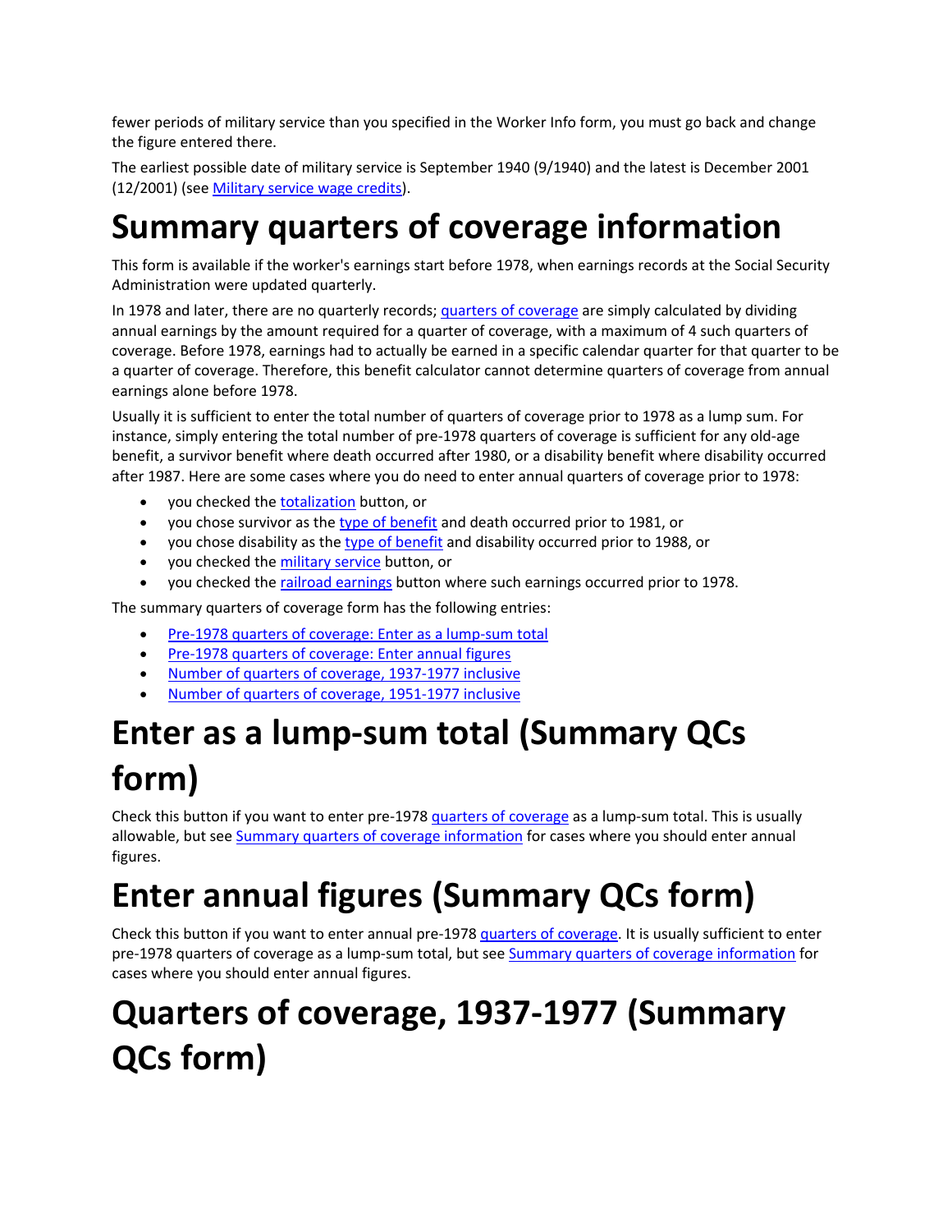fewer periods of military service than you specified in the Worker Info form, you must go back and change the figure entered there.

The earliest possible date of military service is September 1940 (9/1940) and the latest is December 2001 (12/2001) (see Military service wage credits).

# Summary quarters of coverage information

This form is available if the worker's earnings start before 1978, when earnings records at the Social Security Administration were updated quarterly.

In 1978 and later, there are no quarterly records; quarters of coverage are simply calculated by dividing annual earnings by the amount required for a quarter of coverage, with a maximum of 4 such quarters of coverage. Before 1978, earnings had to actually be earned in a specific calendar quarter for that quarter to be a quarter of coverage. Therefore, this benefit calculator cannot determine quarters of coverage from annual earnings alone before 1978.

Usually it is sufficient to enter the total number of quarters of coverage prior to 1978 as a lump sum. For instance, simply entering the total number of pre-1978 quarters of coverage is sufficient for any old-age benefit, a survivor benefit where death occurred after 1980, or a disability benefit where disability occurred after 1987. Here are some cases where you do need to enter annual quarters of coverage prior to 1978:

- you checked the totalization button, or
- you chose survivor as the type of benefit and death occurred prior to 1981, or
- you chose disability as the type of benefit and disability occurred prior to 1988, or
- you checked the military service button, or
- you checked the railroad earnings button where such earnings occurred prior to 1978.

The summary quarters of coverage form has the following entries:

- Pre-1978 quarters of coverage: Enter as a lump-sum total
- Pre-1978 quarters of coverage: Enter annual figures
- Number of quarters of coverage, 1937-1977 inclusive
- Number of quarters of coverage, 1951-1977 inclusive

# Enter as a lump-sum total (Summary QCs form)

Check this button if you want to enter pre-1978 quarters of coverage as a lump-sum total. This is usually allowable, but see Summary quarters of coverage information for cases where you should enter annual figures.

# Enter annual figures (Summary QCs form)

Check this button if you want to enter annual pre-1978 quarters of coverage. It is usually sufficient to enter pre-1978 quarters of coverage as a lump-sum total, but see Summary quarters of coverage information for cases where you should enter annual figures.

# Quarters of coverage, 1937-1977 (Summary QCs form)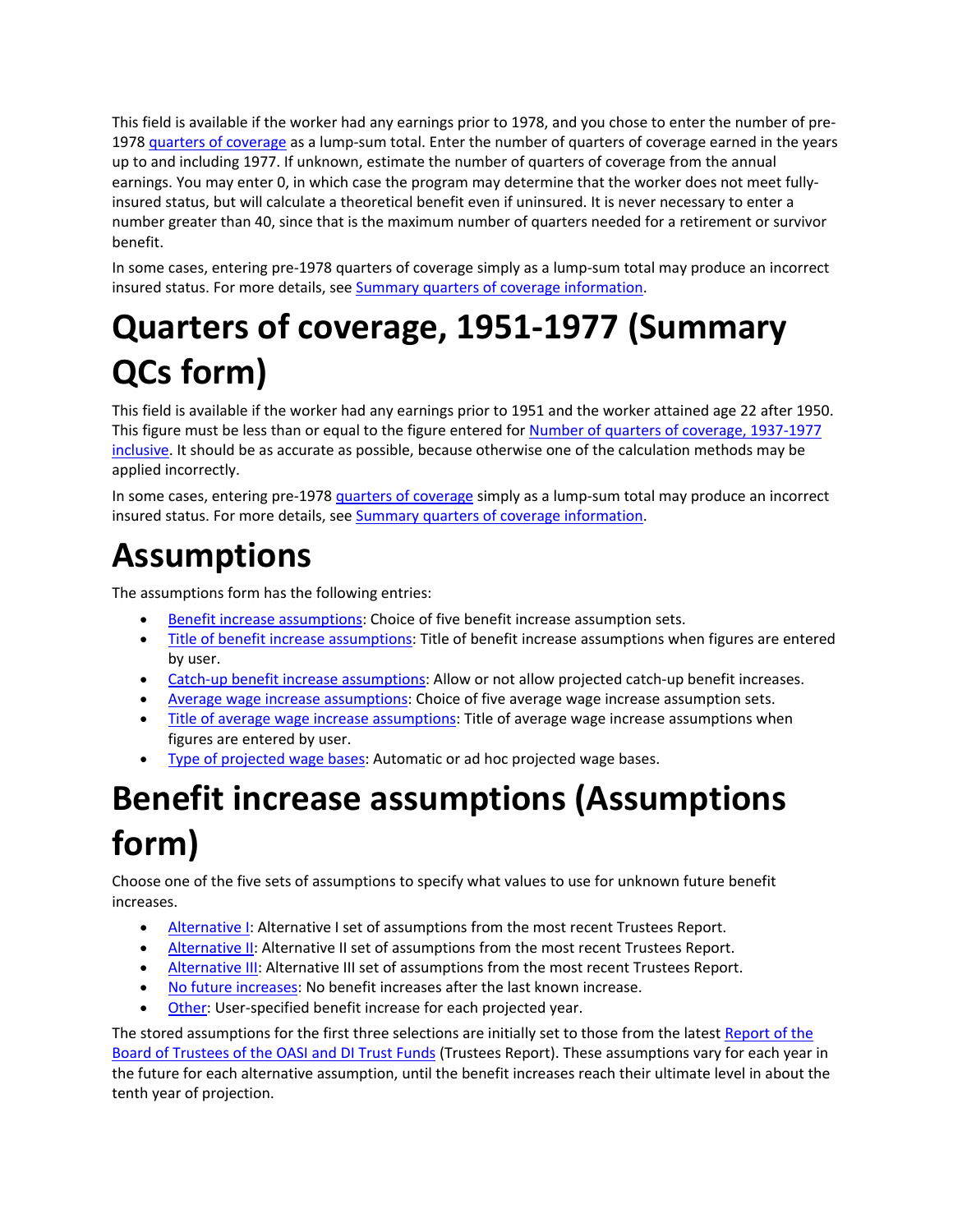This field is available if the worker had any earnings prior to 1978, and you chose to enter the number of pre-1978 quarters of coverage as a lump-sum total. Enter the number of quarters of coverage earned in the years up to and including 1977. If unknown, estimate the number of quarters of coverage from the annual earnings. You may enter 0, in which case the program may determine that the worker does not meet fully-insured status, but will calculate a theoretical benefit even if uninsured. It is never necessary to enter a number greater than 40, since that is the maximum number of quarters needed for a retirement or survivor benefit.

In some cases, entering pre-1978 quarters of coverage simply as a lump-sum total may produce an incorrect insured status. For more details, see Summary quarters of coverage information.

# Quarters of coverage, 1951-1977 (Summary QCs form)

This field is available if the worker had any earnings prior to 1951 and the worker attained age 22 after 1950. This figure must be less than or equal to the figure entered for Number of quarters of coverage, 1937-1977 inclusive. It should be as accurate as possible, because otherwise one of the calculation methods may be applied incorrectly.

In some cases, entering pre-1978 quarters of coverage simply as a lump-sum total may produce an incorrect insured status. For more details, see Summary quarters of coverage information.

# Assumptions

The assumptions form has the following entries:

- Benefit increase assumptions: Choice of five benefit increase assumption sets.
- Title of benefit increase assumptions: Title of benefit increase assumptions when figures are entered by user.
- Catch-up benefit increase assumptions: Allow or not allow projected catch-up benefit increases.
- Average wage increase assumptions: Choice of five average wage increase assumption sets.
- Title of average wage increase assumptions: Title of average wage increase assumptions when figures are entered by user.
- Type of projected wage bases: Automatic or ad hoc projected wage bases.

# Benefit increase assumptions (Assumptions form)

Choose one of the five sets of assumptions to specify what values to use for unknown future benefit increases.

- Alternative I: Alternative I set of assumptions from the most recent Trustees Report.
- Alternative II: Alternative II set of assumptions from the most recent Trustees Report.
- Alternative III: Alternative III set of assumptions from the most recent Trustees Report.
- No future increases: No benefit increases after the last known increase.
- Other: User-specified benefit increase for each projected year.

The stored assumptions for the first three selections are initially set to those from the latest Report of the Board of Trustees of the OASI and DI Trust Funds (Trustees Report). These assumptions vary for each year in the future for each alternative assumption, until the benefit increases reach their ultimate level in about the tenth year of projection.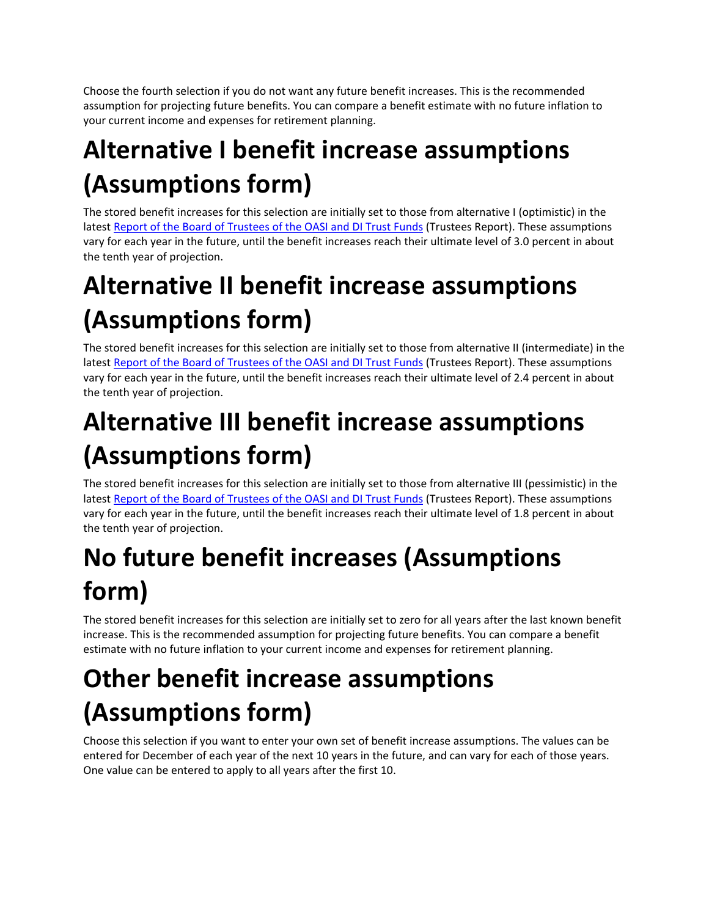Choose the fourth selection if you do not want any future benefit increases. This is the recommended assumption for projecting future benefits. You can compare a benefit estimate with no future inflation to your current income and expenses for retirement planning.

# Alternative I benefit increase assumptions (Assumptions form)

The stored benefit increases for this selection are initially set to those from alternative I (optimistic) in the latest Report of the Board of Trustees of the OASI and DI Trust Funds (Trustees Report). These assumptions vary for each year in the future, until the benefit increases reach their ultimate level of 3.0 percent in about the tenth year of projection.

# Alternative II benefit increase assumptions (Assumptions form)

The stored benefit increases for this selection are initially set to those from alternative II (intermediate) in the latest Report of the Board of Trustees of the OASI and DI Trust Funds (Trustees Report). These assumptions vary for each year in the future, until the benefit increases reach their ultimate level of 2.4 percent in about the tenth year of projection.

# Alternative III benefit increase assumptions (Assumptions form)

The stored benefit increases for this selection are initially set to those from alternative III (pessimistic) in the latest Report of the Board of Trustees of the OASI and DI Trust Funds (Trustees Report). These assumptions vary for each year in the future, until the benefit increases reach their ultimate level of 1.8 percent in about the tenth year of projection.

# No future benefit increases (Assumptions form)

The stored benefit increases for this selection are initially set to zero for all years after the last known benefit increase. This is the recommended assumption for projecting future benefits. You can compare a benefit estimate with no future inflation to your current income and expenses for retirement planning.

# Other benefit increase assumptions (Assumptions form)

Choose this selection if you want to enter your own set of benefit increase assumptions. The values can be entered for December of each year of the next 10 years in the future, and can vary for each of those years. One value can be entered to apply to all years after the first 10.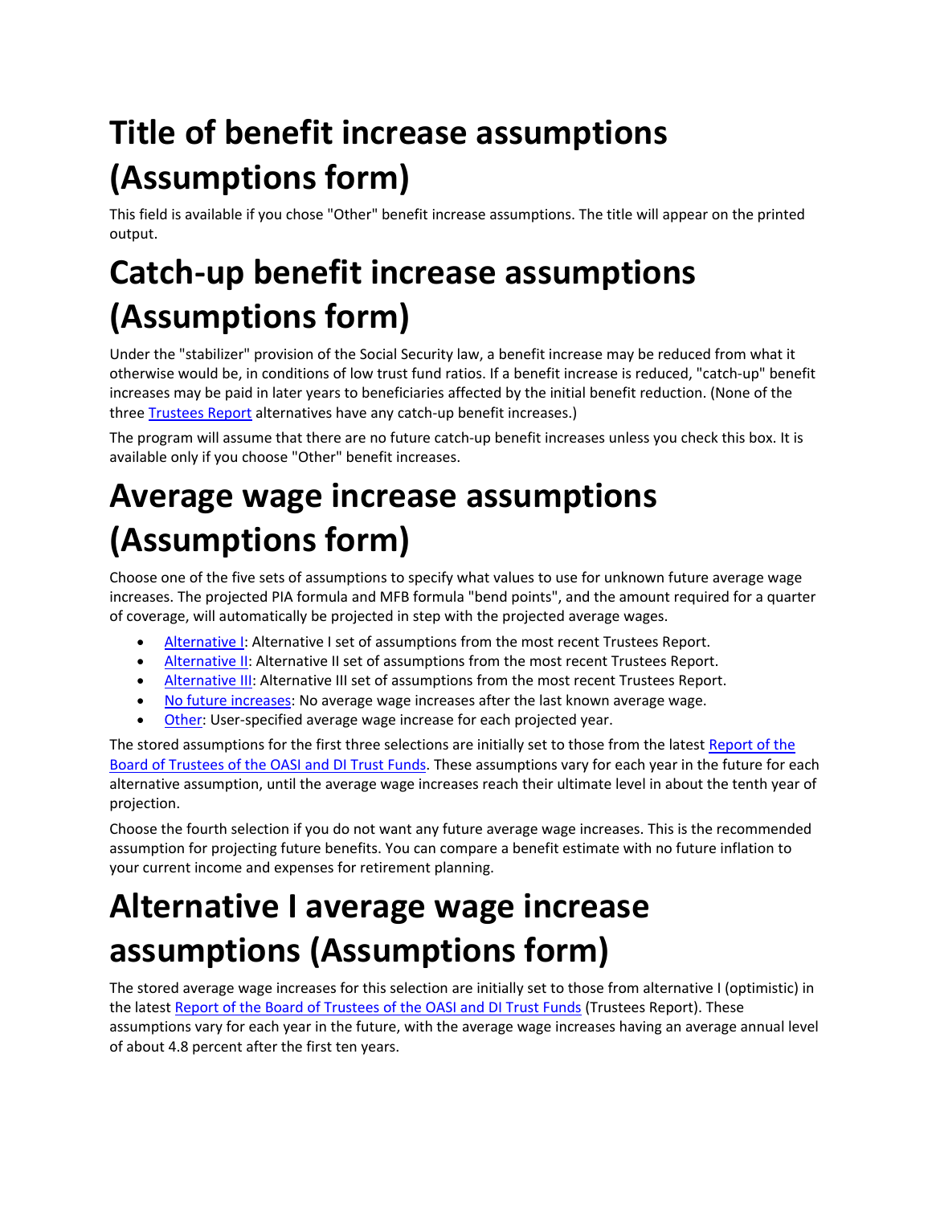# Title of benefit increase assumptions (Assumptions form)

This field is available if you chose "Other" benefit increase assumptions. The title will appear on the printed output.

# Catch-up benefit increase assumptions (Assumptions form)

Under the "stabilizer" provision of the Social Security law, a benefit increase may be reduced from what it otherwise would be, in conditions of low trust fund ratios. If a benefit increase is reduced, "catch-up" benefit increases may be paid in later years to beneficiaries affected by the initial benefit reduction. (None of the three Trustees Report alternatives have any catch-up benefit increases.)

The program will assume that there are no future catch-up benefit increases unless you check this box. It is available only if you choose "Other" benefit increases.

# Average wage increase assumptions (Assumptions form)

Choose one of the five sets of assumptions to specify what values to use for unknown future average wage increases. The projected PIA formula and MFB formula "bend points", and the amount required for a quarter of coverage, will automatically be projected in step with the projected average wages.

- Alternative I: Alternative I set of assumptions from the most recent Trustees Report.
- Alternative II: Alternative II set of assumptions from the most recent Trustees Report.
- Alternative III: Alternative III set of assumptions from the most recent Trustees Report.
- No future increases: No average wage increases after the last known average wage.
- Other: User-specified average wage increase for each projected year.

The stored assumptions for the first three selections are initially set to those from the latest Report of the Board of Trustees of the OASI and DI Trust Funds. These assumptions vary for each year in the future for each alternative assumption, until the average wage increases reach their ultimate level in about the tenth year of projection.

Choose the fourth selection if you do not want any future average wage increases. This is the recommended assumption for projecting future benefits. You can compare a benefit estimate with no future inflation to your current income and expenses for retirement planning.

# Alternative I average wage increase assumptions (Assumptions form)

The stored average wage increases for this selection are initially set to those from alternative I (optimistic) in the latest Report of the Board of Trustees of the OASI and DI Trust Funds (Trustees Report). These assumptions vary for each year in the future, with the average wage increases having an average annual level of about 4.8 percent after the first ten years.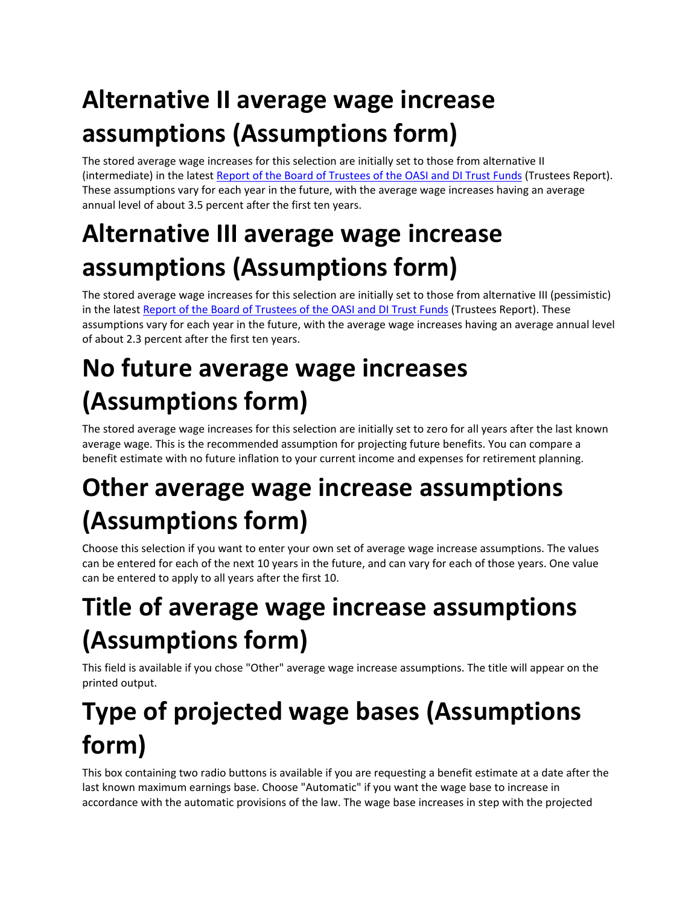# Alternative II average wage increase assumptions (Assumptions form)

The stored average wage increases for this selection are initially set to those from alternative II (intermediate) in the latest [Report of the Board of Trustees of the OASI and DI Trust Funds]() (Trustees Report). These assumptions vary for each year in the future, with the average wage increases having an average annual level of about 3.5 percent after the first ten years.

# Alternative III average wage increase assumptions (Assumptions form)

The stored average wage increases for this selection are initially set to those from alternative III (pessimistic) in the latest [Report of the Board of Trustees of the OASI and DI Trust Funds]() (Trustees Report). These assumptions vary for each year in the future, with the average wage increases having an average annual level of about 2.3 percent after the first ten years.

# No future average wage increases (Assumptions form)

The stored average wage increases for this selection are initially set to zero for all years after the last known average wage. This is the recommended assumption for projecting future benefits. You can compare a benefit estimate with no future inflation to your current income and expenses for retirement planning.

# Other average wage increase assumptions (Assumptions form)

Choose this selection if you want to enter your own set of average wage increase assumptions. The values can be entered for each of the next 10 years in the future, and can vary for each of those years. One value can be entered to apply to all years after the first 10.

# Title of average wage increase assumptions (Assumptions form)

This field is available if you chose "Other" average wage increase assumptions. The title will appear on the printed output.

# Type of projected wage bases (Assumptions form)

This box containing two radio buttons is available if you are requesting a benefit estimate at a date after the last known maximum earnings base. Choose "Automatic" if you want the wage base to increase in accordance with the automatic provisions of the law. The wage base increases in step with the projected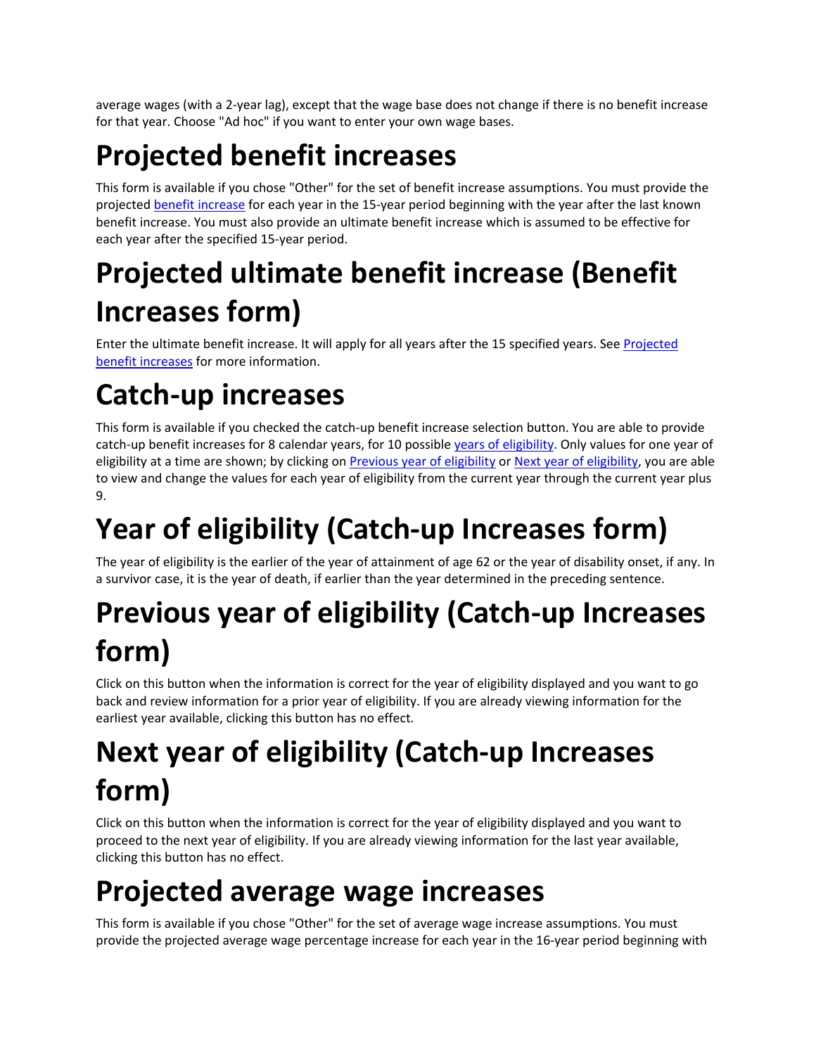average wages (with a 2-year lag), except that the wage base does not change if there is no benefit increase for that year. Choose "Ad hoc" if you want to enter your own wage bases.

# Projected benefit increases

This form is available if you chose "Other" for the set of benefit increase assumptions. You must provide the projected benefit increase for each year in the 15-year period beginning with the year after the last known benefit increase. You must also provide an ultimate benefit increase which is assumed to be effective for each year after the specified 15-year period.

# Projected ultimate benefit increase (Benefit Increases form)

Enter the ultimate benefit increase. It will apply for all years after the 15 specified years. See Projected benefit increases for more information.

# Catch-up increases

This form is available if you checked the catch-up benefit increase selection button. You are able to provide catch-up benefit increases for 8 calendar years, for 10 possible years of eligibility. Only values for one year of eligibility at a time are shown; by clicking on Previous year of eligibility or Next year of eligibility, you are able to view and change the values for each year of eligibility from the current year through the current year plus 9.

# Year of eligibility (Catch-up Increases form)

The year of eligibility is the earlier of the year of attainment of age 62 or the year of disability onset, if any. In a survivor case, it is the year of death, if earlier than the year determined in the preceding sentence.

# Previous year of eligibility (Catch-up Increases form)

Click on this button when the information is correct for the year of eligibility displayed and you want to go back and review information for a prior year of eligibility. If you are already viewing information for the earliest year available, clicking this button has no effect.

# Next year of eligibility (Catch-up Increases form)

Click on this button when the information is correct for the year of eligibility displayed and you want to proceed to the next year of eligibility. If you are already viewing information for the last year available, clicking this button has no effect.

# Projected average wage increases

This form is available if you chose "Other" for the set of average wage increase assumptions. You must provide the projected average wage percentage increase for each year in the 16-year period beginning with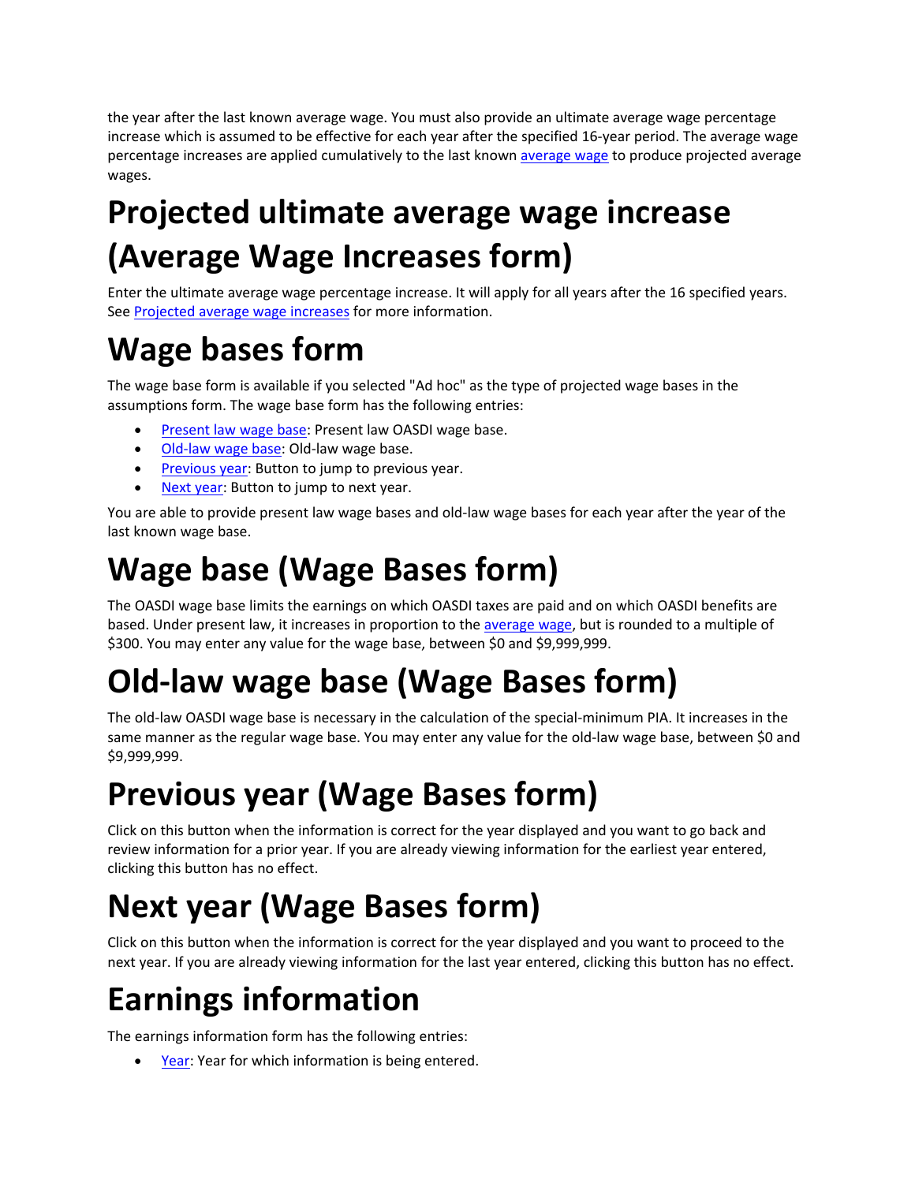the year after the last known average wage. You must also provide an ultimate average wage percentage increase which is assumed to be effective for each year after the specified 16-year period. The average wage percentage increases are applied cumulatively to the last known average wage to produce projected average wages.

# Projected ultimate average wage increase (Average Wage Increases form)

Enter the ultimate average wage percentage increase. It will apply for all years after the 16 specified years. See Projected average wage increases for more information.

# Wage bases form

The wage base form is available if you selected "Ad hoc" as the type of projected wage bases in the assumptions form. The wage base form has the following entries:

- Present law wage base: Present law OASDI wage base.
- Old-law wage base: Old-law wage base.
- Previous year: Button to jump to previous year.
- Next year: Button to jump to next year.

You are able to provide present law wage bases and old-law wage bases for each year after the year of the last known wage base.

# Wage base (Wage Bases form)

The OASDI wage base limits the earnings on which OASDI taxes are paid and on which OASDI benefits are based. Under present law, it increases in proportion to the average wage, but is rounded to a multiple of $300. You may enter any value for the wage base, between $0 and $9,999,999.

# Old-law wage base (Wage Bases form)

The old-law OASDI wage base is necessary in the calculation of the special-minimum PIA. It increases in the same manner as the regular wage base. You may enter any value for the old-law wage base, between $0 and $9,999,999.

# Previous year (Wage Bases form)

Click on this button when the information is correct for the year displayed and you want to go back and review information for a prior year. If you are already viewing information for the earliest year entered, clicking this button has no effect.

# Next year (Wage Bases form)

Click on this button when the information is correct for the year displayed and you want to proceed to the next year. If you are already viewing information for the last year entered, clicking this button has no effect.

# Earnings information

The earnings information form has the following entries:

- Year: Year for which information is being entered.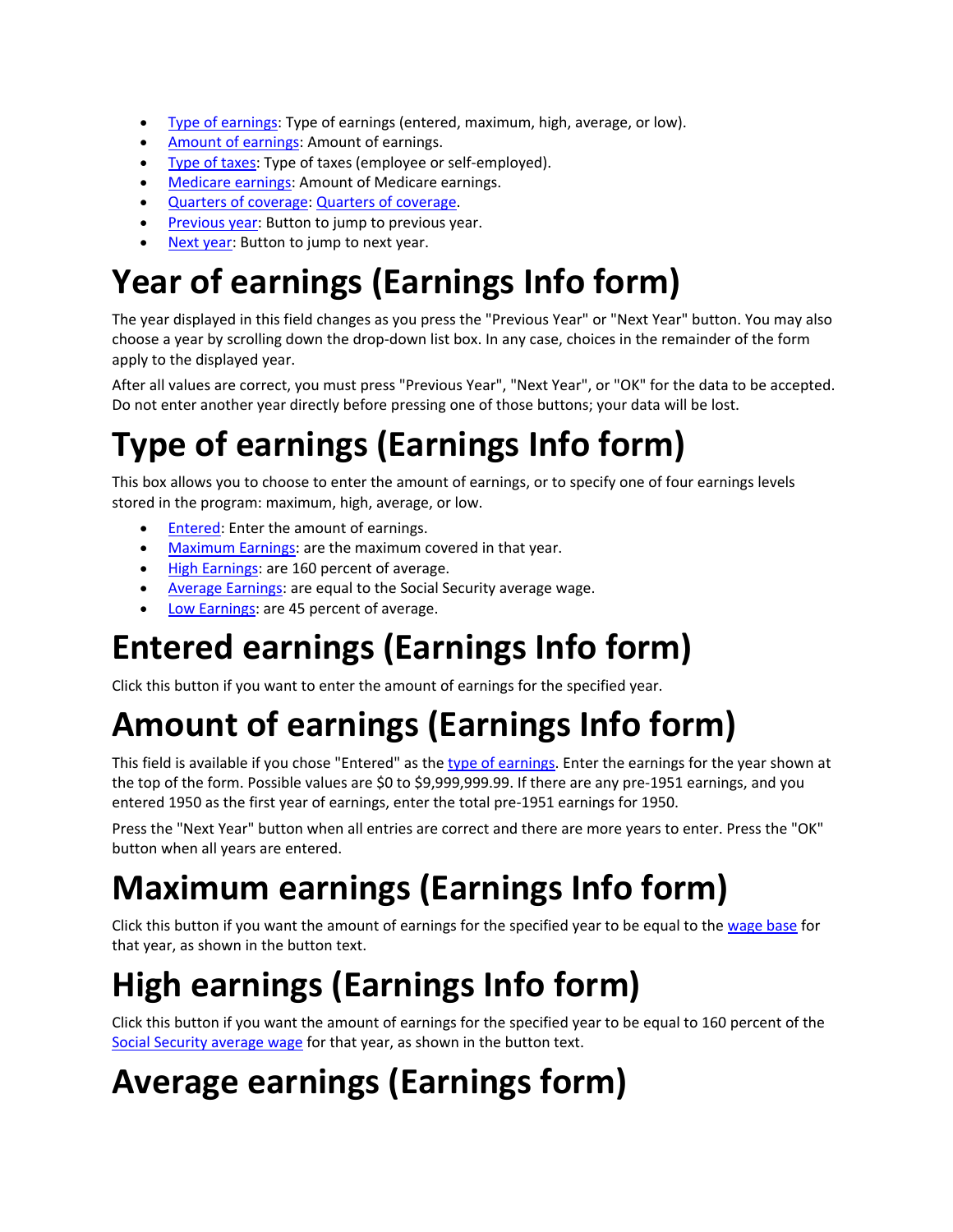- Type of earnings: Type of earnings (entered, maximum, high, average, or low).
- Amount of earnings: Amount of earnings.
- Type of taxes: Type of taxes (employee or self-employed).
- Medicare earnings: Amount of Medicare earnings.
- Quarters of coverage: Quarters of coverage.
- Previous year: Button to jump to previous year.
- Next year: Button to jump to next year.

# Year of earnings (Earnings Info form)

The year displayed in this field changes as you press the "Previous Year" or "Next Year" button. You may also choose a year by scrolling down the drop-down list box. In any case, choices in the remainder of the form apply to the displayed year.

After all values are correct, you must press "Previous Year", "Next Year", or "OK" for the data to be accepted. Do not enter another year directly before pressing one of those buttons; your data will be lost.

# Type of earnings (Earnings Info form)

This box allows you to choose to enter the amount of earnings, or to specify one of four earnings levels stored in the program: maximum, high, average, or low.

- Entered: Enter the amount of earnings.
- Maximum Earnings: are the maximum covered in that year.
- High Earnings: are 160 percent of average.
- Average Earnings: are equal to the Social Security average wage.
- Low Earnings: are 45 percent of average.

# Entered earnings (Earnings Info form)

Click this button if you want to enter the amount of earnings for the specified year.

# Amount of earnings (Earnings Info form)

This field is available if you chose "Entered" as the type of earnings. Enter the earnings for the year shown at the top of the form. Possible values are $0 to $9,999,999.99. If there are any pre-1951 earnings, and you entered 1950 as the first year of earnings, enter the total pre-1951 earnings for 1950.

Press the "Next Year" button when all entries are correct and there are more years to enter. Press the "OK" button when all years are entered.

# Maximum earnings (Earnings Info form)

Click this button if you want the amount of earnings for the specified year to be equal to the wage base for that year, as shown in the button text.

# High earnings (Earnings Info form)

Click this button if you want the amount of earnings for the specified year to be equal to 160 percent of the Social Security average wage for that year, as shown in the button text.

# Average earnings (Earnings form)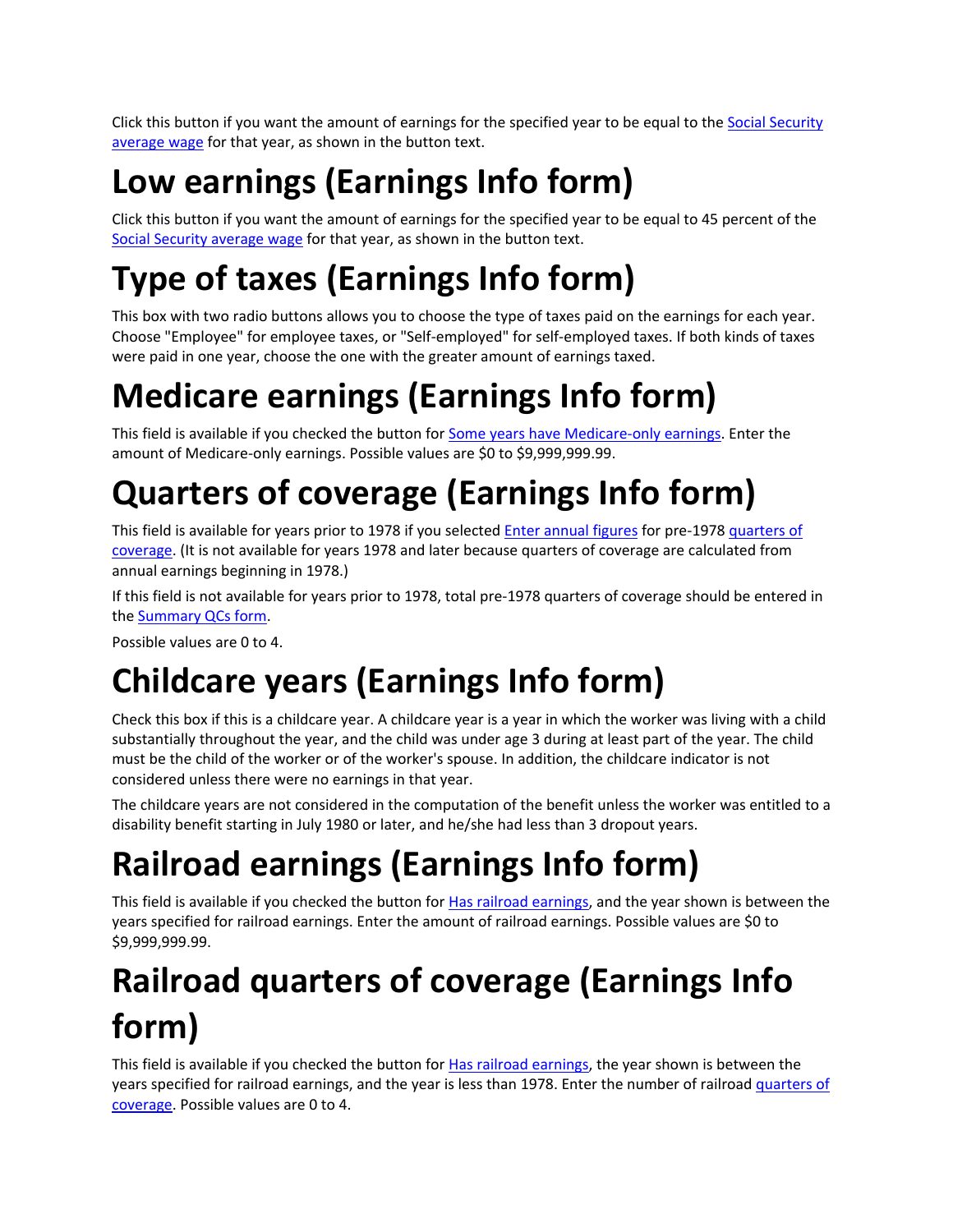Click this button if you want the amount of earnings for the specified year to be equal to the Social Security average wage for that year, as shown in the button text.

# Low earnings (Earnings Info form)

Click this button if you want the amount of earnings for the specified year to be equal to 45 percent of the Social Security average wage for that year, as shown in the button text.

# Type of taxes (Earnings Info form)

This box with two radio buttons allows you to choose the type of taxes paid on the earnings for each year. Choose "Employee" for employee taxes, or "Self-employed" for self-employed taxes. If both kinds of taxes were paid in one year, choose the one with the greater amount of earnings taxed.

# Medicare earnings (Earnings Info form)

This field is available if you checked the button for Some years have Medicare-only earnings. Enter the amount of Medicare-only earnings. Possible values are $0 to $9,999,999.99.

# Quarters of coverage (Earnings Info form)

This field is available for years prior to 1978 if you selected Enter annual figures for pre-1978 quarters of coverage. (It is not available for years 1978 and later because quarters of coverage are calculated from annual earnings beginning in 1978.)

If this field is not available for years prior to 1978, total pre-1978 quarters of coverage should be entered in the Summary QCs form.

Possible values are 0 to 4.

# Childcare years (Earnings Info form)

Check this box if this is a childcare year. A childcare year is a year in which the worker was living with a child substantially throughout the year, and the child was under age 3 during at least part of the year. The child must be the child of the worker or of the worker's spouse. In addition, the childcare indicator is not considered unless there were no earnings in that year.

The childcare years are not considered in the computation of the benefit unless the worker was entitled to a disability benefit starting in July 1980 or later, and he/she had less than 3 dropout years.

# Railroad earnings (Earnings Info form)

This field is available if you checked the button for Has railroad earnings, and the year shown is between the years specified for railroad earnings. Enter the amount of railroad earnings. Possible values are $0 to $9,999,999.99.

# Railroad quarters of coverage (Earnings Info form)

This field is available if you checked the button for Has railroad earnings, the year shown is between the years specified for railroad earnings, and the year is less than 1978. Enter the number of railroad quarters of coverage. Possible values are 0 to 4.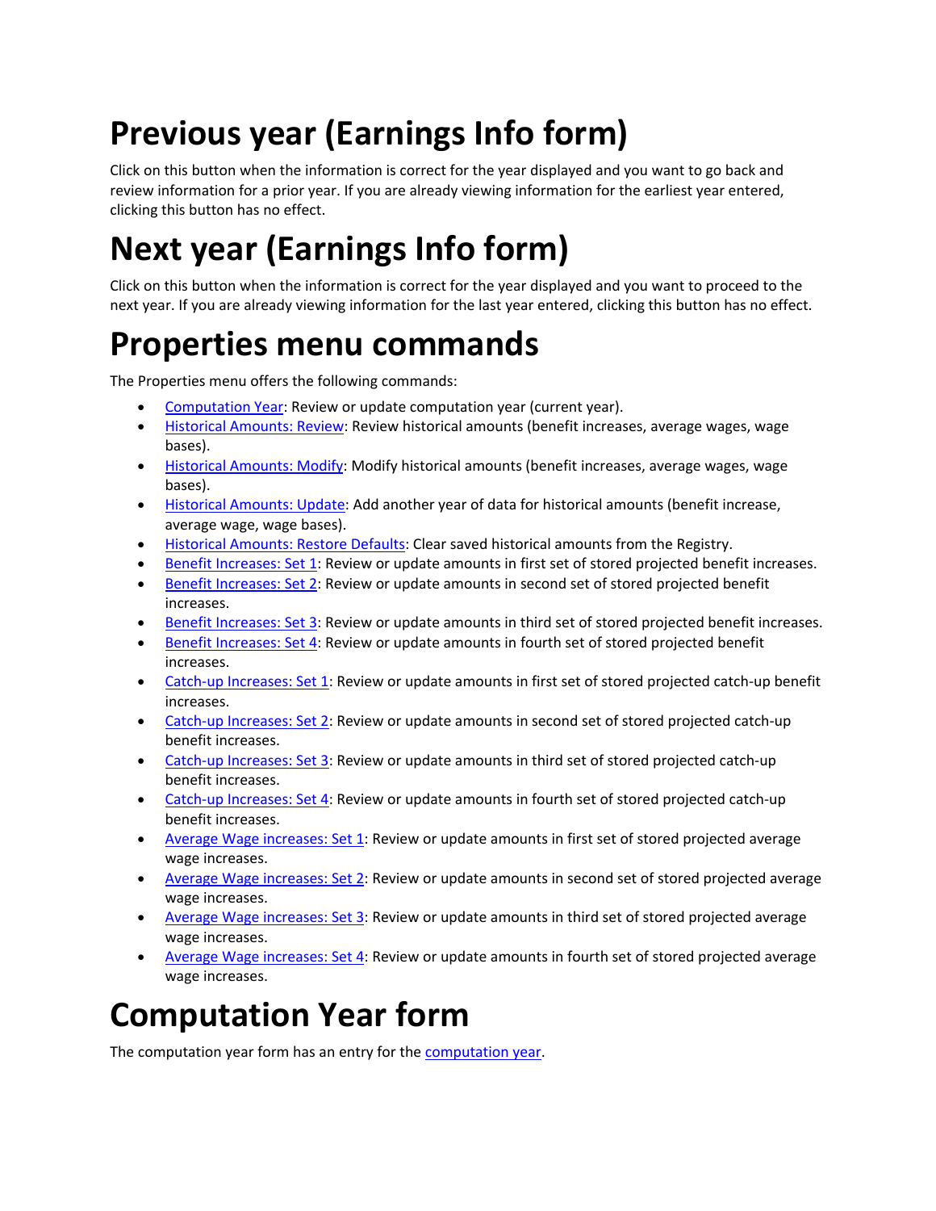# Previous year (Earnings Info form)

Click on this button when the information is correct for the year displayed and you want to go back and review information for a prior year. If you are already viewing information for the earliest year entered, clicking this button has no effect.

# Next year (Earnings Info form)

Click on this button when the information is correct for the year displayed and you want to proceed to the next year. If you are already viewing information for the last year entered, clicking this button has no effect.

# Properties menu commands

The Properties menu offers the following commands:

- Computation Year: Review or update computation year (current year).
- Historical Amounts: Review: Review historical amounts (benefit increases, average wages, wage bases).
- Historical Amounts: Modify: Modify historical amounts (benefit increases, average wages, wage bases).
- Historical Amounts: Update: Add another year of data for historical amounts (benefit increase, average wage, wage bases).
- Historical Amounts: Restore Defaults: Clear saved historical amounts from the Registry.
- Benefit Increases: Set 1: Review or update amounts in first set of stored projected benefit increases.
- Benefit Increases: Set 2: Review or update amounts in second set of stored projected benefit increases.
- Benefit Increases: Set 3: Review or update amounts in third set of stored projected benefit increases.
- Benefit Increases: Set 4: Review or update amounts in fourth set of stored projected benefit increases.
- Catch-up Increases: Set 1: Review or update amounts in first set of stored projected catch-up benefit increases.
- Catch-up Increases: Set 2: Review or update amounts in second set of stored projected catch-up benefit increases.
- Catch-up Increases: Set 3: Review or update amounts in third set of stored projected catch-up benefit increases.
- Catch-up Increases: Set 4: Review or update amounts in fourth set of stored projected catch-up benefit increases.
- Average Wage increases: Set 1: Review or update amounts in first set of stored projected average wage increases.
- Average Wage increases: Set 2: Review or update amounts in second set of stored projected average wage increases.
- Average Wage increases: Set 3: Review or update amounts in third set of stored projected average wage increases.
- Average Wage increases: Set 4: Review or update amounts in fourth set of stored projected average wage increases.

# Computation Year form

The computation year form has an entry for the computation year.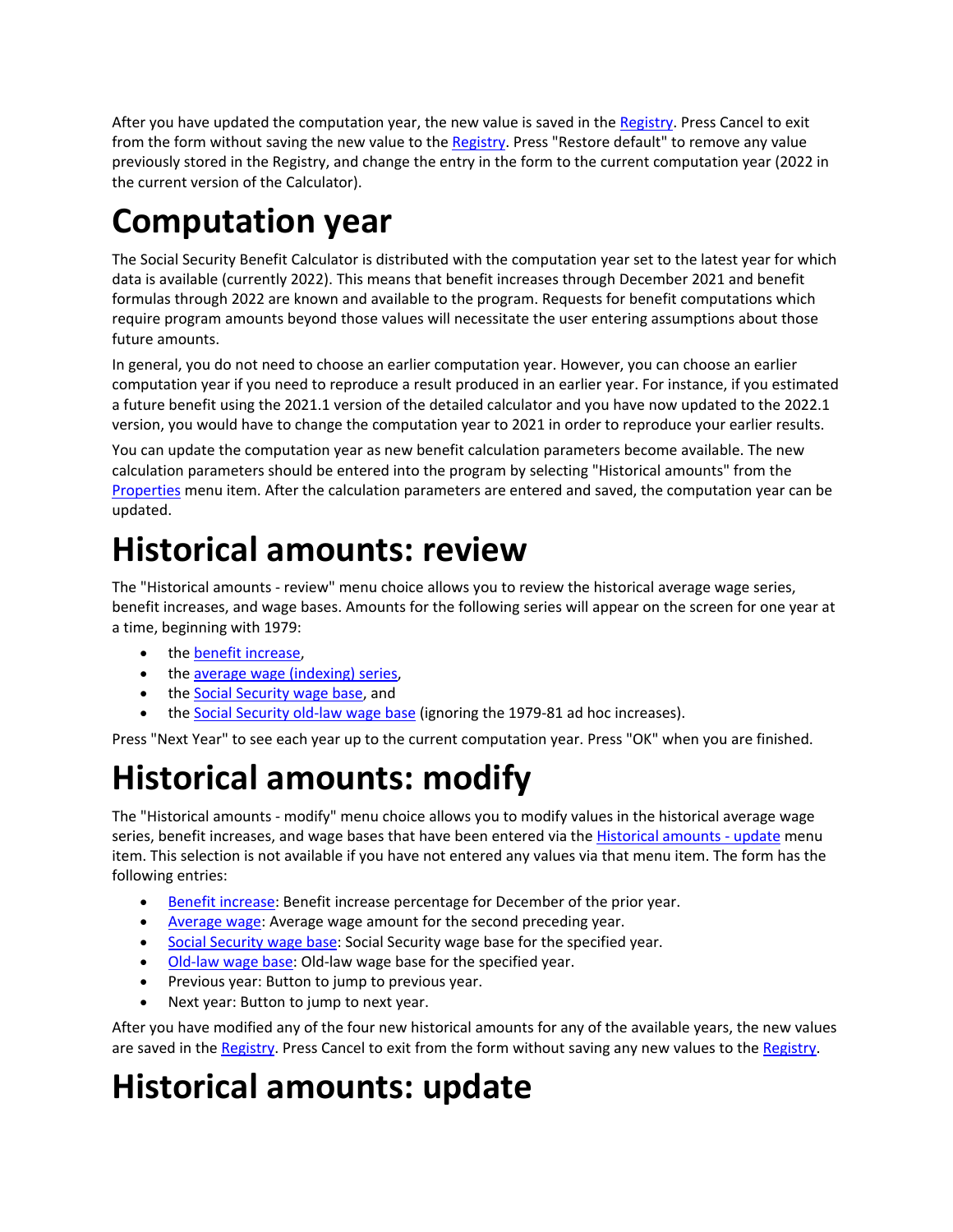After you have updated the computation year, the new value is saved in the Registry. Press Cancel to exit from the form without saving the new value to the Registry. Press "Restore default" to remove any value previously stored in the Registry, and change the entry in the form to the current computation year (2022 in the current version of the Calculator).

# Computation year

The Social Security Benefit Calculator is distributed with the computation year set to the latest year for which data is available (currently 2022). This means that benefit increases through December 2021 and benefit formulas through 2022 are known and available to the program. Requests for benefit computations which require program amounts beyond those values will necessitate the user entering assumptions about those future amounts.

In general, you do not need to choose an earlier computation year. However, you can choose an earlier computation year if you need to reproduce a result produced in an earlier year. For instance, if you estimated a future benefit using the 2021.1 version of the detailed calculator and you have now updated to the 2022.1 version, you would have to change the computation year to 2021 in order to reproduce your earlier results.

You can update the computation year as new benefit calculation parameters become available. The new calculation parameters should be entered into the program by selecting "Historical amounts" from the Properties menu item. After the calculation parameters are entered and saved, the computation year can be updated.

# Historical amounts: review

The "Historical amounts - review" menu choice allows you to review the historical average wage series, benefit increases, and wage bases. Amounts for the following series will appear on the screen for one year at a time, beginning with 1979:

- the benefit increase,
- the average wage (indexing) series,
- the Social Security wage base, and
- the Social Security old-law wage base (ignoring the 1979-81 ad hoc increases).

Press "Next Year" to see each year up to the current computation year. Press "OK" when you are finished.

# Historical amounts: modify

The "Historical amounts - modify" menu choice allows you to modify values in the historical average wage series, benefit increases, and wage bases that have been entered via the Historical amounts - update menu item. This selection is not available if you have not entered any values via that menu item. The form has the following entries:

- Benefit increase: Benefit increase percentage for December of the prior year.
- Average wage: Average wage amount for the second preceding year.
- Social Security wage base: Social Security wage base for the specified year.
- Old-law wage base: Old-law wage base for the specified year.
- Previous year: Button to jump to previous year.
- Next year: Button to jump to next year.

After you have modified any of the four new historical amounts for any of the available years, the new values are saved in the Registry. Press Cancel to exit from the form without saving any new values to the Registry.

# Historical amounts: update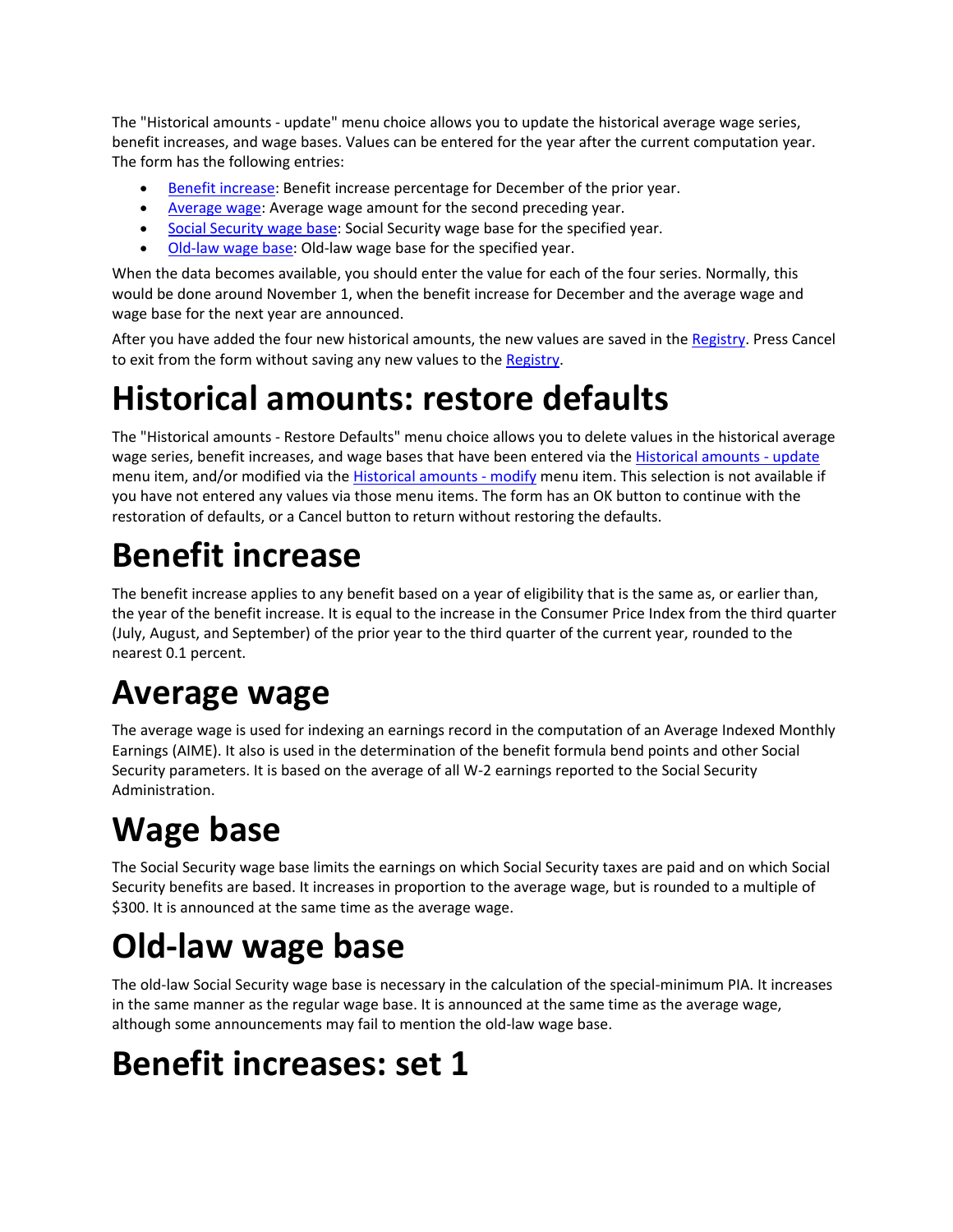The "Historical amounts - update" menu choice allows you to update the historical average wage series, benefit increases, and wage bases. Values can be entered for the year after the current computation year. The form has the following entries:

- Benefit increase: Benefit increase percentage for December of the prior year.
- Average wage: Average wage amount for the second preceding year.
- Social Security wage base: Social Security wage base for the specified year.
- Old-law wage base: Old-law wage base for the specified year.

When the data becomes available, you should enter the value for each of the four series. Normally, this would be done around November 1, when the benefit increase for December and the average wage and wage base for the next year are announced.

After you have added the four new historical amounts, the new values are saved in the Registry. Press Cancel to exit from the form without saving any new values to the Registry.

# Historical amounts: restore defaults

The "Historical amounts - Restore Defaults" menu choice allows you to delete values in the historical average wage series, benefit increases, and wage bases that have been entered via the Historical amounts - update menu item, and/or modified via the Historical amounts - modify menu item. This selection is not available if you have not entered any values via those menu items. The form has an OK button to continue with the restoration of defaults, or a Cancel button to return without restoring the defaults.

# Benefit increase

The benefit increase applies to any benefit based on a year of eligibility that is the same as, or earlier than, the year of the benefit increase. It is equal to the increase in the Consumer Price Index from the third quarter (July, August, and September) of the prior year to the third quarter of the current year, rounded to the nearest 0.1 percent.

# Average wage

The average wage is used for indexing an earnings record in the computation of an Average Indexed Monthly Earnings (AIME). It also is used in the determination of the benefit formula bend points and other Social Security parameters. It is based on the average of all W-2 earnings reported to the Social Security Administration.

# Wage base

The Social Security wage base limits the earnings on which Social Security taxes are paid and on which Social Security benefits are based. It increases in proportion to the average wage, but is rounded to a multiple of $300. It is announced at the same time as the average wage.

# Old-law wage base

The old-law Social Security wage base is necessary in the calculation of the special-minimum PIA. It increases in the same manner as the regular wage base. It is announced at the same time as the average wage, although some announcements may fail to mention the old-law wage base.

# Benefit increases: set 1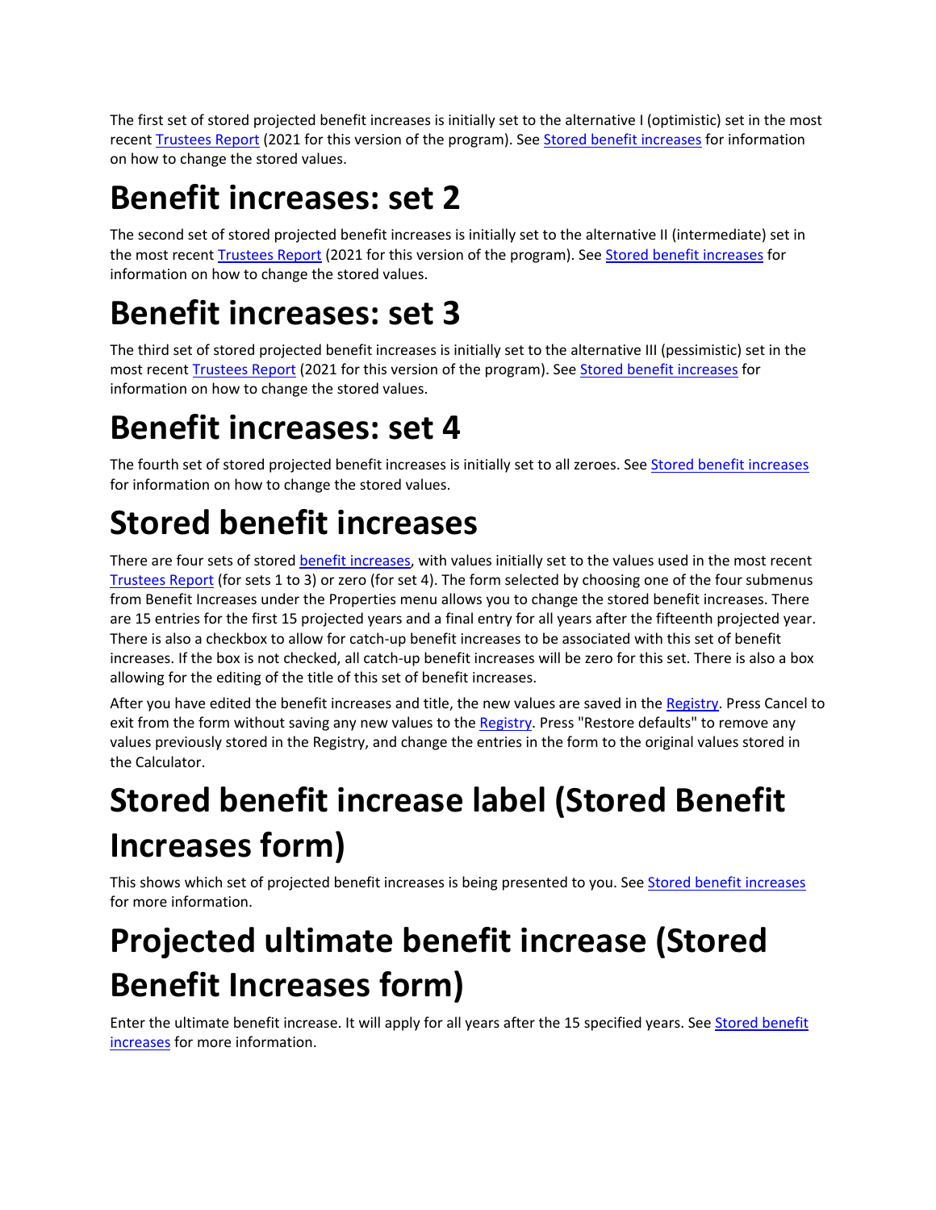The first set of stored projected benefit increases is initially set to the alternative I (optimistic) set in the most recent Trustees Report (2021 for this version of the program). See Stored benefit increases for information on how to change the stored values.

# Benefit increases: set 2

The second set of stored projected benefit increases is initially set to the alternative II (intermediate) set in the most recent Trustees Report (2021 for this version of the program). See Stored benefit increases for information on how to change the stored values.

# Benefit increases: set 3

The third set of stored projected benefit increases is initially set to the alternative III (pessimistic) set in the most recent Trustees Report (2021 for this version of the program). See Stored benefit increases for information on how to change the stored values.

# Benefit increases: set 4

The fourth set of stored projected benefit increases is initially set to all zeroes. See Stored benefit increases for information on how to change the stored values.

# Stored benefit increases

There are four sets of stored benefit increases, with values initially set to the values used in the most recent Trustees Report (for sets 1 to 3) or zero (for set 4). The form selected by choosing one of the four submenus from Benefit Increases under the Properties menu allows you to change the stored benefit increases. There are 15 entries for the first 15 projected years and a final entry for all years after the fifteenth projected year. There is also a checkbox to allow for catch-up benefit increases to be associated with this set of benefit increases. If the box is not checked, all catch-up benefit increases will be zero for this set. There is also a box allowing for the editing of the title of this set of benefit increases.

After you have edited the benefit increases and title, the new values are saved in the Registry. Press Cancel to exit from the form without saving any new values to the Registry. Press "Restore defaults" to remove any values previously stored in the Registry, and change the entries in the form to the original values stored in the Calculator.

# Stored benefit increase label (Stored Benefit Increases form)

This shows which set of projected benefit increases is being presented to you. See Stored benefit increases for more information.

# Projected ultimate benefit increase (Stored Benefit Increases form)

Enter the ultimate benefit increase. It will apply for all years after the 15 specified years. See Stored benefit increases for more information.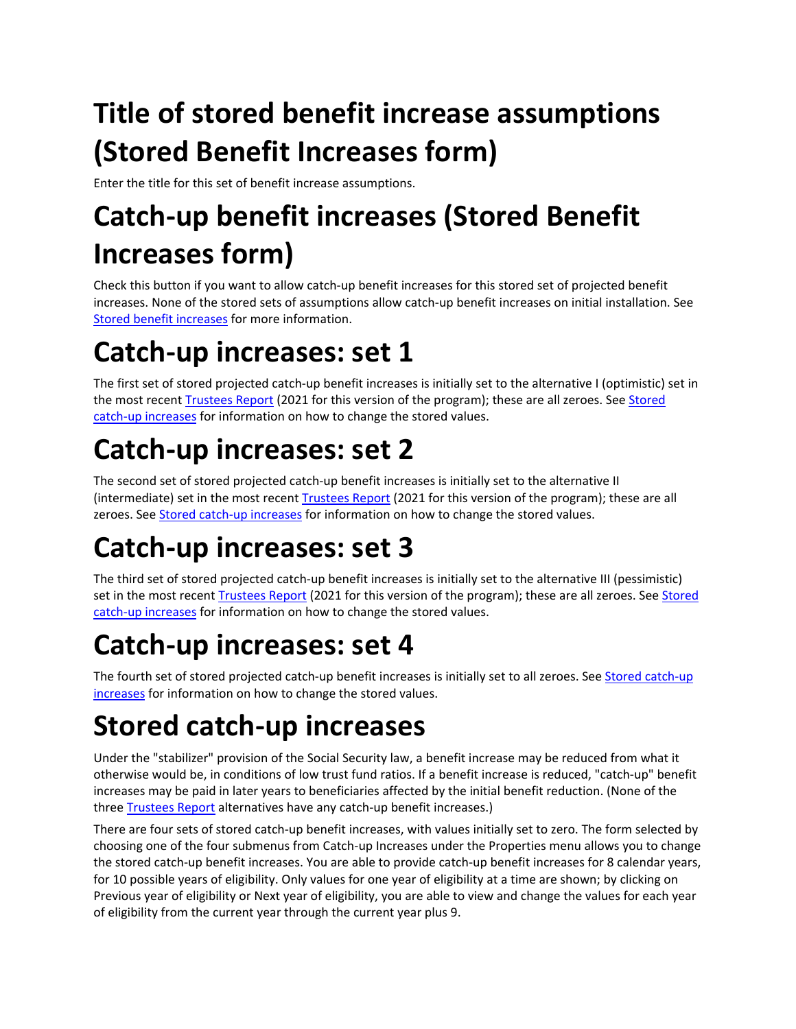# Title of stored benefit increase assumptions (Stored Benefit Increases form)

Enter the title for this set of benefit increase assumptions.

# Catch-up benefit increases (Stored Benefit Increases form)

Check this button if you want to allow catch-up benefit increases for this stored set of projected benefit increases. None of the stored sets of assumptions allow catch-up benefit increases on initial installation. See Stored benefit increases for more information.

# Catch-up increases: set 1

The first set of stored projected catch-up benefit increases is initially set to the alternative I (optimistic) set in the most recent Trustees Report (2021 for this version of the program); these are all zeroes. See Stored catch-up increases for information on how to change the stored values.

# Catch-up increases: set 2

The second set of stored projected catch-up benefit increases is initially set to the alternative II (intermediate) set in the most recent Trustees Report (2021 for this version of the program); these are all zeroes. See Stored catch-up increases for information on how to change the stored values.

# Catch-up increases: set 3

The third set of stored projected catch-up benefit increases is initially set to the alternative III (pessimistic) set in the most recent Trustees Report (2021 for this version of the program); these are all zeroes. See Stored catch-up increases for information on how to change the stored values.

# Catch-up increases: set 4

The fourth set of stored projected catch-up benefit increases is initially set to all zeroes. See Stored catch-up increases for information on how to change the stored values.

# Stored catch-up increases

Under the "stabilizer" provision of the Social Security law, a benefit increase may be reduced from what it otherwise would be, in conditions of low trust fund ratios. If a benefit increase is reduced, "catch-up" benefit increases may be paid in later years to beneficiaries affected by the initial benefit reduction. (None of the three Trustees Report alternatives have any catch-up benefit increases.)

There are four sets of stored catch-up benefit increases, with values initially set to zero. The form selected by choosing one of the four submenus from Catch-up Increases under the Properties menu allows you to change the stored catch-up benefit increases. You are able to provide catch-up benefit increases for 8 calendar years, for 10 possible years of eligibility. Only values for one year of eligibility at a time are shown; by clicking on Previous year of eligibility or Next year of eligibility, you are able to view and change the values for each year of eligibility from the current year through the current year plus 9.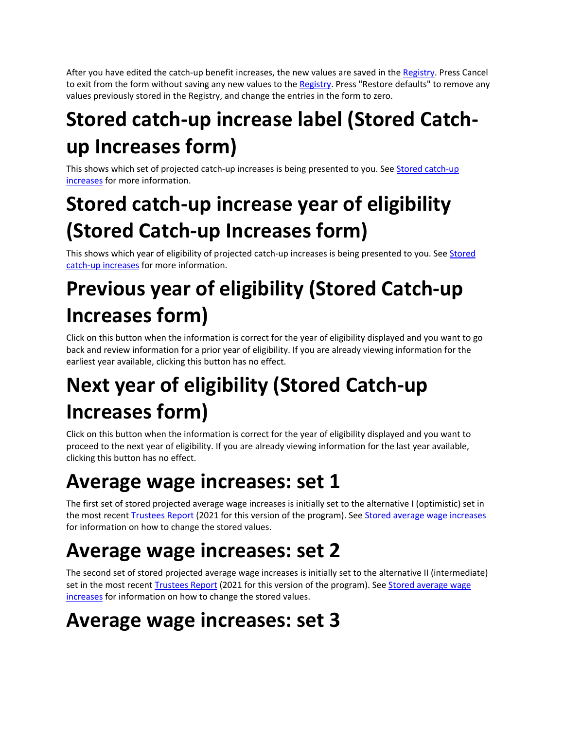After you have edited the catch-up benefit increases, the new values are saved in the Registry. Press Cancel to exit from the form without saving any new values to the Registry. Press "Restore defaults" to remove any values previously stored in the Registry, and change the entries in the form to zero.

# Stored catch-up increase label (Stored Catch-up Increases form)

This shows which set of projected catch-up increases is being presented to you. See Stored catch-up increases for more information.

# Stored catch-up increase year of eligibility (Stored Catch-up Increases form)

This shows which year of eligibility of projected catch-up increases is being presented to you. See Stored catch-up increases for more information.

# Previous year of eligibility (Stored Catch-up Increases form)

Click on this button when the information is correct for the year of eligibility displayed and you want to go back and review information for a prior year of eligibility. If you are already viewing information for the earliest year available, clicking this button has no effect.

# Next year of eligibility (Stored Catch-up Increases form)

Click on this button when the information is correct for the year of eligibility displayed and you want to proceed to the next year of eligibility. If you are already viewing information for the last year available, clicking this button has no effect.

# Average wage increases: set 1

The first set of stored projected average wage increases is initially set to the alternative I (optimistic) set in the most recent Trustees Report (2021 for this version of the program). See Stored average wage increases for information on how to change the stored values.

# Average wage increases: set 2

The second set of stored projected average wage increases is initially set to the alternative II (intermediate) set in the most recent Trustees Report (2021 for this version of the program). See Stored average wage increases for information on how to change the stored values.

# Average wage increases: set 3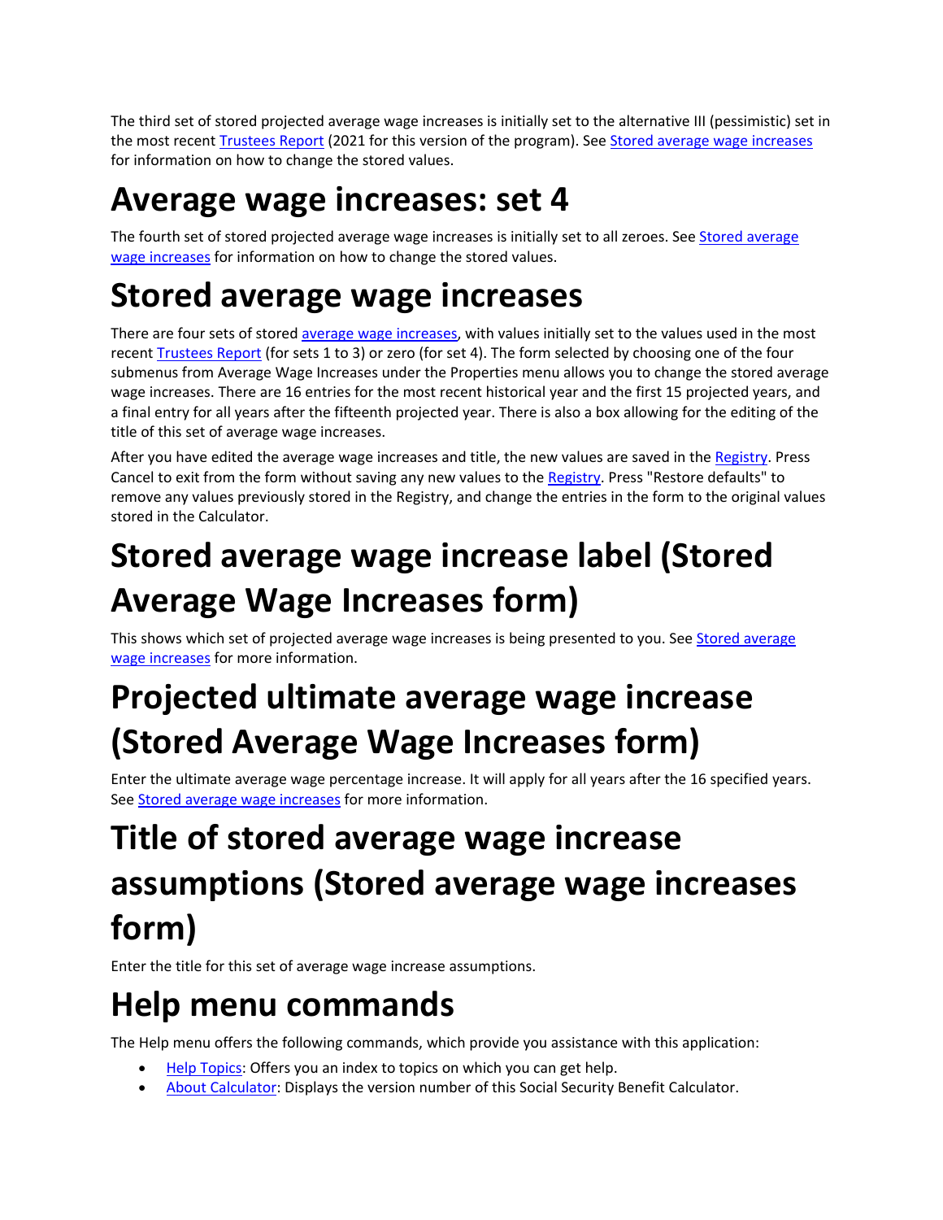The third set of stored projected average wage increases is initially set to the alternative III (pessimistic) set in the most recent Trustees Report (2021 for this version of the program). See Stored average wage increases for information on how to change the stored values.

# Average wage increases: set 4

The fourth set of stored projected average wage increases is initially set to all zeroes. See Stored average wage increases for information on how to change the stored values.

# Stored average wage increases

There are four sets of stored average wage increases, with values initially set to the values used in the most recent Trustees Report (for sets 1 to 3) or zero (for set 4). The form selected by choosing one of the four submenus from Average Wage Increases under the Properties menu allows you to change the stored average wage increases. There are 16 entries for the most recent historical year and the first 15 projected years, and a final entry for all years after the fifteenth projected year. There is also a box allowing for the editing of the title of this set of average wage increases.

After you have edited the average wage increases and title, the new values are saved in the Registry. Press Cancel to exit from the form without saving any new values to the Registry. Press "Restore defaults" to remove any values previously stored in the Registry, and change the entries in the form to the original values stored in the Calculator.

# Stored average wage increase label (Stored Average Wage Increases form)

This shows which set of projected average wage increases is being presented to you. See Stored average wage increases for more information.

# Projected ultimate average wage increase (Stored Average Wage Increases form)

Enter the ultimate average wage percentage increase. It will apply for all years after the 16 specified years. See Stored average wage increases for more information.

# Title of stored average wage increase assumptions (Stored average wage increases form)

Enter the title for this set of average wage increase assumptions.

# Help menu commands

The Help menu offers the following commands, which provide you assistance with this application:

- Help Topics: Offers you an index to topics on which you can get help.
- About Calculator: Displays the version number of this Social Security Benefit Calculator.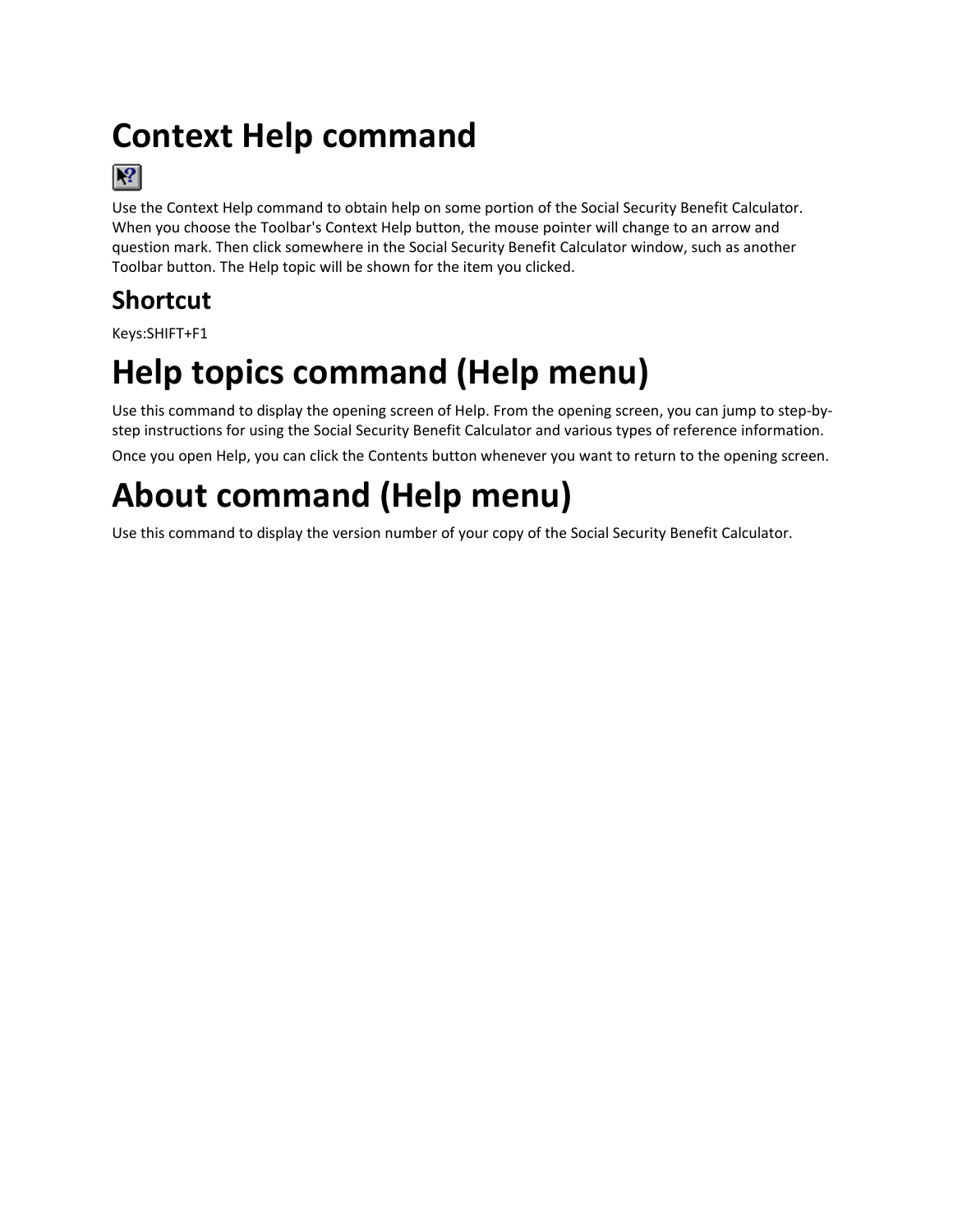# Context Help command

Use the Context Help command to obtain help on some portion of the Social Security Benefit Calculator. When you choose the Toolbar's Context Help button, the mouse pointer will change to an arrow and question mark. Then click somewhere in the Social Security Benefit Calculator window, such as another Toolbar button. The Help topic will be shown for the item you clicked.

## Shortcut

Keys:SHIFT+F1

# Help topics command (Help menu)

Use this command to display the opening screen of Help. From the opening screen, you can jump to step-by-step instructions for using the Social Security Benefit Calculator and various types of reference information.

Once you open Help, you can click the Contents button whenever you want to return to the opening screen.

# About command (Help menu)

Use this command to display the version number of your copy of the Social Security Benefit Calculator.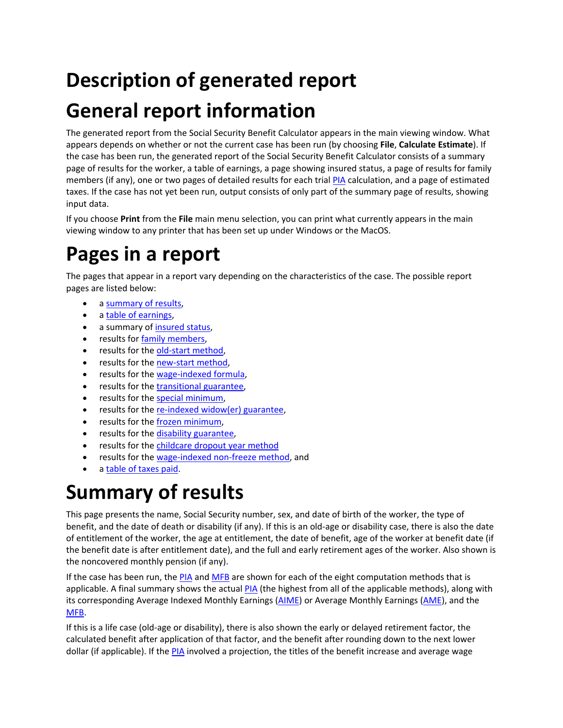# Description of generated report

# General report information

The generated report from the Social Security Benefit Calculator appears in the main viewing window. What appears depends on whether or not the current case has been run (by choosing **File**, **Calculate Estimate**). If the case has been run, the generated report of the Social Security Benefit Calculator consists of a summary page of results for the worker, a table of earnings, a page showing insured status, a page of results for family members (if any), one or two pages of detailed results for each trial PIA calculation, and a page of estimated taxes. If the case has not yet been run, output consists of only part of the summary page of results, showing input data.

If you choose **Print** from the **File** main menu selection, you can print what currently appears in the main viewing window to any printer that has been set up under Windows or the MacOS.

# Pages in a report

The pages that appear in a report vary depending on the characteristics of the case. The possible report pages are listed below:

- a summary of results,
- a table of earnings,
- a summary of insured status,
- results for family members,
- results for the old-start method,
- results for the new-start method,
- results for the wage-indexed formula,
- results for the transitional guarantee,
- results for the special minimum,
- results for the re-indexed widow(er) guarantee,
- results for the frozen minimum,
- results for the disability guarantee,
- results for the childcare dropout year method
- results for the wage-indexed non-freeze method, and
- a table of taxes paid.

# Summary of results

This page presents the name, Social Security number, sex, and date of birth of the worker, the type of benefit, and the date of death or disability (if any). If this is an old-age or disability case, there is also the date of entitlement of the worker, the age at entitlement, the date of benefit, age of the worker at benefit date (if the benefit date is after entitlement date), and the full and early retirement ages of the worker. Also shown is the noncovered monthly pension (if any).

If the case has been run, the PIA and MFB are shown for each of the eight computation methods that is applicable. A final summary shows the actual PIA (the highest from all of the applicable methods), along with its corresponding Average Indexed Monthly Earnings (AIME) or Average Monthly Earnings (AME), and the MFB.

If this is a life case (old-age or disability), there is also shown the early or delayed retirement factor, the calculated benefit after application of that factor, and the benefit after rounding down to the next lower dollar (if applicable). If the PIA involved a projection, the titles of the benefit increase and average wage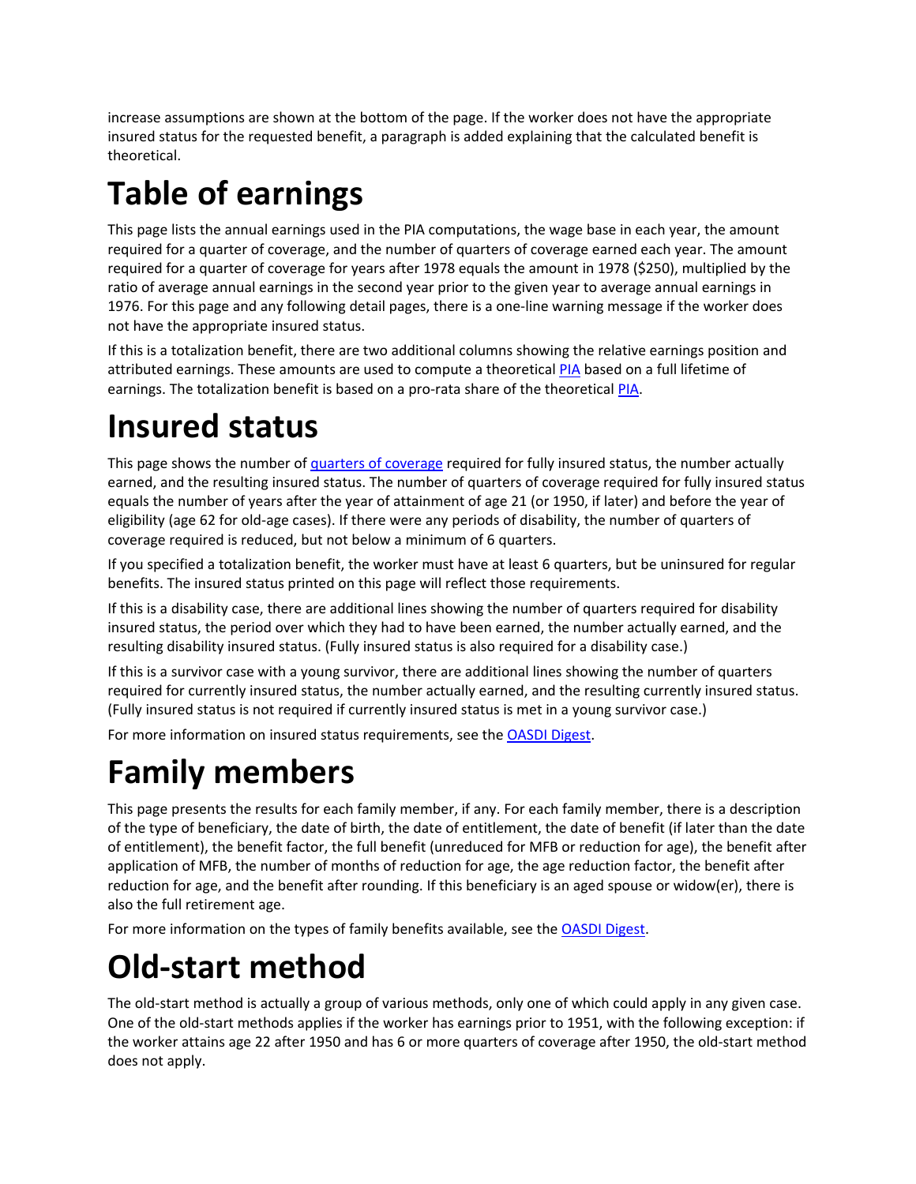increase assumptions are shown at the bottom of the page. If the worker does not have the appropriate insured status for the requested benefit, a paragraph is added explaining that the calculated benefit is theoretical.

# Table of earnings

This page lists the annual earnings used in the PIA computations, the wage base in each year, the amount required for a quarter of coverage, and the number of quarters of coverage earned each year. The amount required for a quarter of coverage for years after 1978 equals the amount in 1978 ($250), multiplied by the ratio of average annual earnings in the second year prior to the given year to average annual earnings in 1976. For this page and any following detail pages, there is a one-line warning message if the worker does not have the appropriate insured status.

If this is a totalization benefit, there are two additional columns showing the relative earnings position and attributed earnings. These amounts are used to compute a theoretical PIA based on a full lifetime of earnings. The totalization benefit is based on a pro-rata share of the theoretical PIA.

# Insured status

This page shows the number of quarters of coverage required for fully insured status, the number actually earned, and the resulting insured status. The number of quarters of coverage required for fully insured status equals the number of years after the year of attainment of age 21 (or 1950, if later) and before the year of eligibility (age 62 for old-age cases). If there were any periods of disability, the number of quarters of coverage required is reduced, but not below a minimum of 6 quarters.

If you specified a totalization benefit, the worker must have at least 6 quarters, but be uninsured for regular benefits. The insured status printed on this page will reflect those requirements.

If this is a disability case, there are additional lines showing the number of quarters required for disability insured status, the period over which they had to have been earned, the number actually earned, and the resulting disability insured status. (Fully insured status is also required for a disability case.)

If this is a survivor case with a young survivor, there are additional lines showing the number of quarters required for currently insured status, the number actually earned, and the resulting currently insured status. (Fully insured status is not required if currently insured status is met in a young survivor case.)

For more information on insured status requirements, see the OASDI Digest.

# Family members

This page presents the results for each family member, if any. For each family member, there is a description of the type of beneficiary, the date of birth, the date of entitlement, the date of benefit (if later than the date of entitlement), the benefit factor, the full benefit (unreduced for MFB or reduction for age), the benefit after application of MFB, the number of months of reduction for age, the age reduction factor, the benefit after reduction for age, and the benefit after rounding. If this beneficiary is an aged spouse or widow(er), there is also the full retirement age.

For more information on the types of family benefits available, see the OASDI Digest.

# Old-start method

The old-start method is actually a group of various methods, only one of which could apply in any given case. One of the old-start methods applies if the worker has earnings prior to 1951, with the following exception: if the worker attains age 22 after 1950 and has 6 or more quarters of coverage after 1950, the old-start method does not apply.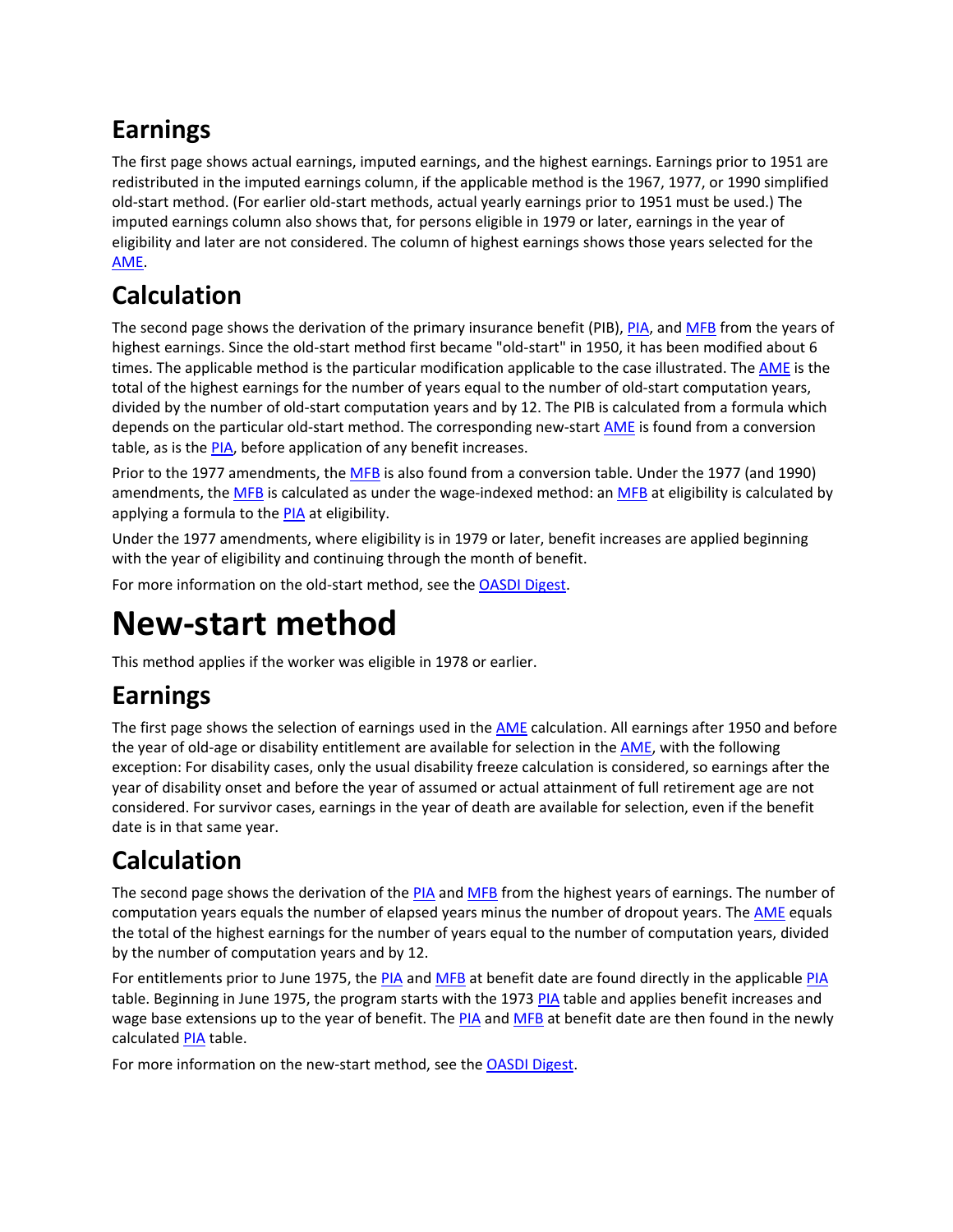## Earnings

The first page shows actual earnings, imputed earnings, and the highest earnings. Earnings prior to 1951 are redistributed in the imputed earnings column, if the applicable method is the 1967, 1977, or 1990 simplified old-start method. (For earlier old-start methods, actual yearly earnings prior to 1951 must be used.) The imputed earnings column also shows that, for persons eligible in 1979 or later, earnings in the year of eligibility and later are not considered. The column of highest earnings shows those years selected for the AME.

## Calculation

The second page shows the derivation of the primary insurance benefit (PIB), PIA, and MFB from the years of highest earnings. Since the old-start method first became "old-start" in 1950, it has been modified about 6 times. The applicable method is the particular modification applicable to the case illustrated. The AME is the total of the highest earnings for the number of years equal to the number of old-start computation years, divided by the number of old-start computation years and by 12. The PIB is calculated from a formula which depends on the particular old-start method. The corresponding new-start AME is found from a conversion table, as is the PIA, before application of any benefit increases.

Prior to the 1977 amendments, the MFB is also found from a conversion table. Under the 1977 (and 1990) amendments, the MFB is calculated as under the wage-indexed method: an MFB at eligibility is calculated by applying a formula to the PIA at eligibility.

Under the 1977 amendments, where eligibility is in 1979 or later, benefit increases are applied beginning with the year of eligibility and continuing through the month of benefit.

For more information on the old-start method, see the OASDI Digest.

# New-start method

This method applies if the worker was eligible in 1978 or earlier.

## Earnings

The first page shows the selection of earnings used in the AME calculation. All earnings after 1950 and before the year of old-age or disability entitlement are available for selection in the AME, with the following exception: For disability cases, only the usual disability freeze calculation is considered, so earnings after the year of disability onset and before the year of assumed or actual attainment of full retirement age are not considered. For survivor cases, earnings in the year of death are available for selection, even if the benefit date is in that same year.

## Calculation

The second page shows the derivation of the PIA and MFB from the highest years of earnings. The number of computation years equals the number of elapsed years minus the number of dropout years. The AME equals the total of the highest earnings for the number of years equal to the number of computation years, divided by the number of computation years and by 12.

For entitlements prior to June 1975, the PIA and MFB at benefit date are found directly in the applicable PIA table. Beginning in June 1975, the program starts with the 1973 PIA table and applies benefit increases and wage base extensions up to the year of benefit. The PIA and MFB at benefit date are then found in the newly calculated PIA table.

For more information on the new-start method, see the OASDI Digest.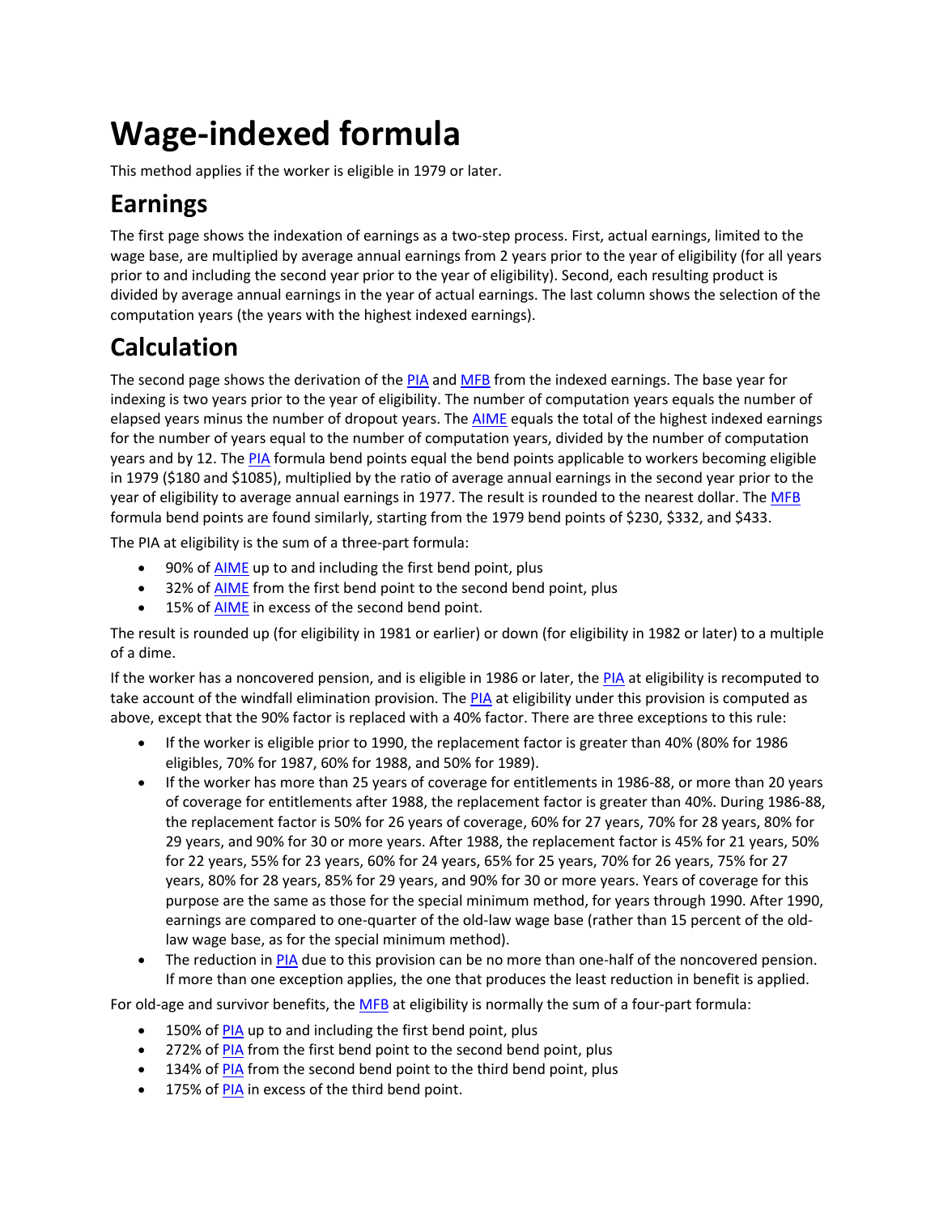# Wage-indexed formula

This method applies if the worker is eligible in 1979 or later.

# Earnings

The first page shows the indexation of earnings as a two-step process. First, actual earnings, limited to the wage base, are multiplied by average annual earnings from 2 years prior to the year of eligibility (for all years prior to and including the second year prior to the year of eligibility). Second, each resulting product is divided by average annual earnings in the year of actual earnings. The last column shows the selection of the computation years (the years with the highest indexed earnings).

# Calculation

The second page shows the derivation of the PIA and MFB from the indexed earnings. The base year for indexing is two years prior to the year of eligibility. The number of computation years equals the number of elapsed years minus the number of dropout years. The AIME equals the total of the highest indexed earnings for the number of years equal to the number of computation years, divided by the number of computation years and by 12. The PIA formula bend points equal the bend points applicable to workers becoming eligible in 1979 ($180 and $1085), multiplied by the ratio of average annual earnings in the second year prior to the year of eligibility to average annual earnings in 1977. The result is rounded to the nearest dollar. The MFB formula bend points are found similarly, starting from the 1979 bend points of $230, $332, and $433.

The PIA at eligibility is the sum of a three-part formula:

- 90% of AIME up to and including the first bend point, plus
- 32% of AIME from the first bend point to the second bend point, plus
- 15% of AIME in excess of the second bend point.

The result is rounded up (for eligibility in 1981 or earlier) or down (for eligibility in 1982 or later) to a multiple of a dime.

If the worker has a noncovered pension, and is eligible in 1986 or later, the PIA at eligibility is recomputed to take account of the windfall elimination provision. The PIA at eligibility under this provision is computed as above, except that the 90% factor is replaced with a 40% factor. There are three exceptions to this rule:

- If the worker is eligible prior to 1990, the replacement factor is greater than 40% (80% for 1986 eligibles, 70% for 1987, 60% for 1988, and 50% for 1989).
- If the worker has more than 25 years of coverage for entitlements in 1986-88, or more than 20 years of coverage for entitlements after 1988, the replacement factor is greater than 40%. During 1986-88, the replacement factor is 50% for 26 years of coverage, 60% for 27 years, 70% for 28 years, 80% for 29 years, and 90% for 30 or more years. After 1988, the replacement factor is 45% for 21 years, 50% for 22 years, 55% for 23 years, 60% for 24 years, 65% for 25 years, 70% for 26 years, 75% for 27 years, 80% for 28 years, 85% for 29 years, and 90% for 30 or more years. Years of coverage for this purpose are the same as those for the special minimum method, for years through 1990. After 1990, earnings are compared to one-quarter of the old-law wage base (rather than 15 percent of the old-law wage base, as for the special minimum method).
- The reduction in PIA due to this provision can be no more than one-half of the noncovered pension. If more than one exception applies, the one that produces the least reduction in benefit is applied.

For old-age and survivor benefits, the MFB at eligibility is normally the sum of a four-part formula:

- 150% of PIA up to and including the first bend point, plus
- 272% of PIA from the first bend point to the second bend point, plus
- 134% of PIA from the second bend point to the third bend point, plus
- 175% of PIA in excess of the third bend point.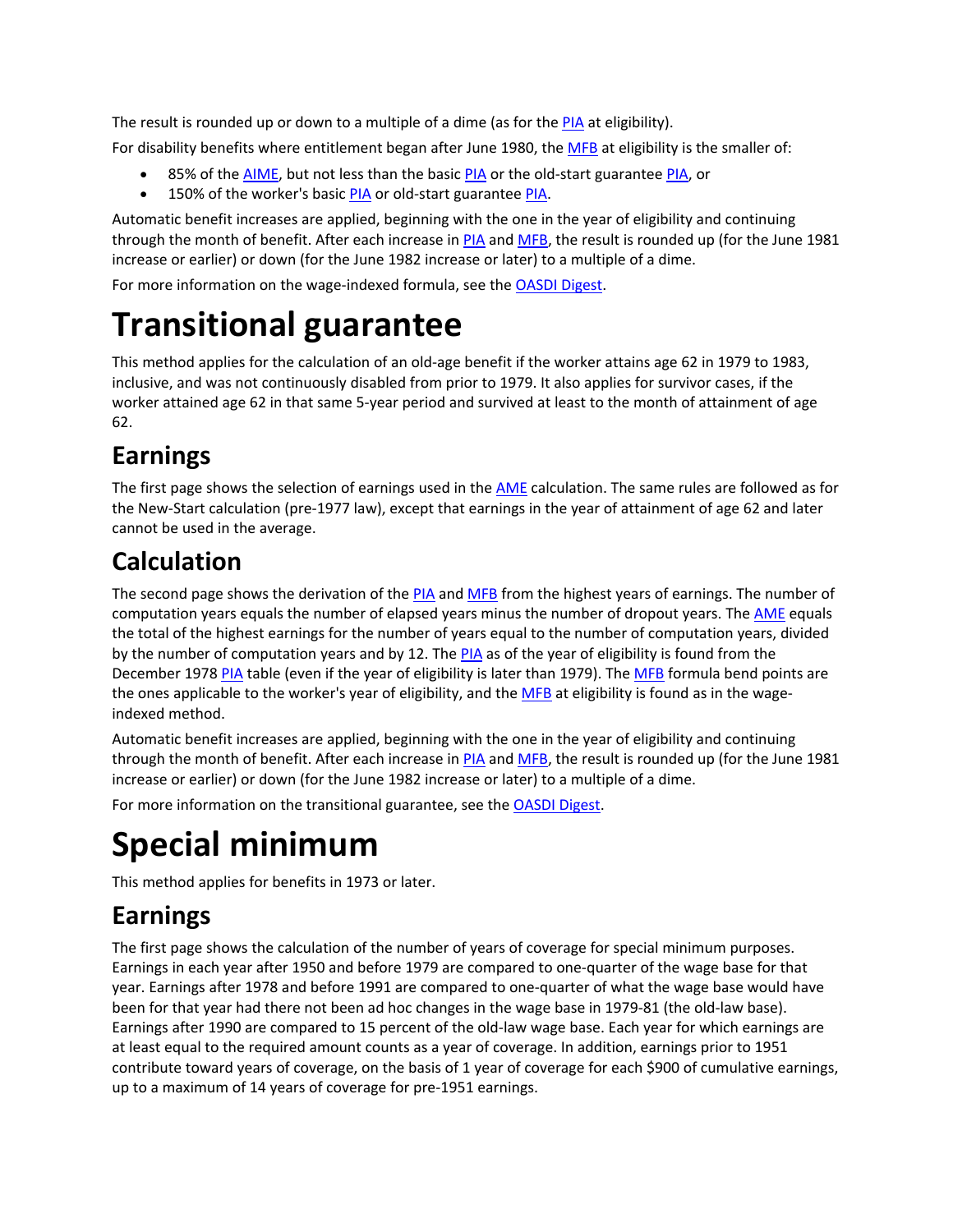The result is rounded up or down to a multiple of a dime (as for the PIA at eligibility).

For disability benefits where entitlement began after June 1980, the MFB at eligibility is the smaller of:

- 85% of the AIME, but not less than the basic PIA or the old-start guarantee PIA, or
- 150% of the worker's basic PIA or old-start guarantee PIA.

Automatic benefit increases are applied, beginning with the one in the year of eligibility and continuing through the month of benefit. After each increase in PIA and MFB, the result is rounded up (for the June 1981 increase or earlier) or down (for the June 1982 increase or later) to a multiple of a dime.

For more information on the wage-indexed formula, see the OASDI Digest.

# Transitional guarantee

This method applies for the calculation of an old-age benefit if the worker attains age 62 in 1979 to 1983, inclusive, and was not continuously disabled from prior to 1979. It also applies for survivor cases, if the worker attained age 62 in that same 5-year period and survived at least to the month of attainment of age 62.

## Earnings

The first page shows the selection of earnings used in the AME calculation. The same rules are followed as for the New-Start calculation (pre-1977 law), except that earnings in the year of attainment of age 62 and later cannot be used in the average.

## Calculation

The second page shows the derivation of the PIA and MFB from the highest years of earnings. The number of computation years equals the number of elapsed years minus the number of dropout years. The AME equals the total of the highest earnings for the number of years equal to the number of computation years, divided by the number of computation years and by 12. The PIA as of the year of eligibility is found from the December 1978 PIA table (even if the year of eligibility is later than 1979). The MFB formula bend points are the ones applicable to the worker's year of eligibility, and the MFB at eligibility is found as in the wage-indexed method.

Automatic benefit increases are applied, beginning with the one in the year of eligibility and continuing through the month of benefit. After each increase in PIA and MFB, the result is rounded up (for the June 1981 increase or earlier) or down (for the June 1982 increase or later) to a multiple of a dime.

For more information on the transitional guarantee, see the OASDI Digest.

# Special minimum

This method applies for benefits in 1973 or later.

## Earnings

The first page shows the calculation of the number of years of coverage for special minimum purposes. Earnings in each year after 1950 and before 1979 are compared to one-quarter of the wage base for that year. Earnings after 1978 and before 1991 are compared to one-quarter of what the wage base would have been for that year had there not been ad hoc changes in the wage base in 1979-81 (the old-law base). Earnings after 1990 are compared to 15 percent of the old-law wage base. Each year for which earnings are at least equal to the required amount counts as a year of coverage. In addition, earnings prior to 1951 contribute toward years of coverage, on the basis of 1 year of coverage for each $900 of cumulative earnings, up to a maximum of 14 years of coverage for pre-1951 earnings.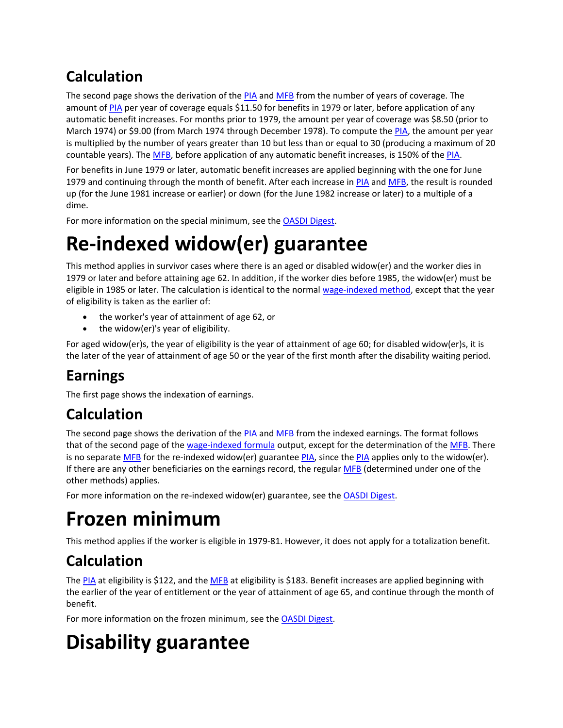## Calculation

The second page shows the derivation of the PIA and MFB from the number of years of coverage. The amount of PIA per year of coverage equals $11.50 for benefits in 1979 or later, before application of any automatic benefit increases. For months prior to 1979, the amount per year of coverage was $8.50 (prior to March 1974) or $9.00 (from March 1974 through December 1978). To compute the PIA, the amount per year is multiplied by the number of years greater than 10 but less than or equal to 30 (producing a maximum of 20 countable years). The MFB, before application of any automatic benefit increases, is 150% of the PIA.

For benefits in June 1979 or later, automatic benefit increases are applied beginning with the one for June 1979 and continuing through the month of benefit. After each increase in PIA and MFB, the result is rounded up (for the June 1981 increase or earlier) or down (for the June 1982 increase or later) to a multiple of a dime.

For more information on the special minimum, see the OASDI Digest.

# Re-indexed widow(er) guarantee

This method applies in survivor cases where there is an aged or disabled widow(er) and the worker dies in 1979 or later and before attaining age 62. In addition, if the worker dies before 1985, the widow(er) must be eligible in 1985 or later. The calculation is identical to the normal wage-indexed method, except that the year of eligibility is taken as the earlier of:

- the worker's year of attainment of age 62, or
- the widow(er)'s year of eligibility.

For aged widow(er)s, the year of eligibility is the year of attainment of age 60; for disabled widow(er)s, it is the later of the year of attainment of age 50 or the year of the first month after the disability waiting period.

## Earnings

The first page shows the indexation of earnings.

## Calculation

The second page shows the derivation of the PIA and MFB from the indexed earnings. The format follows that of the second page of the wage-indexed formula output, except for the determination of the MFB. There is no separate MFB for the re-indexed widow(er) guarantee PIA, since the PIA applies only to the widow(er). If there are any other beneficiaries on the earnings record, the regular MFB (determined under one of the other methods) applies.

For more information on the re-indexed widow(er) guarantee, see the OASDI Digest.

# Frozen minimum

This method applies if the worker is eligible in 1979-81. However, it does not apply for a totalization benefit.

## Calculation

The PIA at eligibility is $122, and the MFB at eligibility is $183. Benefit increases are applied beginning with the earlier of the year of entitlement or the year of attainment of age 65, and continue through the month of benefit.

For more information on the frozen minimum, see the OASDI Digest.

# Disability guarantee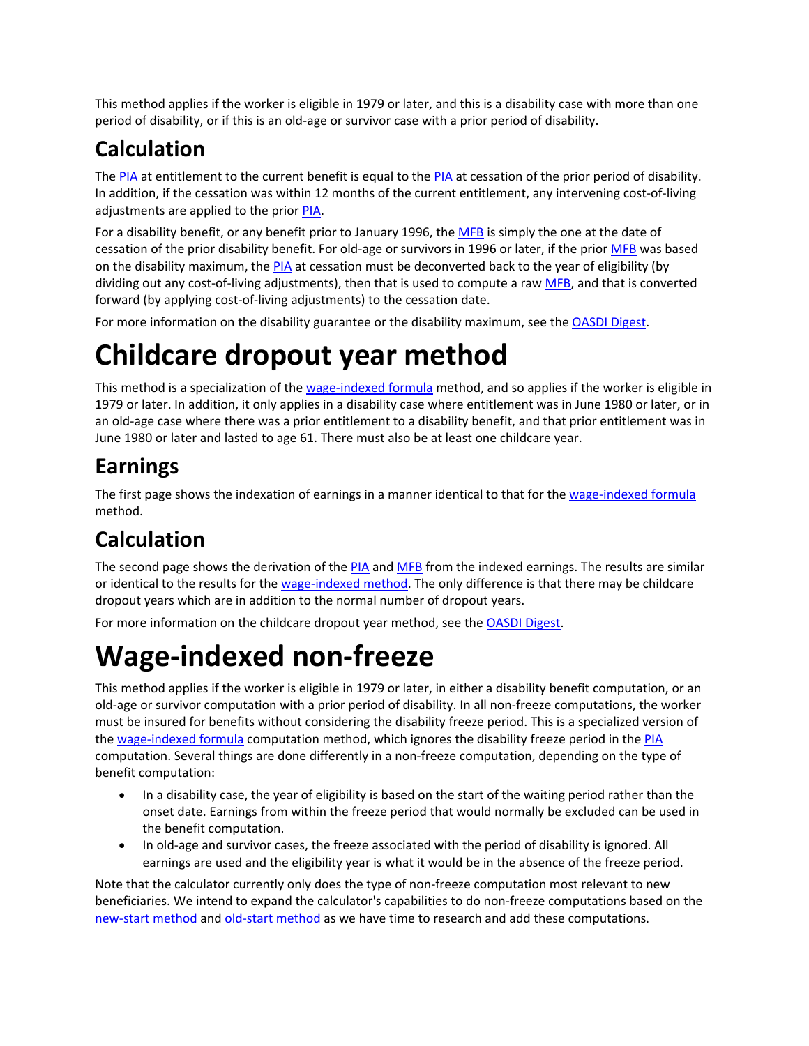This method applies if the worker is eligible in 1979 or later, and this is a disability case with more than one period of disability, or if this is an old-age or survivor case with a prior period of disability.

## Calculation

The PIA at entitlement to the current benefit is equal to the PIA at cessation of the prior period of disability. In addition, if the cessation was within 12 months of the current entitlement, any intervening cost-of-living adjustments are applied to the prior PIA.

For a disability benefit, or any benefit prior to January 1996, the MFB is simply the one at the date of cessation of the prior disability benefit. For old-age or survivors in 1996 or later, if the prior MFB was based on the disability maximum, the PIA at cessation must be deconverted back to the year of eligibility (by dividing out any cost-of-living adjustments), then that is used to compute a raw MFB, and that is converted forward (by applying cost-of-living adjustments) to the cessation date.

For more information on the disability guarantee or the disability maximum, see the OASDI Digest.

# Childcare dropout year method

This method is a specialization of the wage-indexed formula method, and so applies if the worker is eligible in 1979 or later. In addition, it only applies in a disability case where entitlement was in June 1980 or later, or in an old-age case where there was a prior entitlement to a disability benefit, and that prior entitlement was in June 1980 or later and lasted to age 61. There must also be at least one childcare year.

## Earnings

The first page shows the indexation of earnings in a manner identical to that for the wage-indexed formula method.

## Calculation

The second page shows the derivation of the PIA and MFB from the indexed earnings. The results are similar or identical to the results for the wage-indexed method. The only difference is that there may be childcare dropout years which are in addition to the normal number of dropout years.

For more information on the childcare dropout year method, see the OASDI Digest.

# Wage-indexed non-freeze

This method applies if the worker is eligible in 1979 or later, in either a disability benefit computation, or an old-age or survivor computation with a prior period of disability. In all non-freeze computations, the worker must be insured for benefits without considering the disability freeze period. This is a specialized version of the wage-indexed formula computation method, which ignores the disability freeze period in the PIA computation. Several things are done differently in a non-freeze computation, depending on the type of benefit computation:

- In a disability case, the year of eligibility is based on the start of the waiting period rather than the onset date. Earnings from within the freeze period that would normally be excluded can be used in the benefit computation.
- In old-age and survivor cases, the freeze associated with the period of disability is ignored. All earnings are used and the eligibility year is what it would be in the absence of the freeze period.

Note that the calculator currently only does the type of non-freeze computation most relevant to new beneficiaries. We intend to expand the calculator's capabilities to do non-freeze computations based on the new-start method and old-start method as we have time to research and add these computations.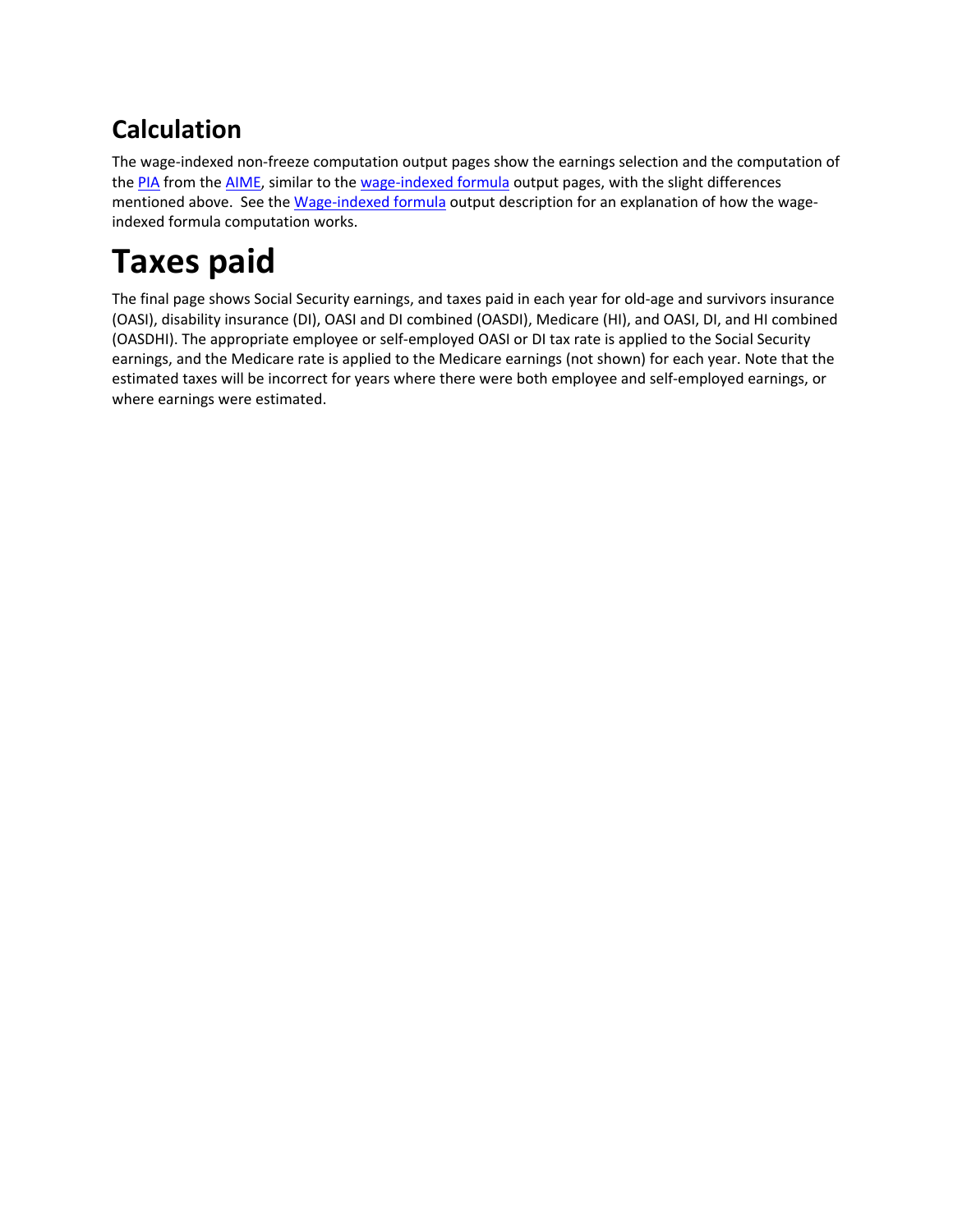## Calculation

The wage-indexed non-freeze computation output pages show the earnings selection and the computation of the PIA from the AIME, similar to the wage-indexed formula output pages, with the slight differences mentioned above.  See the Wage-indexed formula output description for an explanation of how the wage-indexed formula computation works.

# Taxes paid

The final page shows Social Security earnings, and taxes paid in each year for old-age and survivors insurance (OASI), disability insurance (DI), OASI and DI combined (OASDI), Medicare (HI), and OASI, DI, and HI combined (OASDHI). The appropriate employee or self-employed OASI or DI tax rate is applied to the Social Security earnings, and the Medicare rate is applied to the Medicare earnings (not shown) for each year. Note that the estimated taxes will be incorrect for years where there were both employee and self-employed earnings, or where earnings were estimated.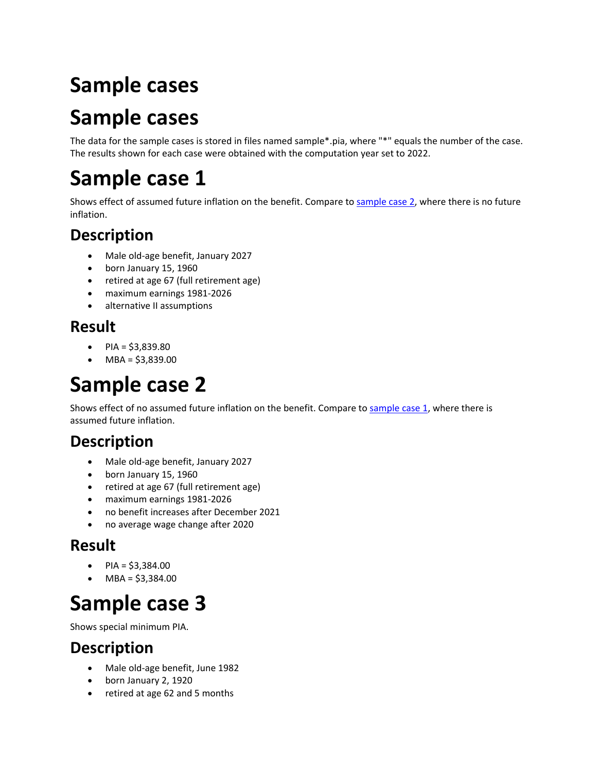# Sample cases

# Sample cases

The data for the sample cases is stored in files named sample*.pia, where "*" equals the number of the case. The results shown for each case were obtained with the computation year set to 2022.

# Sample case 1

Shows effect of assumed future inflation on the benefit. Compare to [sample case 2](#sample-case-2), where there is no future inflation.

## Description

- Male old-age benefit, January 2027
- born January 15, 1960
- retired at age 67 (full retirement age)
- maximum earnings 1981-2026
- alternative II assumptions

## Result

- PIA = $3,839.80
- MBA = $3,839.00

# Sample case 2

Shows effect of no assumed future inflation on the benefit. Compare to [sample case 1](#sample-case-1), where there is assumed future inflation.

## Description

- Male old-age benefit, January 2027
- born January 15, 1960
- retired at age 67 (full retirement age)
- maximum earnings 1981-2026
- no benefit increases after December 2021
- no average wage change after 2020

## Result

- PIA = $3,384.00
- MBA = $3,384.00

# Sample case 3

Shows special minimum PIA.

## Description

- Male old-age benefit, June 1982
- born January 2, 1920
- retired at age 62 and 5 months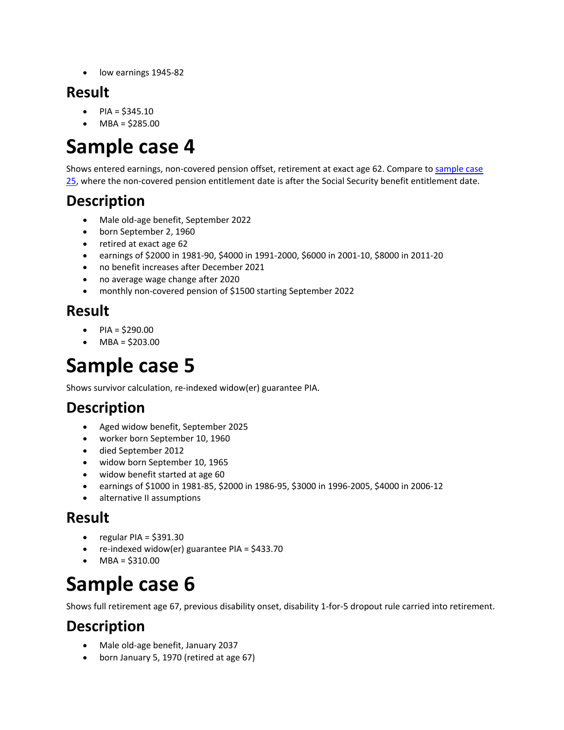- low earnings 1945-82

## Result

- PIA = $345.10
- MBA = $285.00

# Sample case 4

Shows entered earnings, non-covered pension offset, retirement at exact age 62. Compare to sample case 25, where the non-covered pension entitlement date is after the Social Security benefit entitlement date.

## Description

- Male old-age benefit, September 2022
- born September 2, 1960
- retired at exact age 62
- earnings of $2000 in 1981-90, $4000 in 1991-2000, $6000 in 2001-10, $8000 in 2011-20
- no benefit increases after December 2021
- no average wage change after 2020
- monthly non-covered pension of $1500 starting September 2022

## Result

- PIA = $290.00
- MBA = $203.00

# Sample case 5

Shows survivor calculation, re-indexed widow(er) guarantee PIA.

## Description

- Aged widow benefit, September 2025
- worker born September 10, 1960
- died September 2012
- widow born September 10, 1965
- widow benefit started at age 60
- earnings of $1000 in 1981-85, $2000 in 1986-95, $3000 in 1996-2005, $4000 in 2006-12
- alternative II assumptions

## Result

- regular PIA = $391.30
- re-indexed widow(er) guarantee PIA = $433.70
- MBA = $310.00

# Sample case 6

Shows full retirement age 67, previous disability onset, disability 1-for-5 dropout rule carried into retirement.

## Description

- Male old-age benefit, January 2037
- born January 5, 1970 (retired at age 67)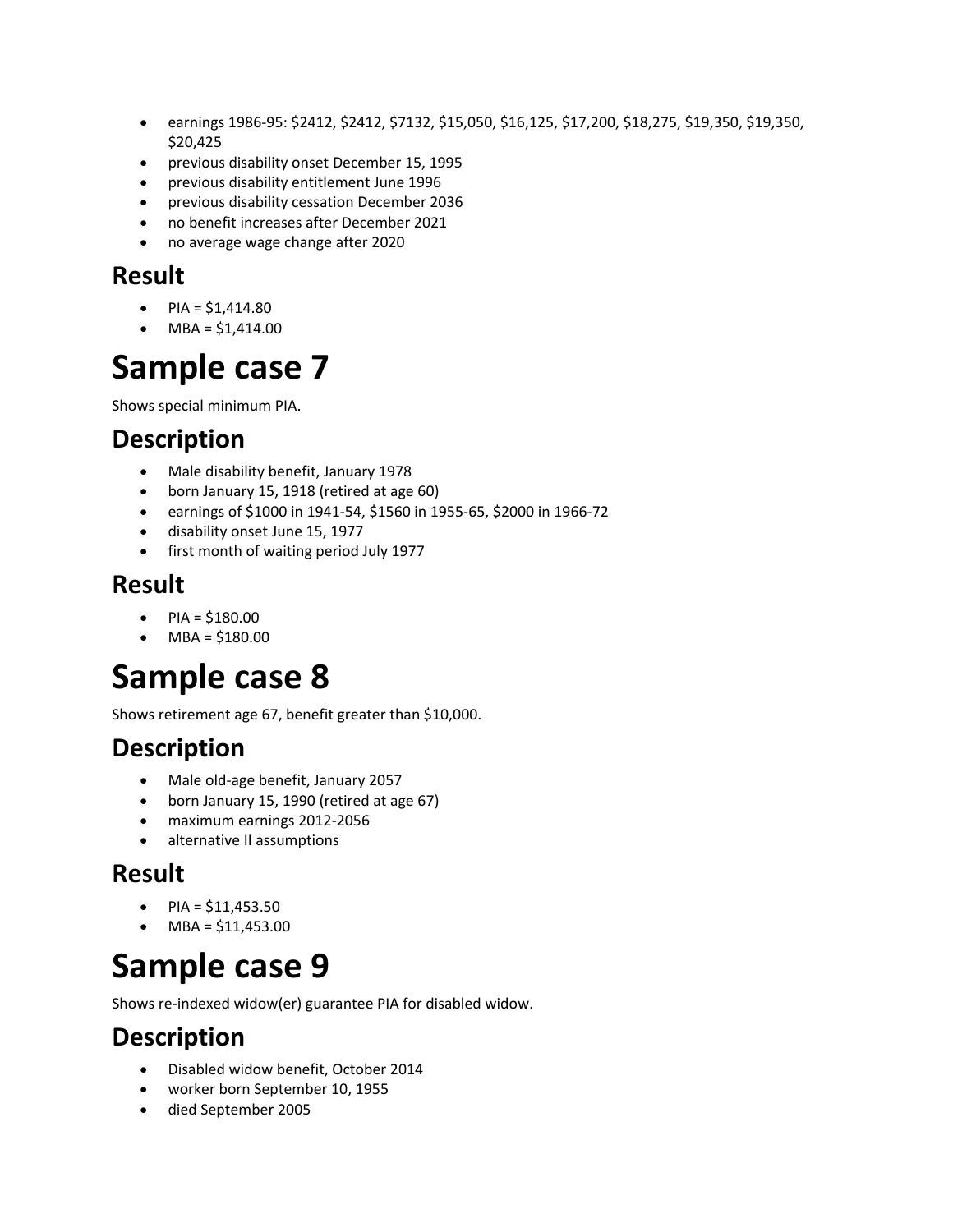- earnings 1986-95: $2412, $2412, $7132, $15,050, $16,125, $17,200, $18,275, $19,350, $19,350, $20,425
- previous disability onset December 15, 1995
- previous disability entitlement June 1996
- previous disability cessation December 2036
- no benefit increases after December 2021
- no average wage change after 2020

## Result

- PIA = $1,414.80
- MBA = $1,414.00

# Sample case 7

Shows special minimum PIA.

## Description

- Male disability benefit, January 1978
- born January 15, 1918 (retired at age 60)
- earnings of $1000 in 1941-54, $1560 in 1955-65, $2000 in 1966-72
- disability onset June 15, 1977
- first month of waiting period July 1977

## Result

- PIA = $180.00
- MBA = $180.00

# Sample case 8

Shows retirement age 67, benefit greater than $10,000.

## Description

- Male old-age benefit, January 2057
- born January 15, 1990 (retired at age 67)
- maximum earnings 2012-2056
- alternative II assumptions

## Result

- PIA = $11,453.50
- MBA = $11,453.00

# Sample case 9

Shows re-indexed widow(er) guarantee PIA for disabled widow.

## Description

- Disabled widow benefit, October 2014
- worker born September 10, 1955
- died September 2005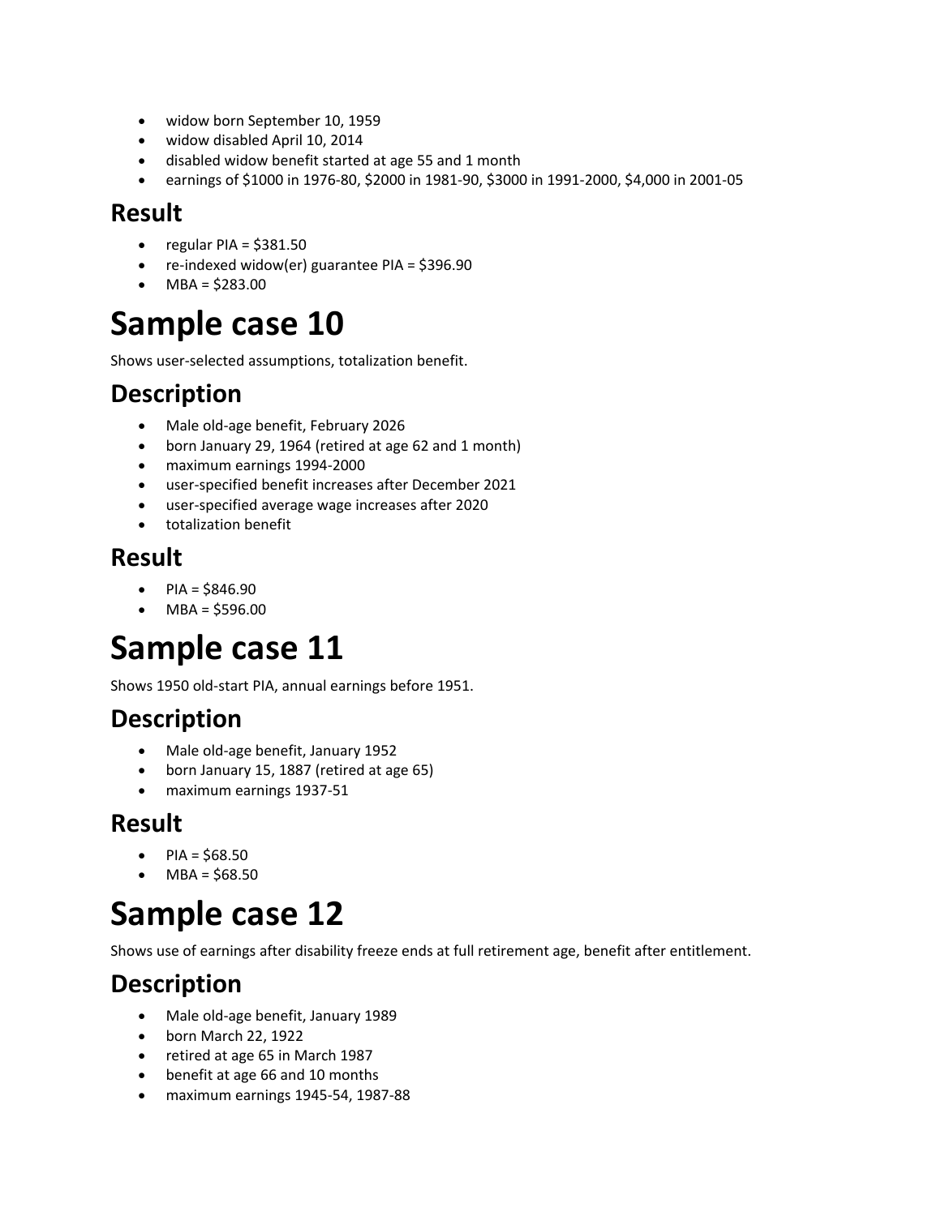- widow born September 10, 1959
- widow disabled April 10, 2014
- disabled widow benefit started at age 55 and 1 month
- earnings of $1000 in 1976-80, $2000 in 1981-90, $3000 in 1991-2000, $4,000 in 2001-05

## Result

- regular PIA = $381.50
- re-indexed widow(er) guarantee PIA = $396.90
- MBA = $283.00

# Sample case 10

Shows user-selected assumptions, totalization benefit.

## Description

- Male old-age benefit, February 2026
- born January 29, 1964 (retired at age 62 and 1 month)
- maximum earnings 1994-2000
- user-specified benefit increases after December 2021
- user-specified average wage increases after 2020
- totalization benefit

## Result

- PIA = $846.90
- MBA = $596.00

# Sample case 11

Shows 1950 old-start PIA, annual earnings before 1951.

## Description

- Male old-age benefit, January 1952
- born January 15, 1887 (retired at age 65)
- maximum earnings 1937-51

## Result

- PIA = $68.50
- MBA = $68.50

# Sample case 12

Shows use of earnings after disability freeze ends at full retirement age, benefit after entitlement.

## Description

- Male old-age benefit, January 1989
- born March 22, 1922
- retired at age 65 in March 1987
- benefit at age 66 and 10 months
- maximum earnings 1945-54, 1987-88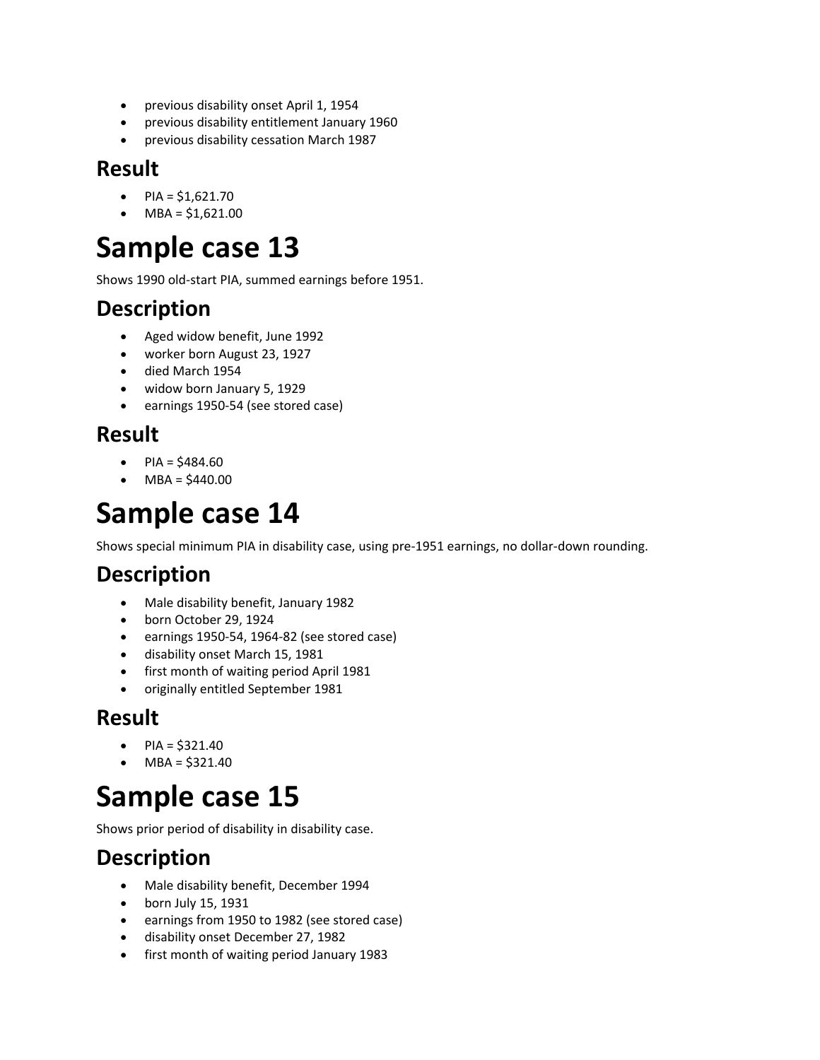- previous disability onset April 1, 1954
- previous disability entitlement January 1960
- previous disability cessation March 1987

## Result

- PIA = $1,621.70
- MBA = $1,621.00

# Sample case 13

Shows 1990 old-start PIA, summed earnings before 1951.

## Description

- Aged widow benefit, June 1992
- worker born August 23, 1927
- died March 1954
- widow born January 5, 1929
- earnings 1950-54 (see stored case)

## Result

- PIA = $484.60
- MBA = $440.00

# Sample case 14

Shows special minimum PIA in disability case, using pre-1951 earnings, no dollar-down rounding.

## Description

- Male disability benefit, January 1982
- born October 29, 1924
- earnings 1950-54, 1964-82 (see stored case)
- disability onset March 15, 1981
- first month of waiting period April 1981
- originally entitled September 1981

## Result

- PIA = $321.40
- MBA = $321.40

# Sample case 15

Shows prior period of disability in disability case.

## Description

- Male disability benefit, December 1994
- born July 15, 1931
- earnings from 1950 to 1982 (see stored case)
- disability onset December 27, 1982
- first month of waiting period January 1983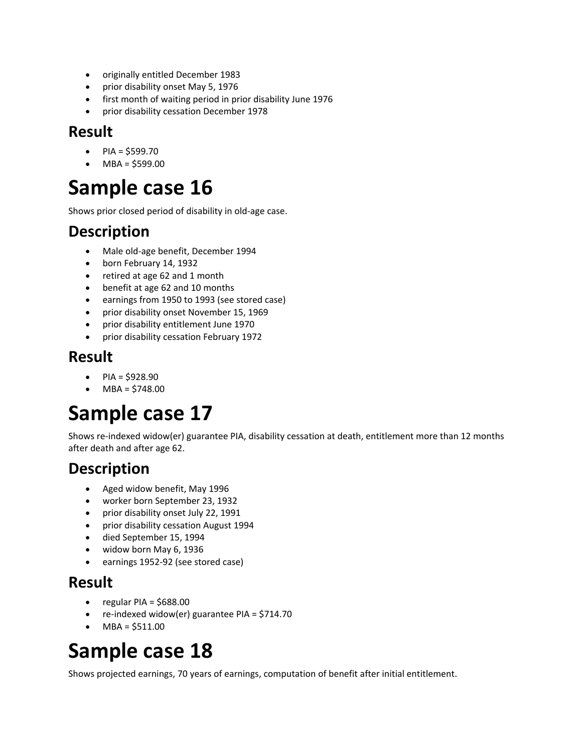- originally entitled December 1983
- prior disability onset May 5, 1976
- first month of waiting period in prior disability June 1976
- prior disability cessation December 1978

## Result

- PIA = $599.70
- MBA = $599.00

# Sample case 16

Shows prior closed period of disability in old-age case.

## Description

- Male old-age benefit, December 1994
- born February 14, 1932
- retired at age 62 and 1 month
- benefit at age 62 and 10 months
- earnings from 1950 to 1993 (see stored case)
- prior disability onset November 15, 1969
- prior disability entitlement June 1970
- prior disability cessation February 1972

## Result

- PIA = $928.90
- MBA = $748.00

# Sample case 17

Shows re-indexed widow(er) guarantee PIA, disability cessation at death, entitlement more than 12 months after death and after age 62.

## Description

- Aged widow benefit, May 1996
- worker born September 23, 1932
- prior disability onset July 22, 1991
- prior disability cessation August 1994
- died September 15, 1994
- widow born May 6, 1936
- earnings 1952-92 (see stored case)

## Result

- regular PIA = $688.00
- re-indexed widow(er) guarantee PIA = $714.70
- MBA = $511.00

# Sample case 18

Shows projected earnings, 70 years of earnings, computation of benefit after initial entitlement.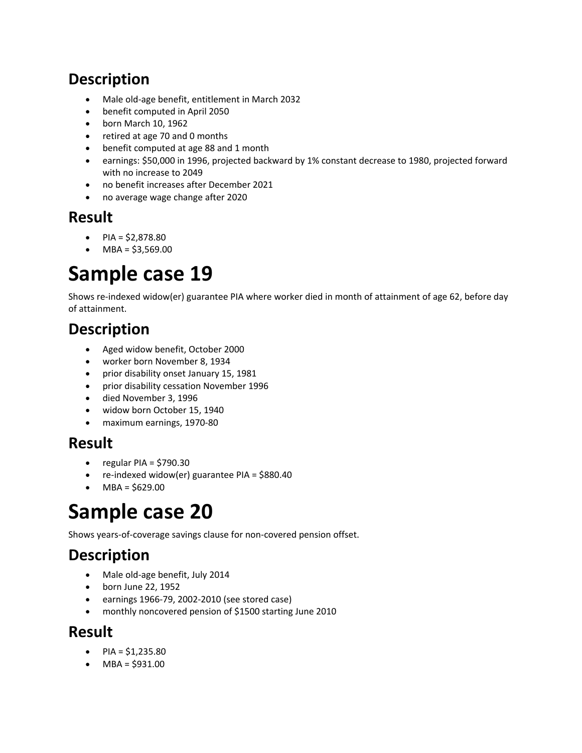## Description

- Male old-age benefit, entitlement in March 2032
- benefit computed in April 2050
- born March 10, 1962
- retired at age 70 and 0 months
- benefit computed at age 88 and 1 month
- earnings: $50,000 in 1996, projected backward by 1% constant decrease to 1980, projected forward with no increase to 2049
- no benefit increases after December 2021
- no average wage change after 2020

## Result

- PIA = $2,878.80
- MBA = $3,569.00

# Sample case 19

Shows re-indexed widow(er) guarantee PIA where worker died in month of attainment of age 62, before day of attainment.

## Description

- Aged widow benefit, October 2000
- worker born November 8, 1934
- prior disability onset January 15, 1981
- prior disability cessation November 1996
- died November 3, 1996
- widow born October 15, 1940
- maximum earnings, 1970-80

## Result

- regular PIA = $790.30
- re-indexed widow(er) guarantee PIA = $880.40
- MBA = $629.00

# Sample case 20

Shows years-of-coverage savings clause for non-covered pension offset.

## Description

- Male old-age benefit, July 2014
- born June 22, 1952
- earnings 1966-79, 2002-2010 (see stored case)
- monthly noncovered pension of $1500 starting June 2010

## Result

- PIA = $1,235.80
- MBA = $931.00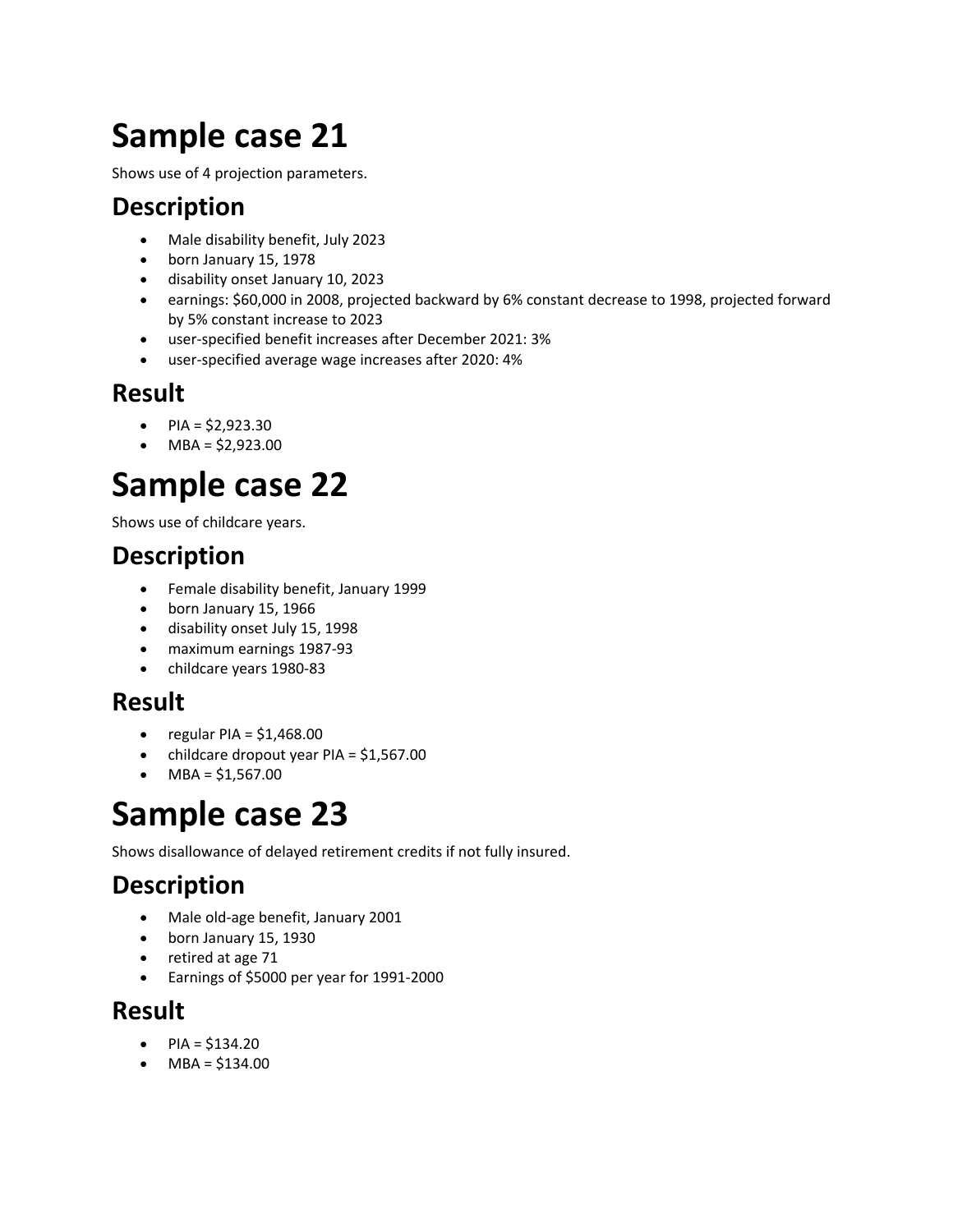# Sample case 21

Shows use of 4 projection parameters.

## Description

- Male disability benefit, July 2023
- born January 15, 1978
- disability onset January 10, 2023
- earnings: $60,000 in 2008, projected backward by 6% constant decrease to 1998, projected forward by 5% constant increase to 2023
- user-specified benefit increases after December 2021: 3%
- user-specified average wage increases after 2020: 4%

## Result

- PIA = $2,923.30
- MBA = $2,923.00

# Sample case 22

Shows use of childcare years.

## Description

- Female disability benefit, January 1999
- born January 15, 1966
- disability onset July 15, 1998
- maximum earnings 1987-93
- childcare years 1980-83

## Result

- regular PIA = $1,468.00
- childcare dropout year PIA = $1,567.00
- MBA = $1,567.00

# Sample case 23

Shows disallowance of delayed retirement credits if not fully insured.

## Description

- Male old-age benefit, January 2001
- born January 15, 1930
- retired at age 71
- Earnings of $5000 per year for 1991-2000

## Result

- PIA = $134.20
- MBA = $134.00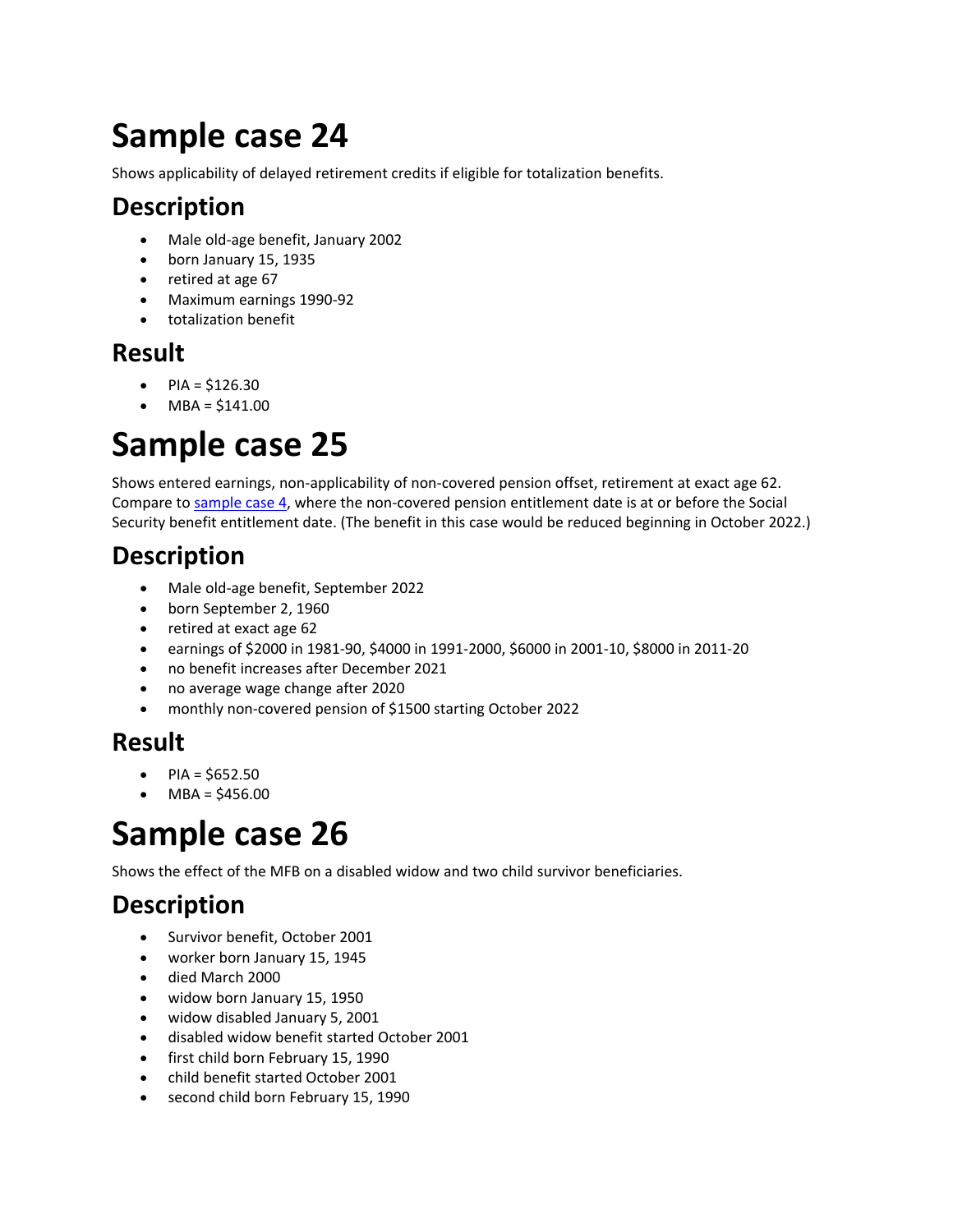# Sample case 24

Shows applicability of delayed retirement credits if eligible for totalization benefits.

## Description

- Male old-age benefit, January 2002
- born January 15, 1935
- retired at age 67
- Maximum earnings 1990-92
- totalization benefit

## Result

- PIA = $126.30
- MBA = $141.00

# Sample case 25

Shows entered earnings, non-applicability of non-covered pension offset, retirement at exact age 62. Compare to sample case 4, where the non-covered pension entitlement date is at or before the Social Security benefit entitlement date. (The benefit in this case would be reduced beginning in October 2022.)

## Description

- Male old-age benefit, September 2022
- born September 2, 1960
- retired at exact age 62
- earnings of $2000 in 1981-90, $4000 in 1991-2000, $6000 in 2001-10, $8000 in 2011-20
- no benefit increases after December 2021
- no average wage change after 2020
- monthly non-covered pension of $1500 starting October 2022

## Result

- PIA = $652.50
- MBA = $456.00

# Sample case 26

Shows the effect of the MFB on a disabled widow and two child survivor beneficiaries.

## Description

- Survivor benefit, October 2001
- worker born January 15, 1945
- died March 2000
- widow born January 15, 1950
- widow disabled January 5, 2001
- disabled widow benefit started October 2001
- first child born February 15, 1990
- child benefit started October 2001
- second child born February 15, 1990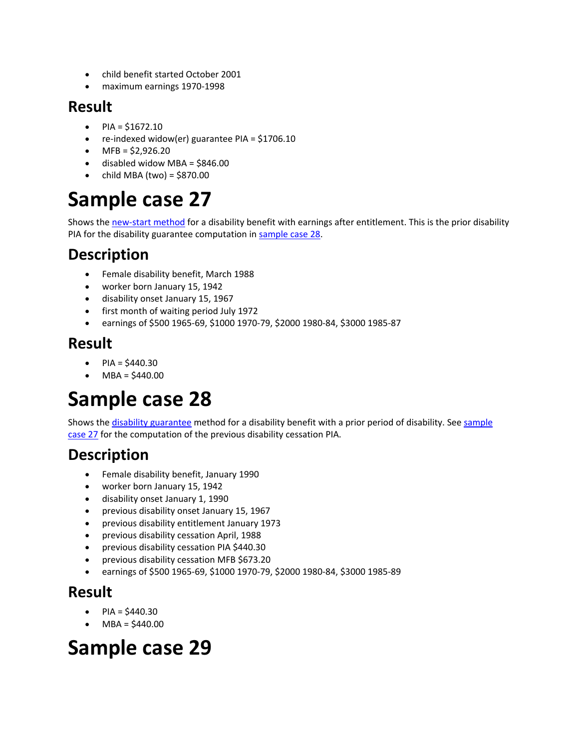- child benefit started October 2001
- maximum earnings 1970-1998

## Result

- PIA = $1672.10
- re-indexed widow(er) guarantee PIA = $1706.10
- MFB = $2,926.20
- disabled widow MBA = $846.00
- child MBA (two) = $870.00

# Sample case 27

Shows the new-start method for a disability benefit with earnings after entitlement. This is the prior disability PIA for the disability guarantee computation in sample case 28.

## Description

- Female disability benefit, March 1988
- worker born January 15, 1942
- disability onset January 15, 1967
- first month of waiting period July 1972
- earnings of $500 1965-69, $1000 1970-79, $2000 1980-84, $3000 1985-87

## Result

- PIA = $440.30
- MBA = $440.00

# Sample case 28

Shows the disability guarantee method for a disability benefit with a prior period of disability. See sample case 27 for the computation of the previous disability cessation PIA.

## Description

- Female disability benefit, January 1990
- worker born January 15, 1942
- disability onset January 1, 1990
- previous disability onset January 15, 1967
- previous disability entitlement January 1973
- previous disability cessation April, 1988
- previous disability cessation PIA $440.30
- previous disability cessation MFB $673.20
- earnings of $500 1965-69, $1000 1970-79, $2000 1980-84, $3000 1985-89

## Result

- PIA = $440.30
- MBA = $440.00

# Sample case 29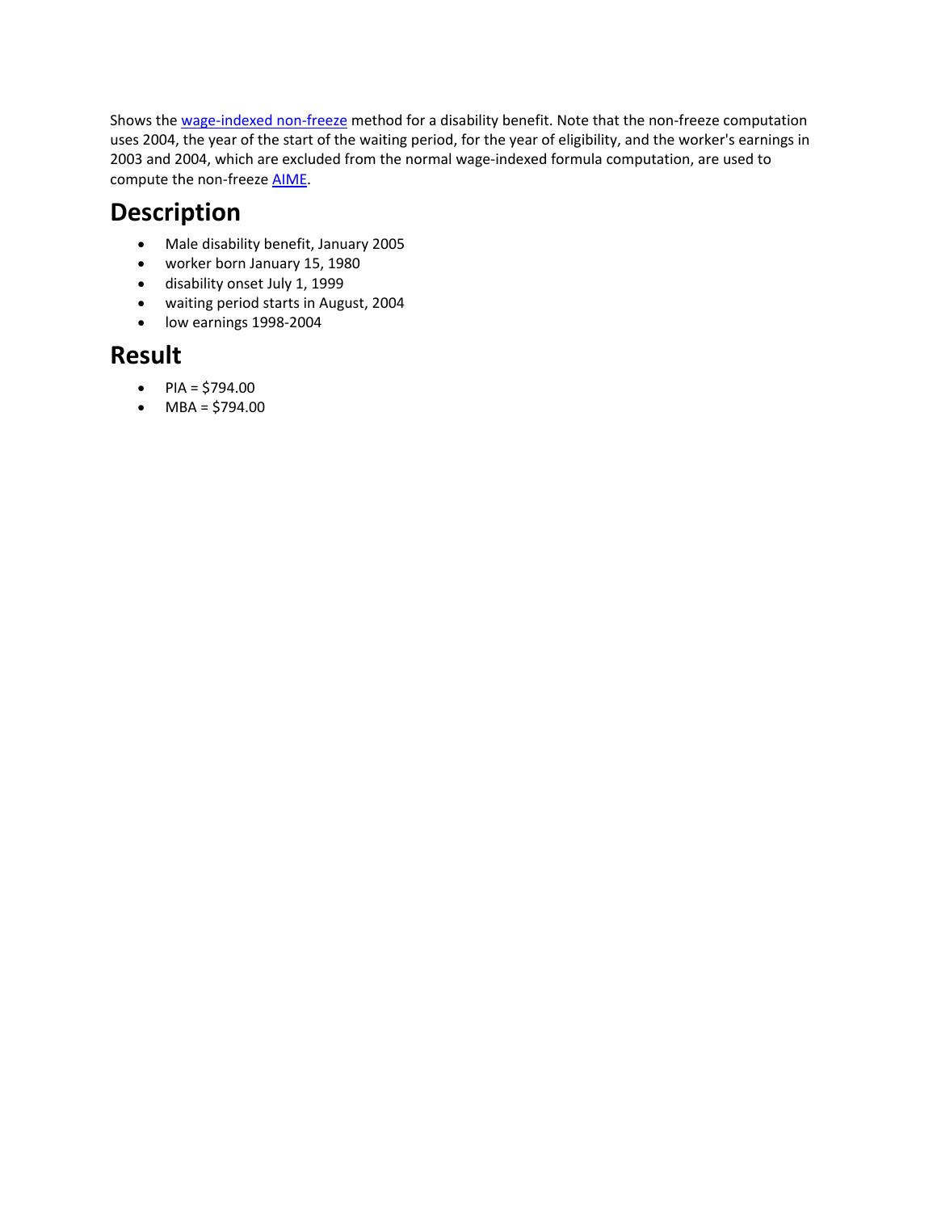Shows the wage-indexed non-freeze method for a disability benefit. Note that the non-freeze computation uses 2004, the year of the start of the waiting period, for the year of eligibility, and the worker's earnings in 2003 and 2004, which are excluded from the normal wage-indexed formula computation, are used to compute the non-freeze AIME.

## Description

- Male disability benefit, January 2005
- worker born January 15, 1980
- disability onset July 1, 1999
- waiting period starts in August, 2004
- low earnings 1998-2004

## Result

- PIA = $794.00
- MBA = $794.00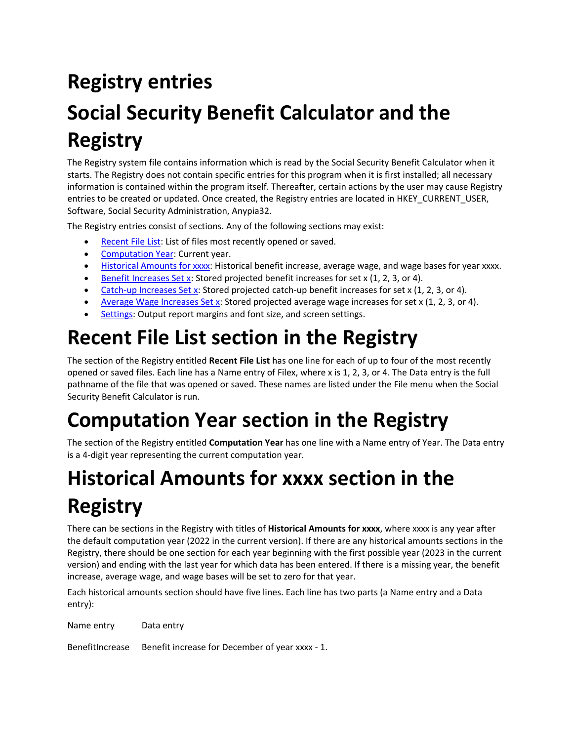# Registry entries

# Social Security Benefit Calculator and the Registry

The Registry system file contains information which is read by the Social Security Benefit Calculator when it starts. The Registry does not contain specific entries for this program when it is first installed; all necessary information is contained within the program itself. Thereafter, certain actions by the user may cause Registry entries to be created or updated. Once created, the Registry entries are located in HKEY_CURRENT_USER, Software, Social Security Administration, Anypia32.

The Registry entries consist of sections. Any of the following sections may exist:

- Recent File List: List of files most recently opened or saved.
- Computation Year: Current year.
- Historical Amounts for xxxx: Historical benefit increase, average wage, and wage bases for year xxxx.
- Benefit Increases Set x: Stored projected benefit increases for set x (1, 2, 3, or 4).
- Catch-up Increases Set x: Stored projected catch-up benefit increases for set x (1, 2, 3, or 4).
- Average Wage Increases Set x: Stored projected average wage increases for set x (1, 2, 3, or 4).
- Settings: Output report margins and font size, and screen settings.

# Recent File List section in the Registry

The section of the Registry entitled **Recent File List** has one line for each of up to four of the most recently opened or saved files. Each line has a Name entry of Filex, where x is 1, 2, 3, or 4. The Data entry is the full pathname of the file that was opened or saved. These names are listed under the File menu when the Social Security Benefit Calculator is run.

# Computation Year section in the Registry

The section of the Registry entitled **Computation Year** has one line with a Name entry of Year. The Data entry is a 4-digit year representing the current computation year.

# Historical Amounts for xxxx section in the Registry

There can be sections in the Registry with titles of **Historical Amounts for xxxx**, where xxxx is any year after the default computation year (2022 in the current version). If there are any historical amounts sections in the Registry, there should be one section for each year beginning with the first possible year (2023 in the current version) and ending with the last year for which data has been entered. If there is a missing year, the benefit increase, average wage, and wage bases will be set to zero for that year.

Each historical amounts section should have five lines. Each line has two parts (a Name entry and a Data entry):

| Name entry | Data entry |
|---|---|
| BenefitIncrease | Benefit increase for December of year xxxx - 1. |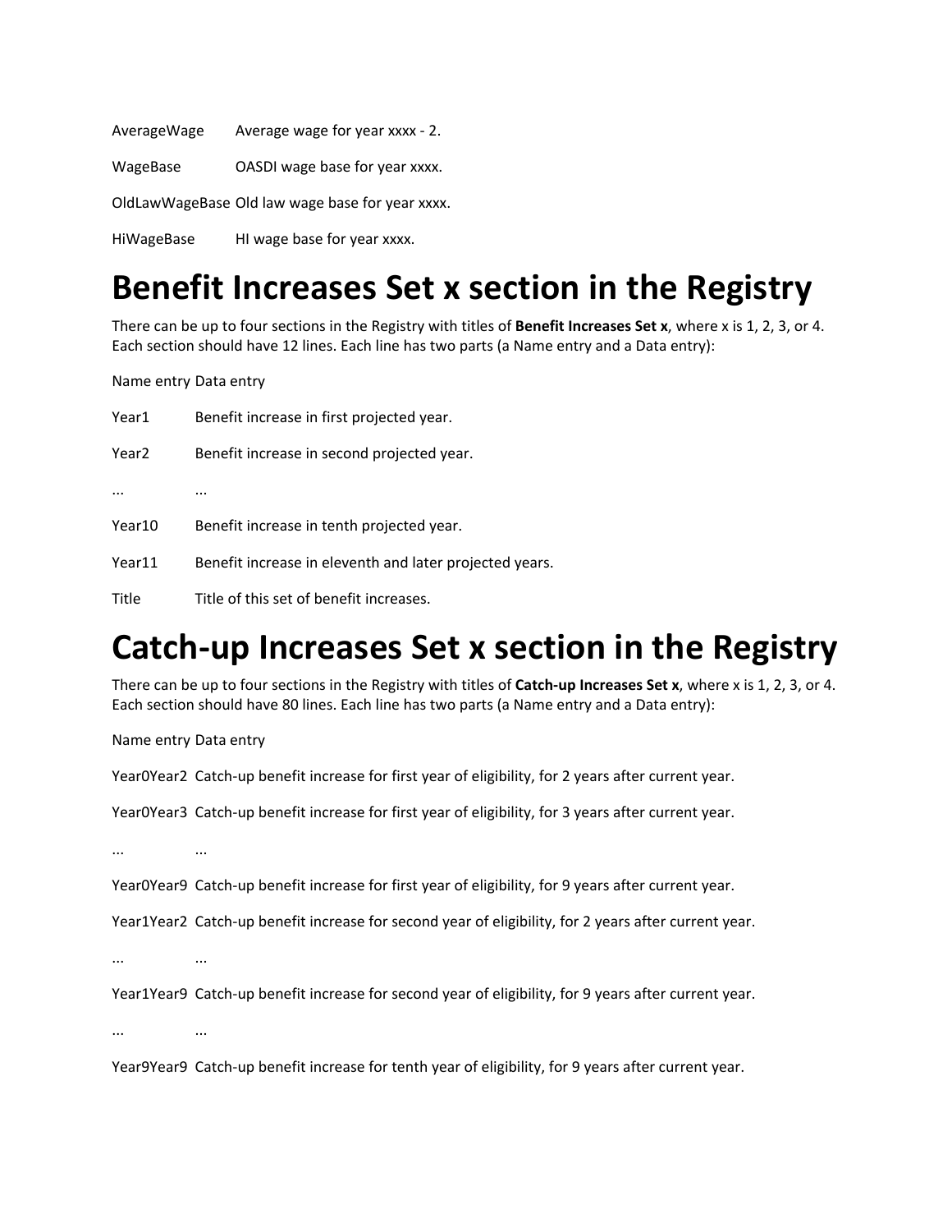| | |
|---|---|
| AverageWage | Average wage for year xxxx - 2. |
| WageBase | OASDI wage base for year xxxx. |
| OldLawWageBase | Old law wage base for year xxxx. |
| HiWageBase | HI wage base for year xxxx. |

# Benefit Increases Set x section in the Registry

There can be up to four sections in the Registry with titles of **Benefit Increases Set x**, where x is 1, 2, 3, or 4. Each section should have 12 lines. Each line has two parts (a Name entry and a Data entry):

| Name entry | Data entry |
|---|---|
| Year1 | Benefit increase in first projected year. |
| Year2 | Benefit increase in second projected year. |
| ... | ... |
| Year10 | Benefit increase in tenth projected year. |
| Year11 | Benefit increase in eleventh and later projected years. |
| Title | Title of this set of benefit increases. |

# Catch-up Increases Set x section in the Registry

There can be up to four sections in the Registry with titles of **Catch-up Increases Set x**, where x is 1, 2, 3, or 4. Each section should have 80 lines. Each line has two parts (a Name entry and a Data entry):

| Name entry | Data entry |
|---|---|
| Year0Year2 | Catch-up benefit increase for first year of eligibility, for 2 years after current year. |
| Year0Year3 | Catch-up benefit increase for first year of eligibility, for 3 years after current year. |
| ... | ... |
| Year0Year9 | Catch-up benefit increase for first year of eligibility, for 9 years after current year. |
| Year1Year2 | Catch-up benefit increase for second year of eligibility, for 2 years after current year. |
| ... | ... |
| Year1Year9 | Catch-up benefit increase for second year of eligibility, for 9 years after current year. |
| ... | ... |
| Year9Year9 | Catch-up benefit increase for tenth year of eligibility, for 9 years after current year. |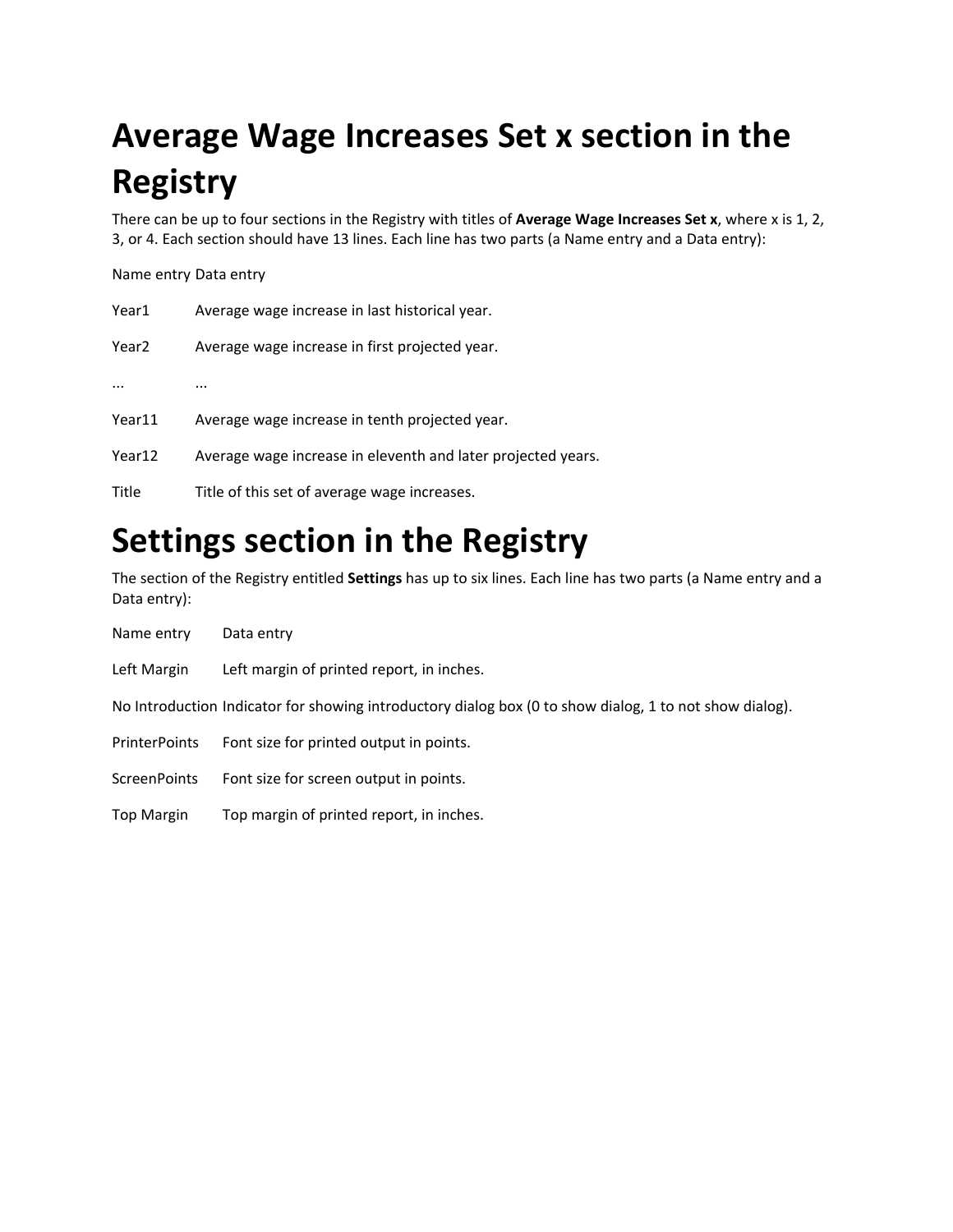# Average Wage Increases Set x section in the Registry

There can be up to four sections in the Registry with titles of **Average Wage Increases Set x**, where x is 1, 2, 3, or 4. Each section should have 13 lines. Each line has two parts (a Name entry and a Data entry):

| Name entry | Data entry |
|---|---|
| Year1 | Average wage increase in last historical year. |
| Year2 | Average wage increase in first projected year. |
| ... | ... |
| Year11 | Average wage increase in tenth projected year. |
| Year12 | Average wage increase in eleventh and later projected years. |
| Title | Title of this set of average wage increases. |

# Settings section in the Registry

The section of the Registry entitled **Settings** has up to six lines. Each line has two parts (a Name entry and a Data entry):

| Name entry | Data entry |
|---|---|
| Left Margin | Left margin of printed report, in inches. |
| No Introduction | Indicator for showing introductory dialog box (0 to show dialog, 1 to not show dialog). |
| PrinterPoints | Font size for printed output in points. |
| ScreenPoints | Font size for screen output in points. |
| Top Margin | Top margin of printed report, in inches. |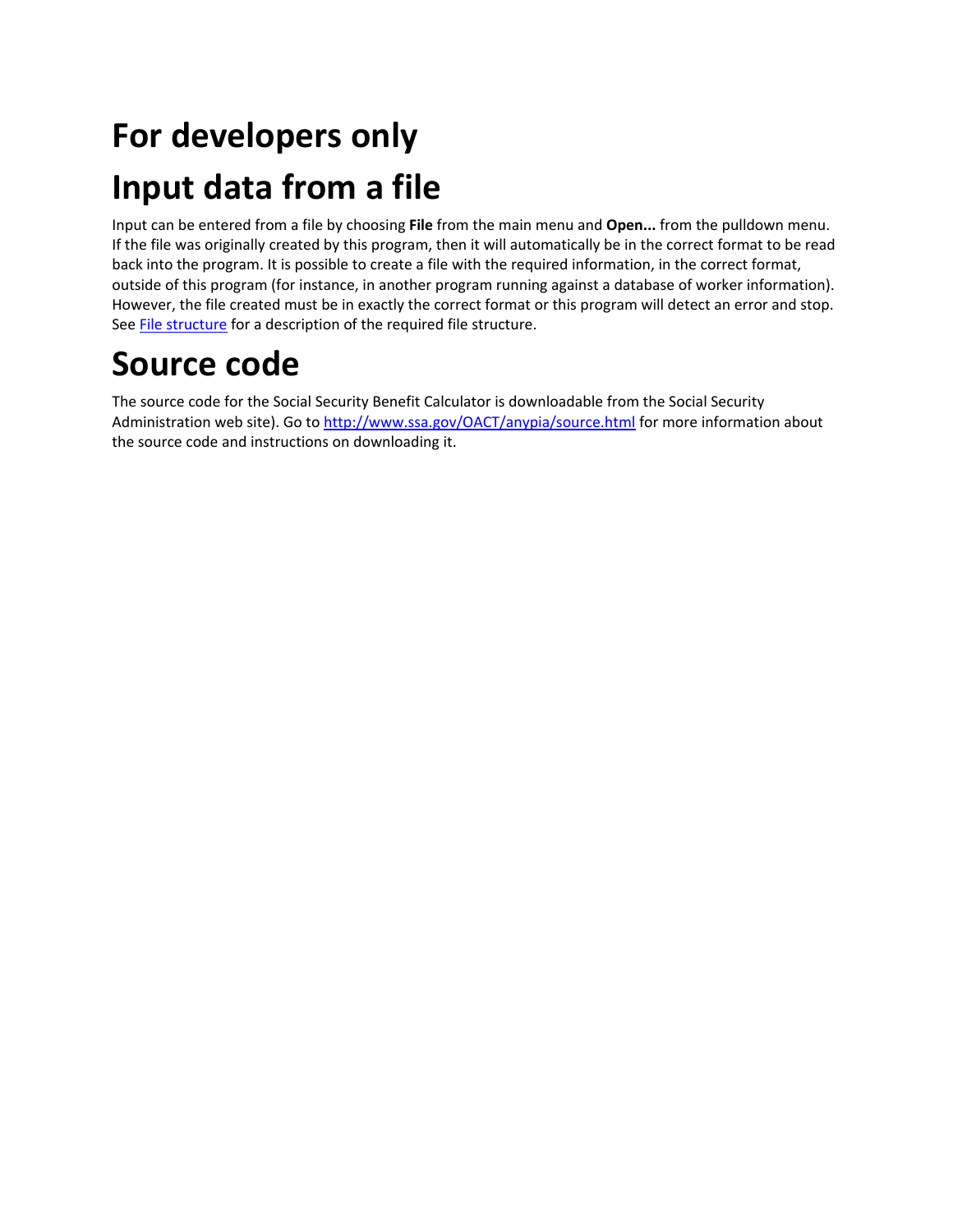# For developers only

# Input data from a file

Input can be entered from a file by choosing **File** from the main menu and **Open...** from the pulldown menu. If the file was originally created by this program, then it will automatically be in the correct format to be read back into the program. It is possible to create a file with the required information, in the correct format, outside of this program (for instance, in another program running against a database of worker information). However, the file created must be in exactly the correct format or this program will detect an error and stop. See [File structure]() for a description of the required file structure.

# Source code

The source code for the Social Security Benefit Calculator is downloadable from the Social Security Administration web site). Go to [http://www.ssa.gov/OACT/anypia/source.html](http://www.ssa.gov/OACT/anypia/source.html) for more information about the source code and instructions on downloading it.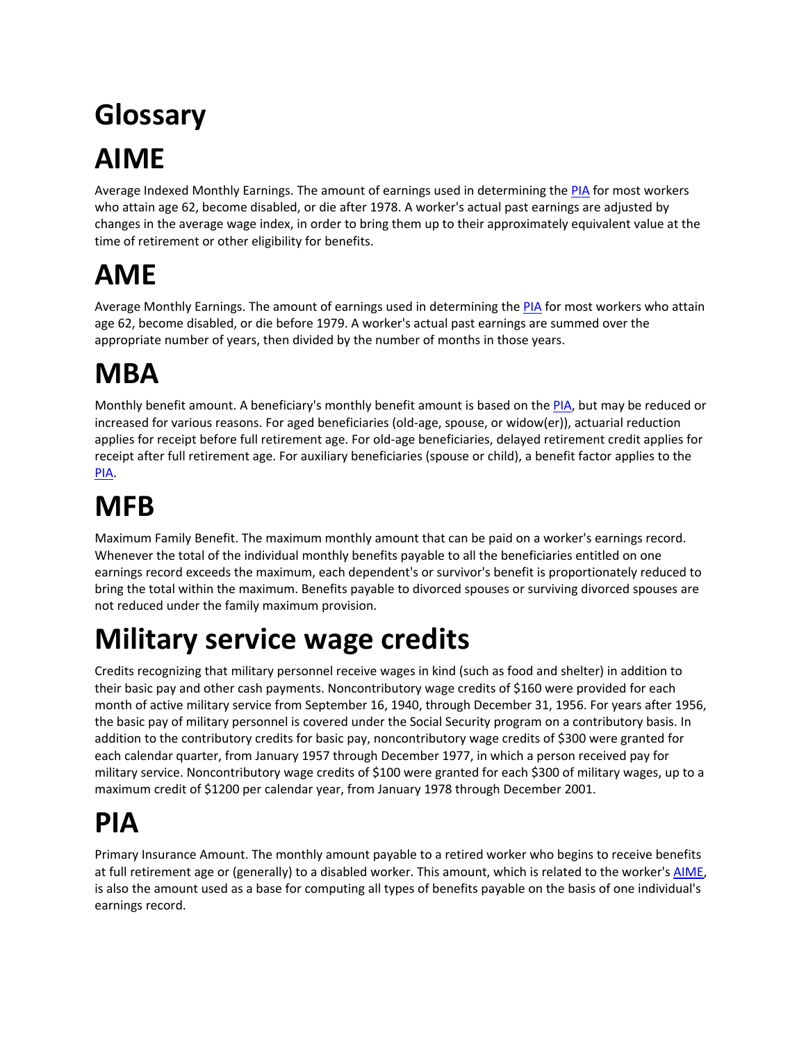# Glossary

# AIME

Average Indexed Monthly Earnings. The amount of earnings used in determining the PIA for most workers who attain age 62, become disabled, or die after 1978. A worker's actual past earnings are adjusted by changes in the average wage index, in order to bring them up to their approximately equivalent value at the time of retirement or other eligibility for benefits.

# AME

Average Monthly Earnings. The amount of earnings used in determining the PIA for most workers who attain age 62, become disabled, or die before 1979. A worker's actual past earnings are summed over the appropriate number of years, then divided by the number of months in those years.

# MBA

Monthly benefit amount. A beneficiary's monthly benefit amount is based on the PIA, but may be reduced or increased for various reasons. For aged beneficiaries (old-age, spouse, or widow(er)), actuarial reduction applies for receipt before full retirement age. For old-age beneficiaries, delayed retirement credit applies for receipt after full retirement age. For auxiliary beneficiaries (spouse or child), a benefit factor applies to the PIA.

# MFB

Maximum Family Benefit. The maximum monthly amount that can be paid on a worker's earnings record. Whenever the total of the individual monthly benefits payable to all the beneficiaries entitled on one earnings record exceeds the maximum, each dependent's or survivor's benefit is proportionately reduced to bring the total within the maximum. Benefits payable to divorced spouses or surviving divorced spouses are not reduced under the family maximum provision.

# Military service wage credits

Credits recognizing that military personnel receive wages in kind (such as food and shelter) in addition to their basic pay and other cash payments. Noncontributory wage credits of $160 were provided for each month of active military service from September 16, 1940, through December 31, 1956. For years after 1956, the basic pay of military personnel is covered under the Social Security program on a contributory basis. In addition to the contributory credits for basic pay, noncontributory wage credits of $300 were granted for each calendar quarter, from January 1957 through December 1977, in which a person received pay for military service. Noncontributory wage credits of $100 were granted for each $300 of military wages, up to a maximum credit of $1200 per calendar year, from January 1978 through December 2001.

# PIA

Primary Insurance Amount. The monthly amount payable to a retired worker who begins to receive benefits at full retirement age or (generally) to a disabled worker. This amount, which is related to the worker's AIME, is also the amount used as a base for computing all types of benefits payable on the basis of one individual's earnings record.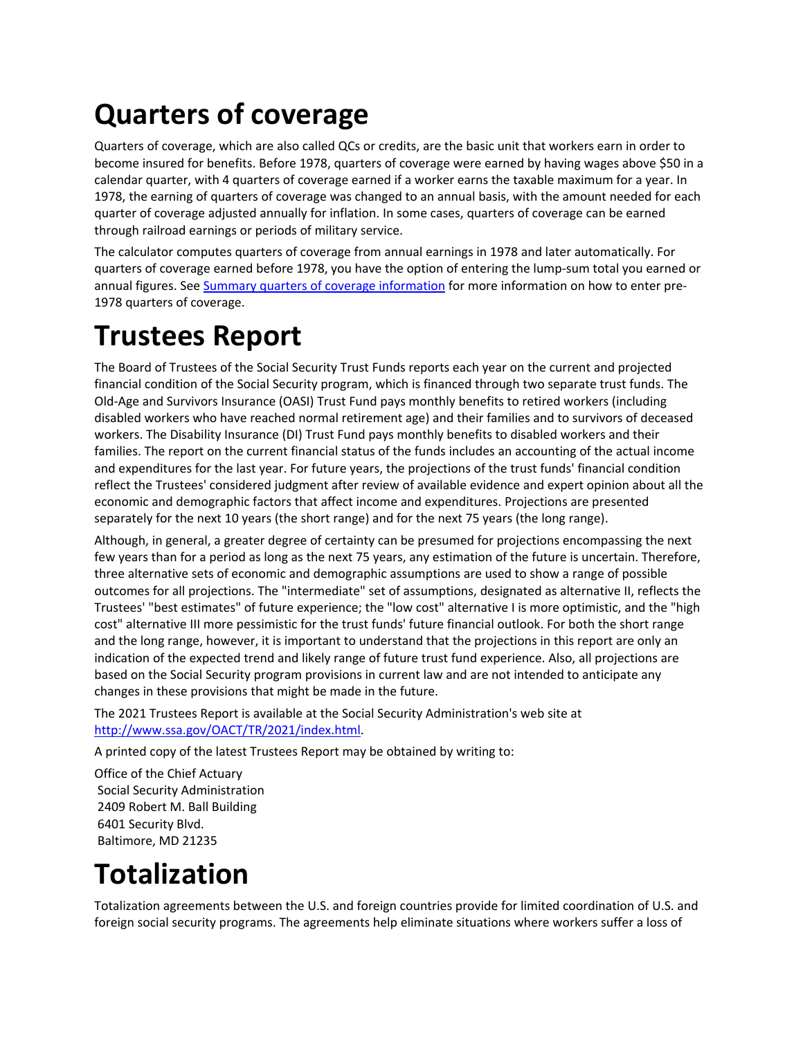# Quarters of coverage

Quarters of coverage, which are also called QCs or credits, are the basic unit that workers earn in order to become insured for benefits. Before 1978, quarters of coverage were earned by having wages above $50 in a calendar quarter, with 4 quarters of coverage earned if a worker earns the taxable maximum for a year. In 1978, the earning of quarters of coverage was changed to an annual basis, with the amount needed for each quarter of coverage adjusted annually for inflation. In some cases, quarters of coverage can be earned through railroad earnings or periods of military service.

The calculator computes quarters of coverage from annual earnings in 1978 and later automatically. For quarters of coverage earned before 1978, you have the option of entering the lump-sum total you earned or annual figures. See [Summary quarters of coverage information]() for more information on how to enter pre-1978 quarters of coverage.

# Trustees Report

The Board of Trustees of the Social Security Trust Funds reports each year on the current and projected financial condition of the Social Security program, which is financed through two separate trust funds. The Old-Age and Survivors Insurance (OASI) Trust Fund pays monthly benefits to retired workers (including disabled workers who have reached normal retirement age) and their families and to survivors of deceased workers. The Disability Insurance (DI) Trust Fund pays monthly benefits to disabled workers and their families. The report on the current financial status of the funds includes an accounting of the actual income and expenditures for the last year. For future years, the projections of the trust funds' financial condition reflect the Trustees' considered judgment after review of available evidence and expert opinion about all the economic and demographic factors that affect income and expenditures. Projections are presented separately for the next 10 years (the short range) and for the next 75 years (the long range).

Although, in general, a greater degree of certainty can be presumed for projections encompassing the next few years than for a period as long as the next 75 years, any estimation of the future is uncertain. Therefore, three alternative sets of economic and demographic assumptions are used to show a range of possible outcomes for all projections. The "intermediate" set of assumptions, designated as alternative II, reflects the Trustees' "best estimates" of future experience; the "low cost" alternative I is more optimistic, and the "high cost" alternative III more pessimistic for the trust funds' future financial outlook. For both the short range and the long range, however, it is important to understand that the projections in this report are only an indication of the expected trend and likely range of future trust fund experience. Also, all projections are based on the Social Security program provisions in current law and are not intended to anticipate any changes in these provisions that might be made in the future.

The 2021 Trustees Report is available at the Social Security Administration's web site at [http://www.ssa.gov/OACT/TR/2021/index.html](http://www.ssa.gov/OACT/TR/2021/index.html).

A printed copy of the latest Trustees Report may be obtained by writing to:

Office of the Chief Actuary
Social Security Administration
2409 Robert M. Ball Building
6401 Security Blvd.
Baltimore, MD 21235

# Totalization

Totalization agreements between the U.S. and foreign countries provide for limited coordination of U.S. and foreign social security programs. The agreements help eliminate situations where workers suffer a loss of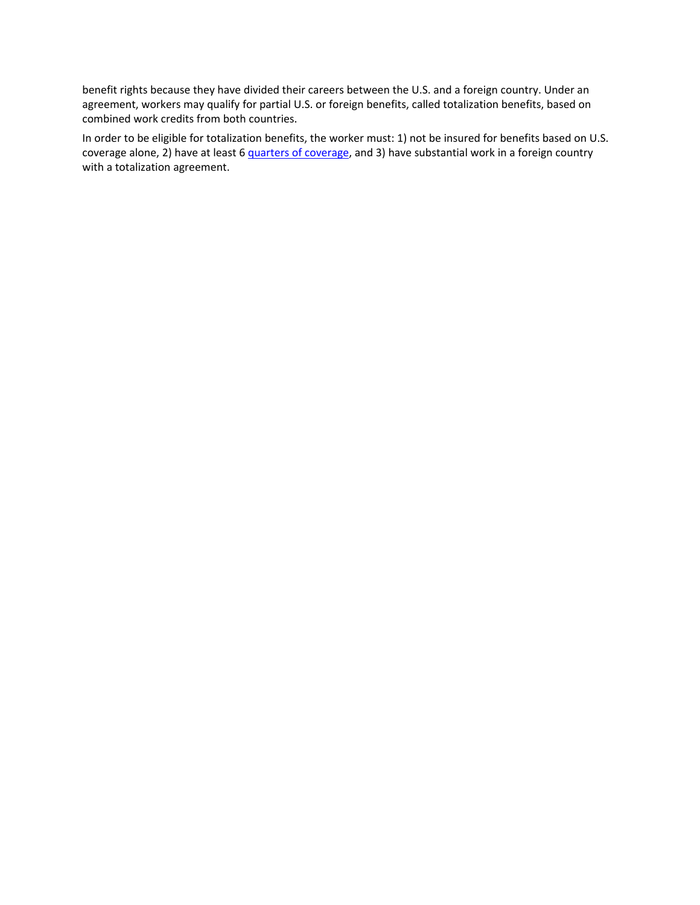benefit rights because they have divided their careers between the U.S. and a foreign country. Under an agreement, workers may qualify for partial U.S. or foreign benefits, called totalization benefits, based on combined work credits from both countries.

In order to be eligible for totalization benefits, the worker must: 1) not be insured for benefits based on U.S. coverage alone, 2) have at least 6 quarters of coverage, and 3) have substantial work in a foreign country with a totalization agreement.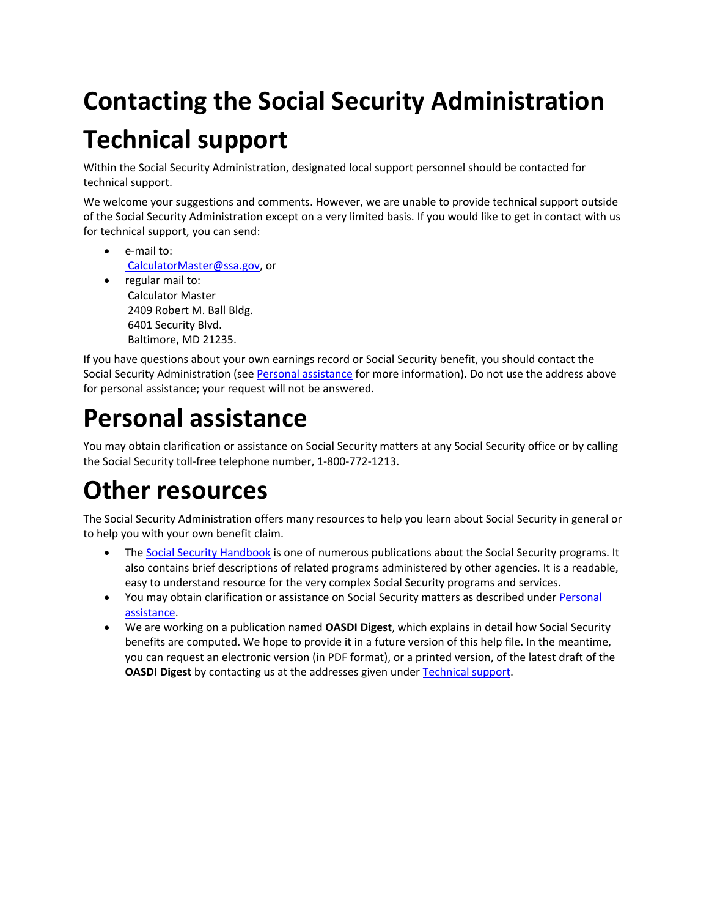# Contacting the Social Security Administration

# Technical support

Within the Social Security Administration, designated local support personnel should be contacted for technical support.

We welcome your suggestions and comments. However, we are unable to provide technical support outside of the Social Security Administration except on a very limited basis. If you would like to get in contact with us for technical support, you can send:

- e-mail to:
  CalculatorMaster@ssa.gov, or
- regular mail to:
  Calculator Master
  2409 Robert M. Ball Bldg.
  6401 Security Blvd.
  Baltimore, MD 21235.

If you have questions about your own earnings record or Social Security benefit, you should contact the Social Security Administration (see Personal assistance for more information). Do not use the address above for personal assistance; your request will not be answered.

# Personal assistance

You may obtain clarification or assistance on Social Security matters at any Social Security office or by calling the Social Security toll-free telephone number, 1-800-772-1213.

# Other resources

The Social Security Administration offers many resources to help you learn about Social Security in general or to help you with your own benefit claim.

- The Social Security Handbook is one of numerous publications about the Social Security programs. It also contains brief descriptions of related programs administered by other agencies. It is a readable, easy to understand resource for the very complex Social Security programs and services.
- You may obtain clarification or assistance on Social Security matters as described under Personal assistance.
- We are working on a publication named **OASDI Digest**, which explains in detail how Social Security benefits are computed. We hope to provide it in a future version of this help file. In the meantime, you can request an electronic version (in PDF format), or a printed version, of the latest draft of the **OASDI Digest** by contacting us at the addresses given under Technical support.